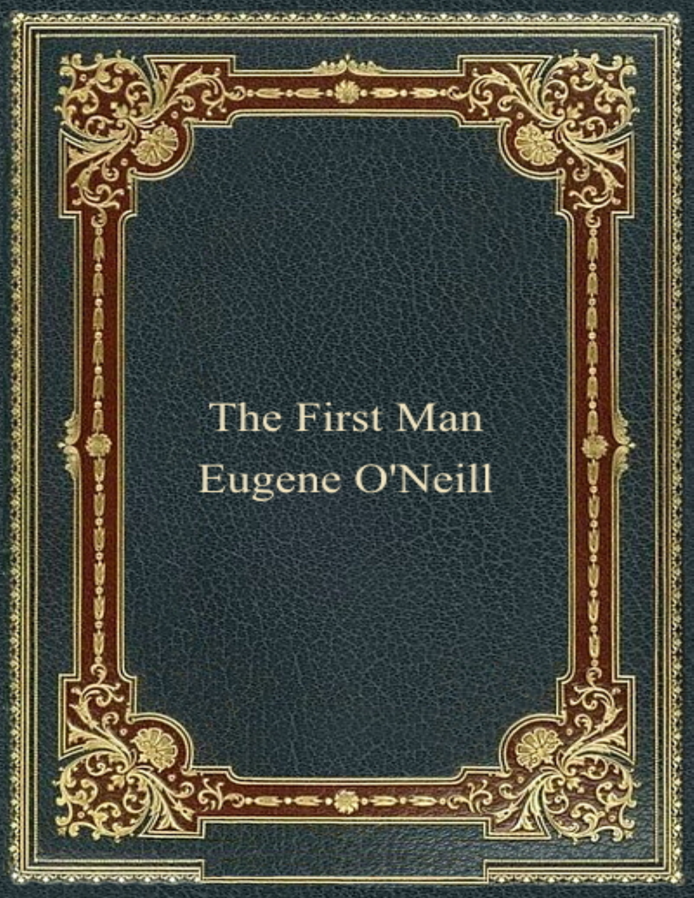# The First Man

## Eugene O'Neill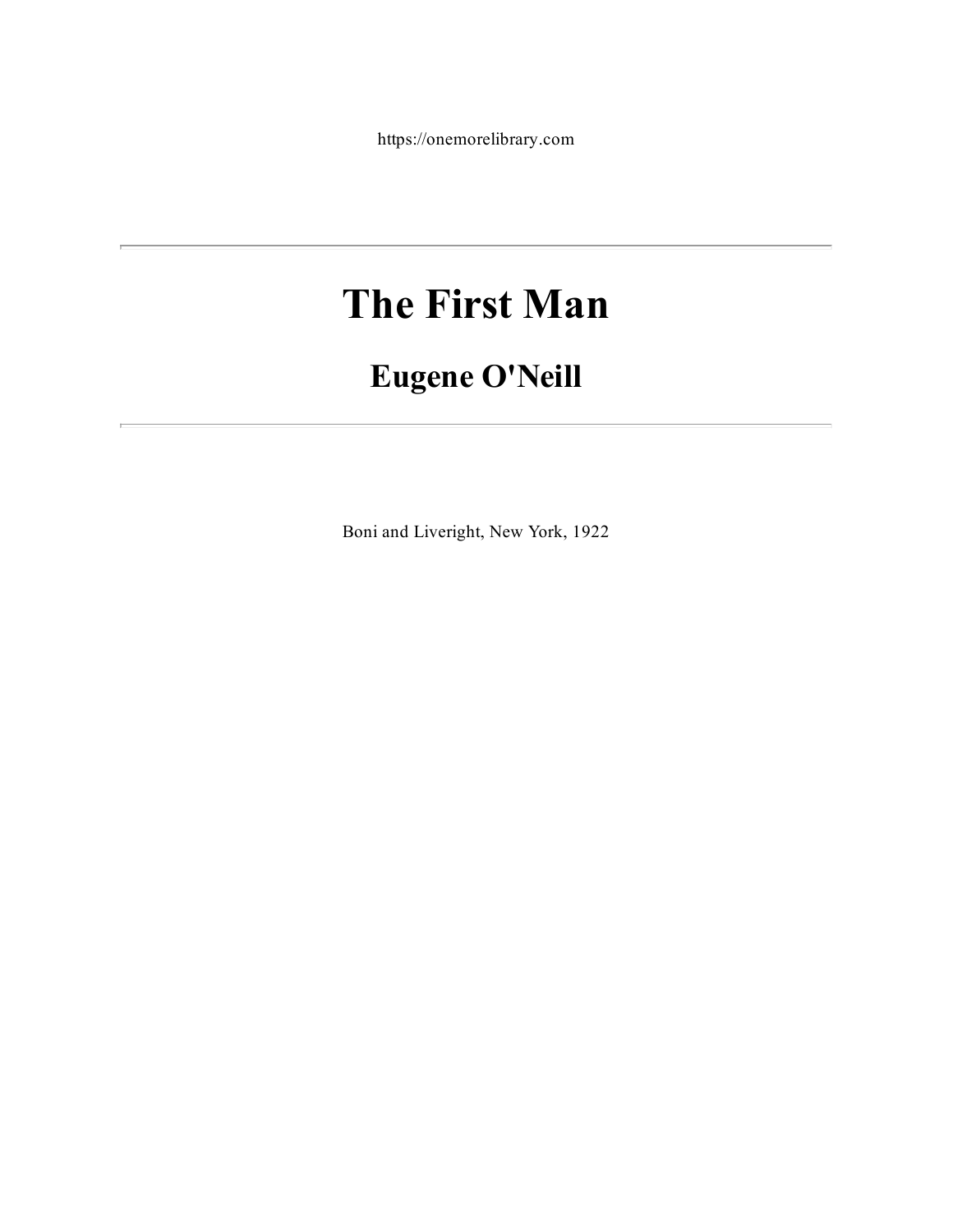https://onemorelibrary.com

---

# The First Man

## Eugene O'Neill

---

Boni and Liveright, New York, 1922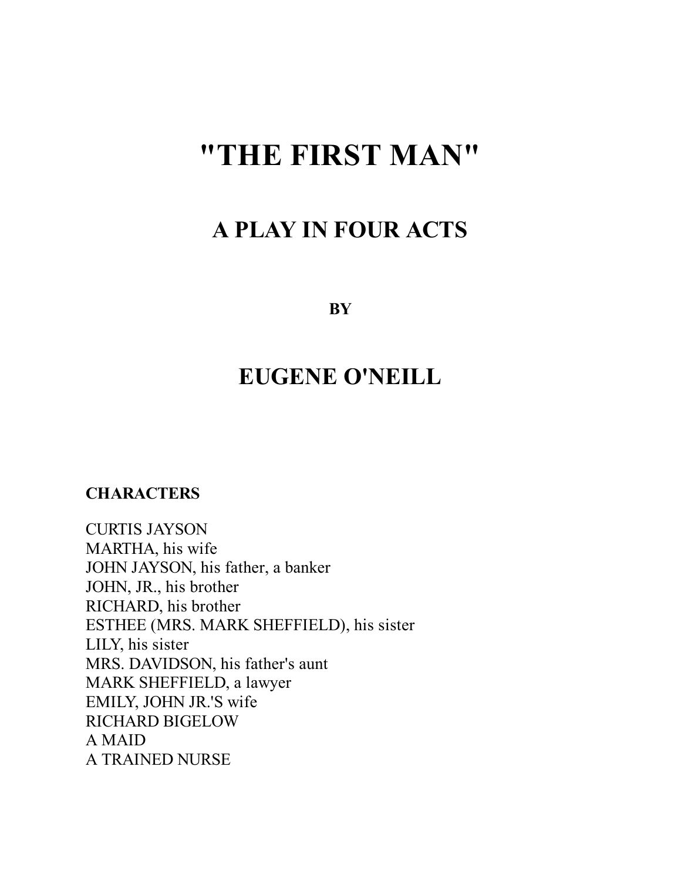# "THE FIRST MAN"

## A PLAY IN FOUR ACTS

**BY**

## EUGENE O'NEILL

**CHARACTERS**

CURTIS JAYSON
MARTHA, his wife
JOHN JAYSON, his father, a banker
JOHN, JR., his brother
RICHARD, his brother
ESTHEE (MRS. MARK SHEFFIELD), his sister
LILY, his sister
MRS. DAVIDSON, his father's aunt
MARK SHEFFIELD, a lawyer
EMILY, JOHN JR.'S wife
RICHARD BIGELOW
A MAID
A TRAINED NURSE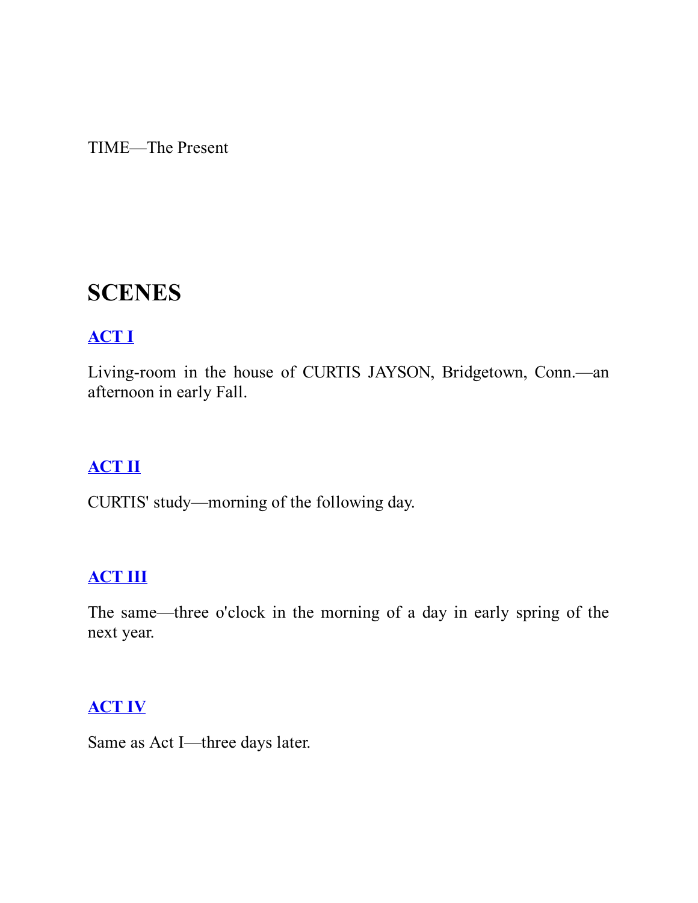TIME—The Present

## SCENES

### ACT I

Living-room in the house of CURTIS JAYSON, Bridgetown, Conn.—an afternoon in early Fall.

### ACT II

CURTIS' study—morning of the following day.

### ACT III

The same—three o'clock in the morning of a day in early spring of the next year.

### ACT IV

Same as Act I—three days later.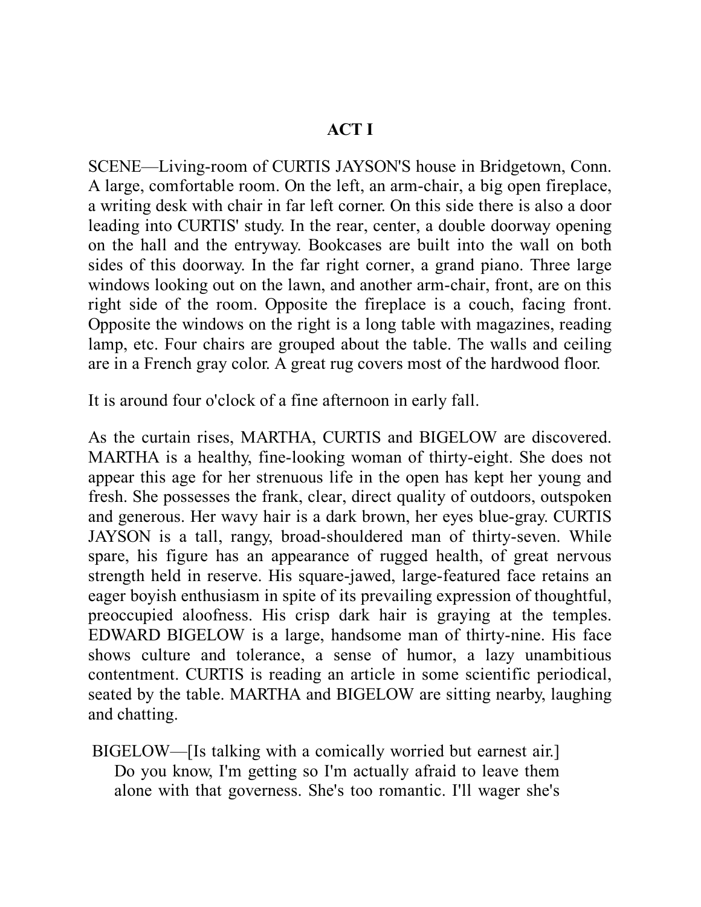## ACT I

SCENE—Living-room of CURTIS JAYSON'S house in Bridgetown, Conn. A large, comfortable room. On the left, an arm-chair, a big open fireplace, a writing desk with chair in far left corner. On this side there is also a door leading into CURTIS' study. In the rear, center, a double doorway opening on the hall and the entryway. Bookcases are built into the wall on both sides of this doorway. In the far right corner, a grand piano. Three large windows looking out on the lawn, and another arm-chair, front, are on this right side of the room. Opposite the fireplace is a couch, facing front. Opposite the windows on the right is a long table with magazines, reading lamp, etc. Four chairs are grouped about the table. The walls and ceiling are in a French gray color. A great rug covers most of the hardwood floor.

It is around four o'clock of a fine afternoon in early fall.

As the curtain rises, MARTHA, CURTIS and BIGELOW are discovered. MARTHA is a healthy, fine-looking woman of thirty-eight. She does not appear this age for her strenuous life in the open has kept her young and fresh. She possesses the frank, clear, direct quality of outdoors, outspoken and generous. Her wavy hair is a dark brown, her eyes blue-gray. CURTIS JAYSON is a tall, rangy, broad-shouldered man of thirty-seven. While spare, his figure has an appearance of rugged health, of great nervous strength held in reserve. His square-jawed, large-featured face retains an eager boyish enthusiasm in spite of its prevailing expression of thoughtful, preoccupied aloofness. His crisp dark hair is graying at the temples. EDWARD BIGELOW is a large, handsome man of thirty-nine. His face shows culture and tolerance, a sense of humor, a lazy unambitious contentment. CURTIS is reading an article in some scientific periodical, seated by the table. MARTHA and BIGELOW are sitting nearby, laughing and chatting.

BIGELOW—[Is talking with a comically worried but earnest air.] Do you know, I'm getting so I'm actually afraid to leave them alone with that governess. She's too romantic. I'll wager she's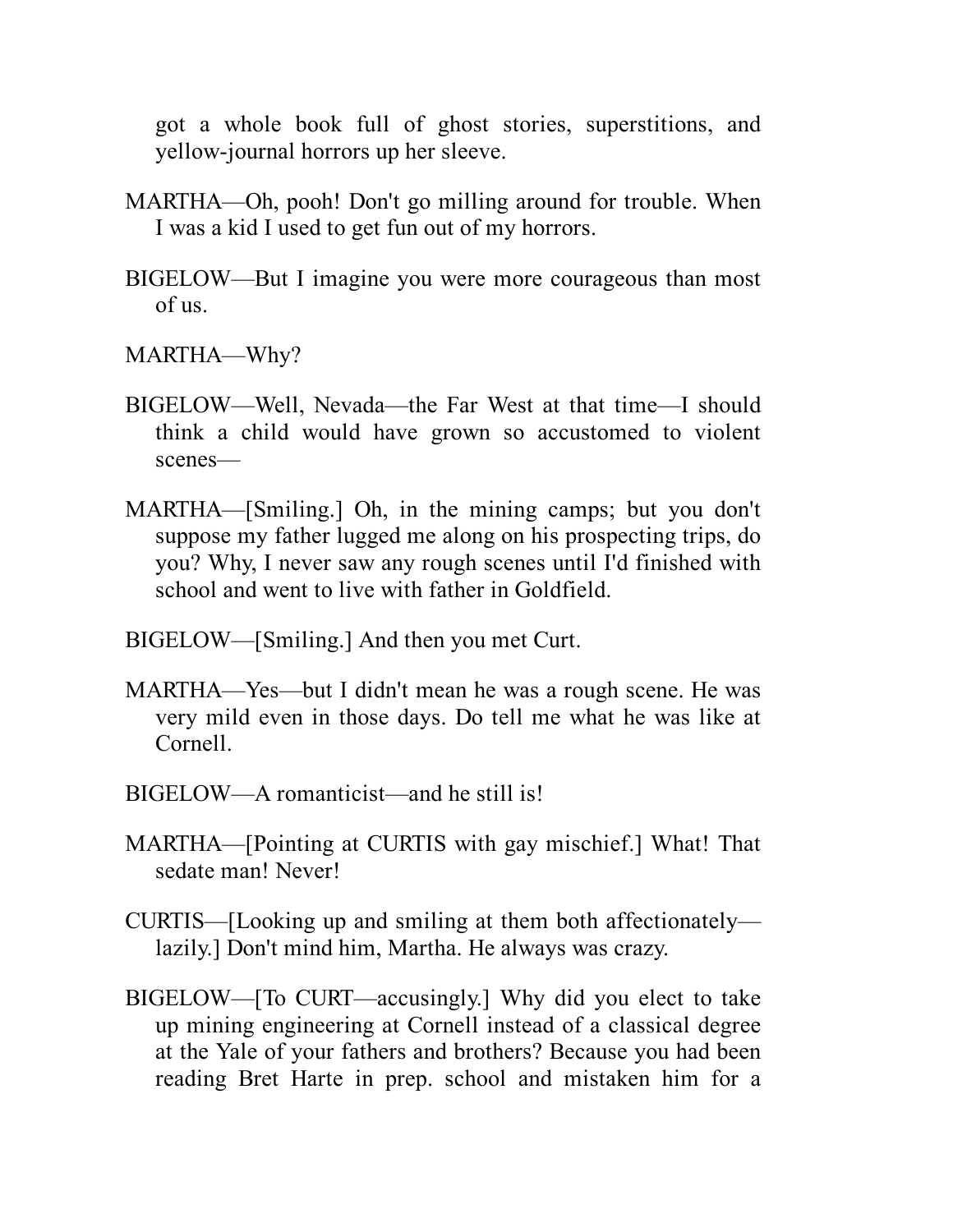got a whole book full of ghost stories, superstitions, and yellow-journal horrors up her sleeve.

MARTHA—Oh, pooh! Don't go milling around for trouble. When I was a kid I used to get fun out of my horrors.

BIGELOW—But I imagine you were more courageous than most of us.

MARTHA—Why?

BIGELOW—Well, Nevada—the Far West at that time—I should think a child would have grown so accustomed to violent scenes—

MARTHA—[Smiling.] Oh, in the mining camps; but you don't suppose my father lugged me along on his prospecting trips, do you? Why, I never saw any rough scenes until I'd finished with school and went to live with father in Goldfield.

BIGELOW—[Smiling.] And then you met Curt.

MARTHA—Yes—but I didn't mean he was a rough scene. He was very mild even in those days. Do tell me what he was like at Cornell.

BIGELOW—A romanticist—and he still is!

MARTHA—[Pointing at CURTIS with gay mischief.] What! That sedate man! Never!

CURTIS—[Looking up and smiling at them both affectionately—lazily.] Don't mind him, Martha. He always was crazy.

BIGELOW—[To CURT—accusingly.] Why did you elect to take up mining engineering at Cornell instead of a classical degree at the Yale of your fathers and brothers? Because you had been reading Bret Harte in prep. school and mistaken him for a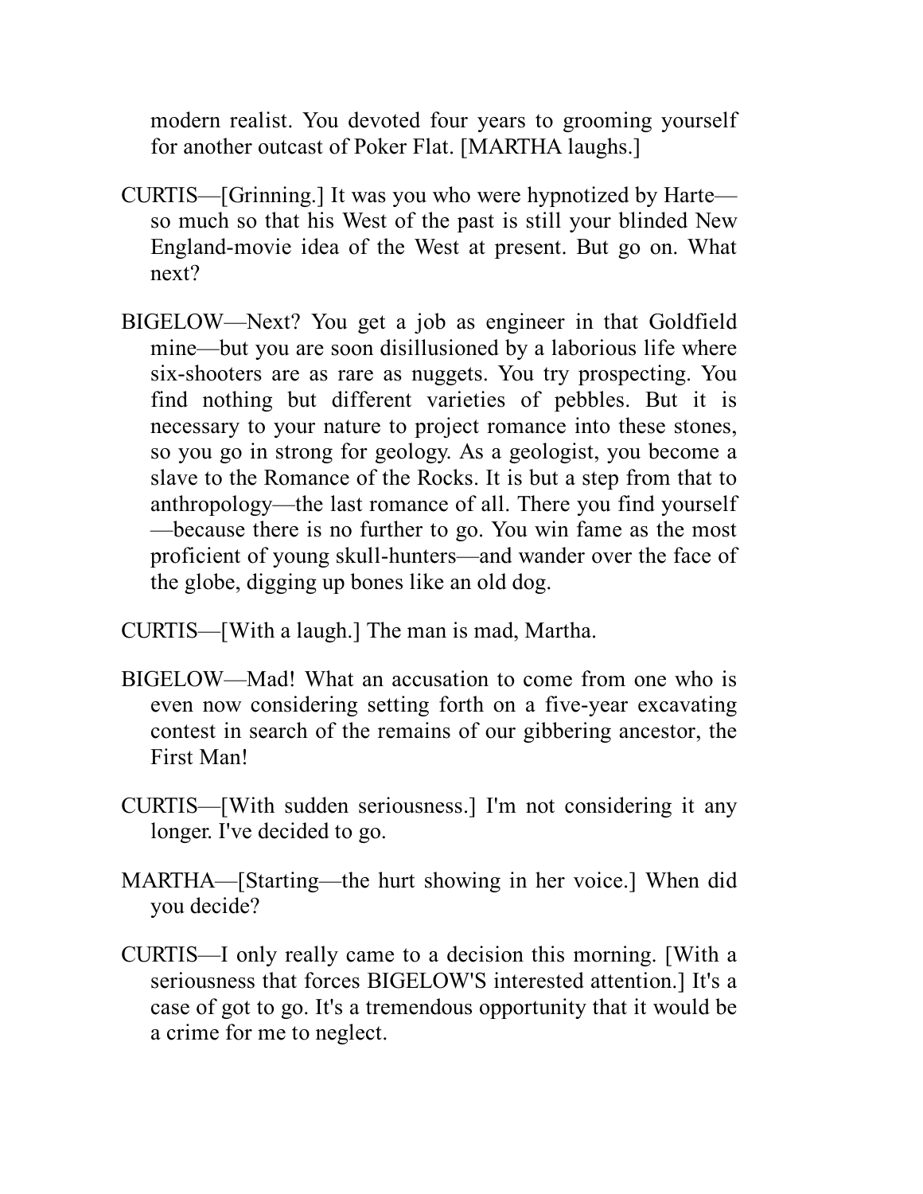modern realist. You devoted four years to grooming yourself for another outcast of Poker Flat. [MARTHA laughs.]

CURTIS—[Grinning.] It was you who were hypnotized by Harte—so much so that his West of the past is still your blinded New England-movie idea of the West at present. But go on. What next?

BIGELOW—Next? You get a job as engineer in that Goldfield mine—but you are soon disillusioned by a laborious life where six-shooters are as rare as nuggets. You try prospecting. You find nothing but different varieties of pebbles. But it is necessary to your nature to project romance into these stones, so you go in strong for geology. As a geologist, you become a slave to the Romance of the Rocks. It is but a step from that to anthropology—the last romance of all. There you find yourself—because there is no further to go. You win fame as the most proficient of young skull-hunters—and wander over the face of the globe, digging up bones like an old dog.

CURTIS—[With a laugh.] The man is mad, Martha.

BIGELOW—Mad! What an accusation to come from one who is even now considering setting forth on a five-year excavating contest in search of the remains of our gibbering ancestor, the First Man!

CURTIS—[With sudden seriousness.] I'm not considering it any longer. I've decided to go.

MARTHA—[Starting—the hurt showing in her voice.] When did you decide?

CURTIS—I only really came to a decision this morning. [With a seriousness that forces BIGELOW'S interested attention.] It's a case of got to go. It's a tremendous opportunity that it would be a crime for me to neglect.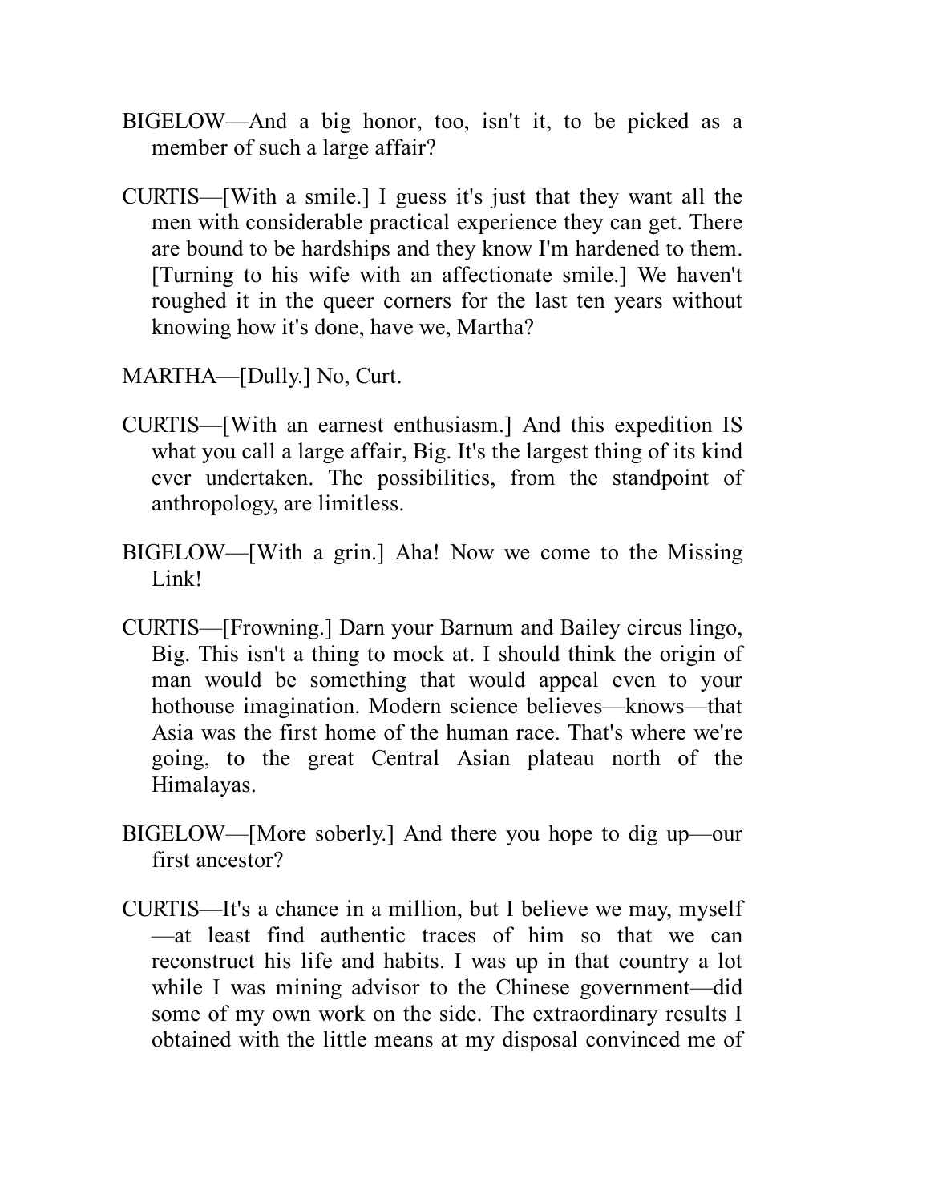BIGELOW—And a big honor, too, isn't it, to be picked as a member of such a large affair?

CURTIS—[With a smile.] I guess it's just that they want all the men with considerable practical experience they can get. There are bound to be hardships and they know I'm hardened to them. [Turning to his wife with an affectionate smile.] We haven't roughed it in the queer corners for the last ten years without knowing how it's done, have we, Martha?

MARTHA—[Dully.] No, Curt.

CURTIS—[With an earnest enthusiasm.] And this expedition IS what you call a large affair, Big. It's the largest thing of its kind ever undertaken. The possibilities, from the standpoint of anthropology, are limitless.

BIGELOW—[With a grin.] Aha! Now we come to the Missing Link!

CURTIS—[Frowning.] Darn your Barnum and Bailey circus lingo, Big. This isn't a thing to mock at. I should think the origin of man would be something that would appeal even to your hothouse imagination. Modern science believes—knows—that Asia was the first home of the human race. That's where we're going, to the great Central Asian plateau north of the Himalayas.

BIGELOW—[More soberly.] And there you hope to dig up—our first ancestor?

CURTIS—It's a chance in a million, but I believe we may, myself—at least find authentic traces of him so that we can reconstruct his life and habits. I was up in that country a lot while I was mining advisor to the Chinese government—did some of my own work on the side. The extraordinary results I obtained with the little means at my disposal convinced me of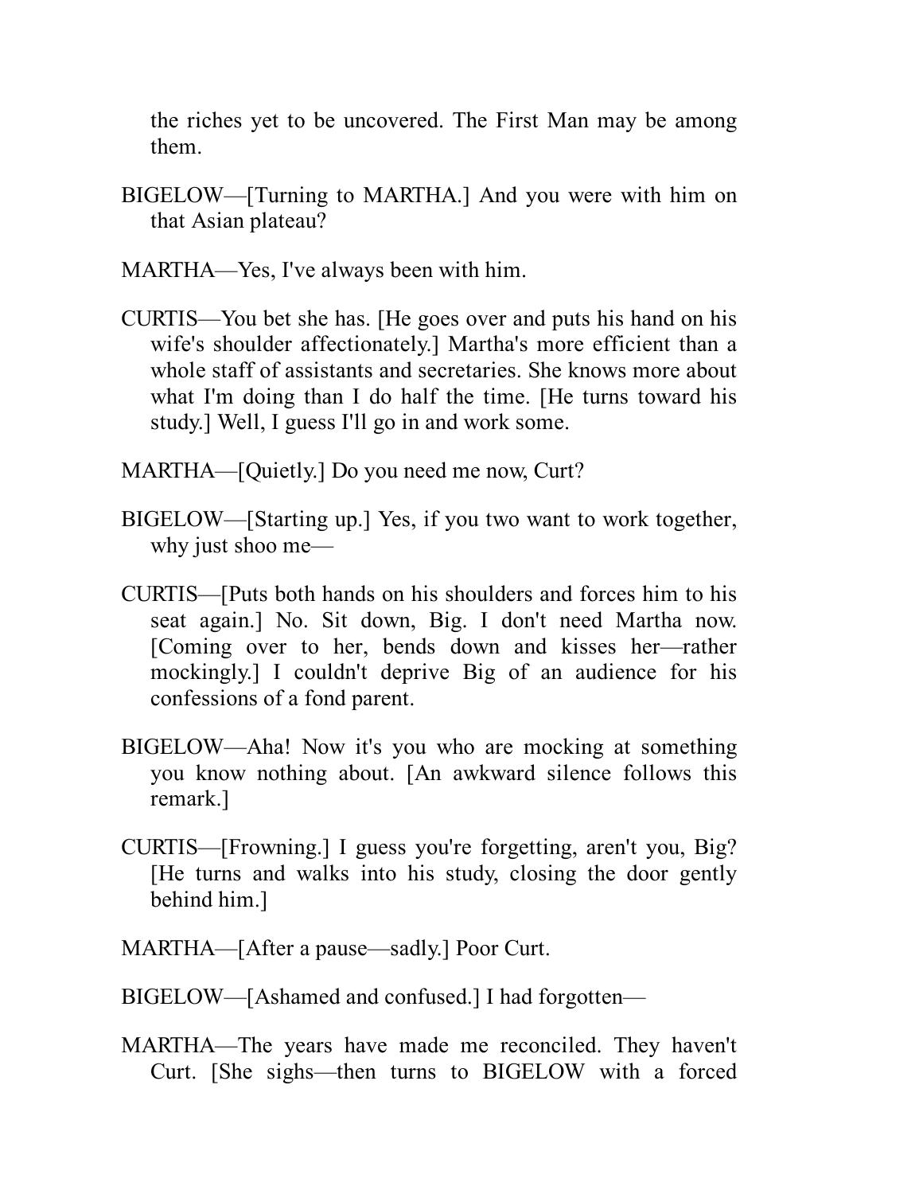the riches yet to be uncovered. The First Man may be among them.

BIGELOW—[Turning to MARTHA.] And you were with him on that Asian plateau?

MARTHA—Yes, I've always been with him.

CURTIS—You bet she has. [He goes over and puts his hand on his wife's shoulder affectionately.] Martha's more efficient than a whole staff of assistants and secretaries. She knows more about what I'm doing than I do half the time. [He turns toward his study.] Well, I guess I'll go in and work some.

MARTHA—[Quietly.] Do you need me now, Curt?

BIGELOW—[Starting up.] Yes, if you two want to work together, why just shoo me—

CURTIS—[Puts both hands on his shoulders and forces him to his seat again.] No. Sit down, Big. I don't need Martha now. [Coming over to her, bends down and kisses her—rather mockingly.] I couldn't deprive Big of an audience for his confessions of a fond parent.

BIGELOW—Aha! Now it's you who are mocking at something you know nothing about. [An awkward silence follows this remark.]

CURTIS—[Frowning.] I guess you're forgetting, aren't you, Big? [He turns and walks into his study, closing the door gently behind him.]

MARTHA—[After a pause—sadly.] Poor Curt.

BIGELOW—[Ashamed and confused.] I had forgotten—

MARTHA—The years have made me reconciled. They haven't Curt. [She sighs—then turns to BIGELOW with a forced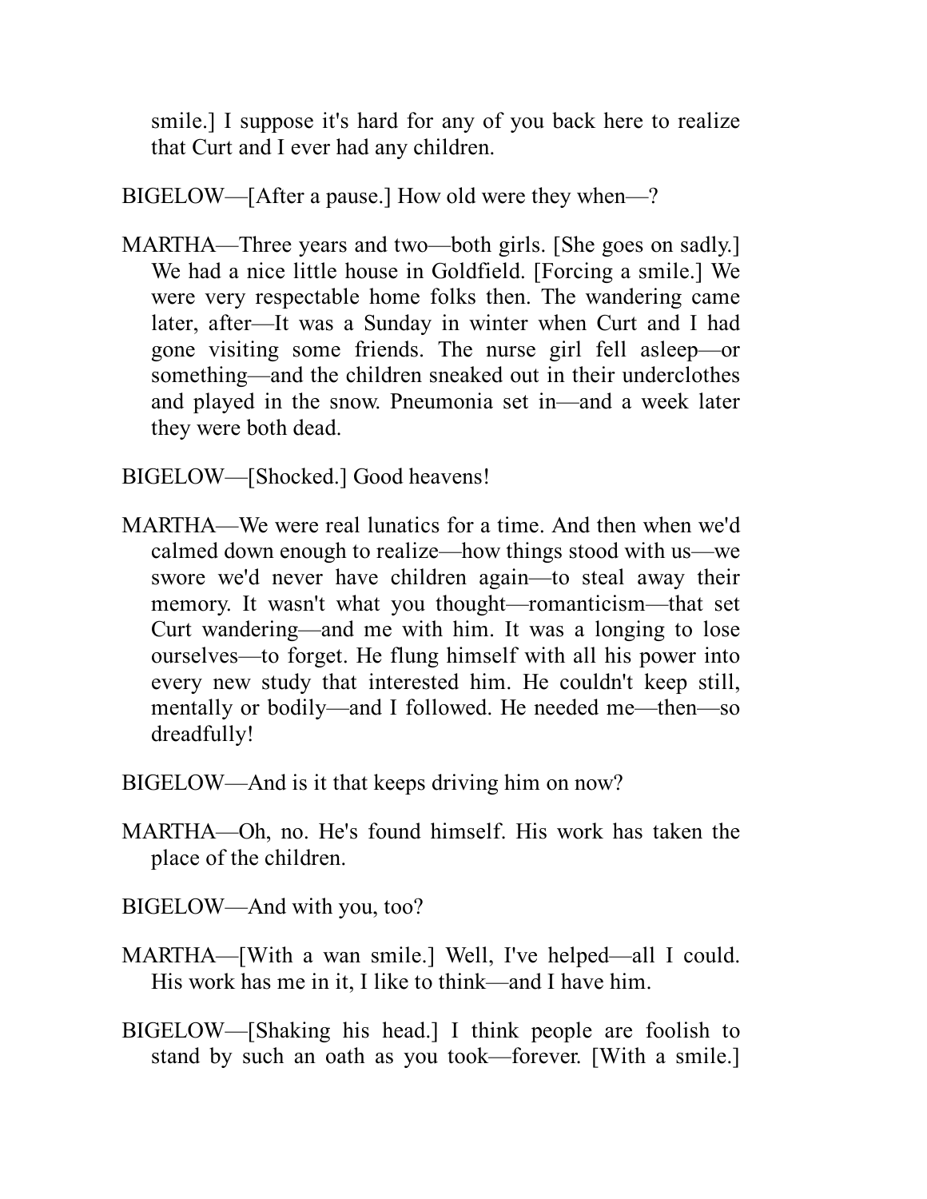smile.] I suppose it's hard for any of you back here to realize that Curt and I ever had any children.

BIGELOW—[After a pause.] How old were they when—?

MARTHA—Three years and two—both girls. [She goes on sadly.] We had a nice little house in Goldfield. [Forcing a smile.] We were very respectable home folks then. The wandering came later, after—It was a Sunday in winter when Curt and I had gone visiting some friends. The nurse girl fell asleep—or something—and the children sneaked out in their underclothes and played in the snow. Pneumonia set in—and a week later they were both dead.

BIGELOW—[Shocked.] Good heavens!

MARTHA—We were real lunatics for a time. And then when we'd calmed down enough to realize—how things stood with us—we swore we'd never have children again—to steal away their memory. It wasn't what you thought—romanticism—that set Curt wandering—and me with him. It was a longing to lose ourselves—to forget. He flung himself with all his power into every new study that interested him. He couldn't keep still, mentally or bodily—and I followed. He needed me—then—so dreadfully!

BIGELOW—And is it that keeps driving him on now?

MARTHA—Oh, no. He's found himself. His work has taken the place of the children.

BIGELOW—And with you, too?

MARTHA—[With a wan smile.] Well, I've helped—all I could. His work has me in it, I like to think—and I have him.

BIGELOW—[Shaking his head.] I think people are foolish to stand by such an oath as you took—forever. [With a smile.]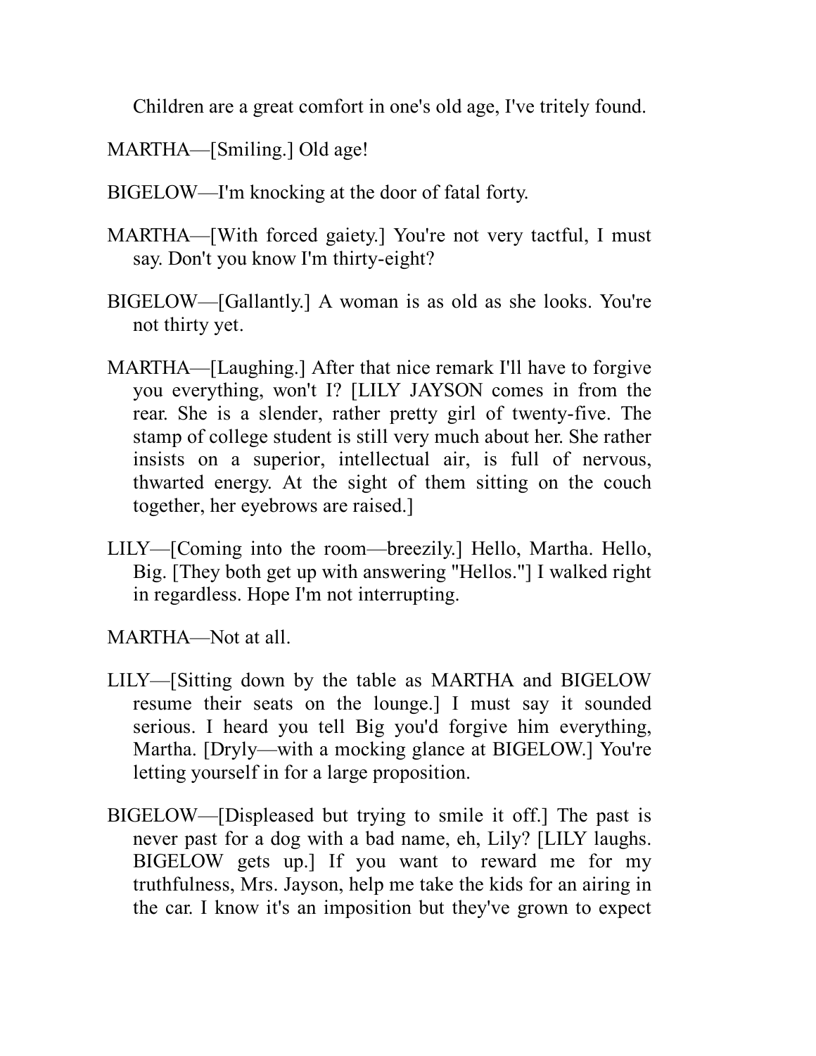Children are a great comfort in one's old age, I've tritely found.

MARTHA—[Smiling.] Old age!

BIGELOW—I'm knocking at the door of fatal forty.

MARTHA—[With forced gaiety.] You're not very tactful, I must say. Don't you know I'm thirty-eight?

BIGELOW—[Gallantly.] A woman is as old as she looks. You're not thirty yet.

MARTHA—[Laughing.] After that nice remark I'll have to forgive you everything, won't I? [LILY JAYSON comes in from the rear. She is a slender, rather pretty girl of twenty-five. The stamp of college student is still very much about her. She rather insists on a superior, intellectual air, is full of nervous, thwarted energy. At the sight of them sitting on the couch together, her eyebrows are raised.]

LILY—[Coming into the room—breezily.] Hello, Martha. Hello, Big. [They both get up with answering "Hellos."] I walked right in regardless. Hope I'm not interrupting.

MARTHA—Not at all.

LILY—[Sitting down by the table as MARTHA and BIGELOW resume their seats on the lounge.] I must say it sounded serious. I heard you tell Big you'd forgive him everything, Martha. [Dryly—with a mocking glance at BIGELOW.] You're letting yourself in for a large proposition.

BIGELOW—[Displeased but trying to smile it off.] The past is never past for a dog with a bad name, eh, Lily? [LILY laughs. BIGELOW gets up.] If you want to reward me for my truthfulness, Mrs. Jayson, help me take the kids for an airing in the car. I know it's an imposition but they've grown to expect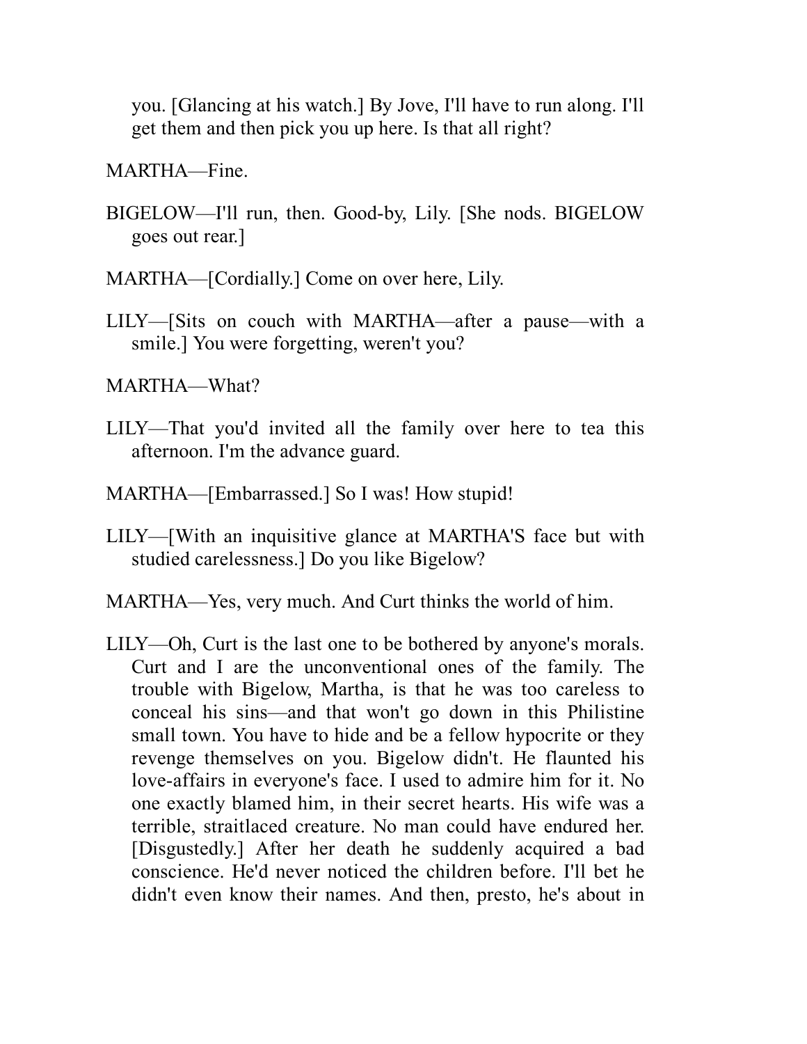you. [Glancing at his watch.] By Jove, I'll have to run along. I'll get them and then pick you up here. Is that all right?

MARTHA—Fine.

BIGELOW—I'll run, then. Good-by, Lily. [She nods. BIGELOW goes out rear.]

MARTHA—[Cordially.] Come on over here, Lily.

LILY—[Sits on couch with MARTHA—after a pause—with a smile.] You were forgetting, weren't you?

MARTHA—What?

LILY—That you'd invited all the family over here to tea this afternoon. I'm the advance guard.

MARTHA—[Embarrassed.] So I was! How stupid!

LILY—[With an inquisitive glance at MARTHA'S face but with studied carelessness.] Do you like Bigelow?

MARTHA—Yes, very much. And Curt thinks the world of him.

LILY—Oh, Curt is the last one to be bothered by anyone's morals. Curt and I are the unconventional ones of the family. The trouble with Bigelow, Martha, is that he was too careless to conceal his sins—and that won't go down in this Philistine small town. You have to hide and be a fellow hypocrite or they revenge themselves on you. Bigelow didn't. He flaunted his love-affairs in everyone's face. I used to admire him for it. No one exactly blamed him, in their secret hearts. His wife was a terrible, straitlaced creature. No man could have endured her. [Disgustedly.] After her death he suddenly acquired a bad conscience. He'd never noticed the children before. I'll bet he didn't even know their names. And then, presto, he's about in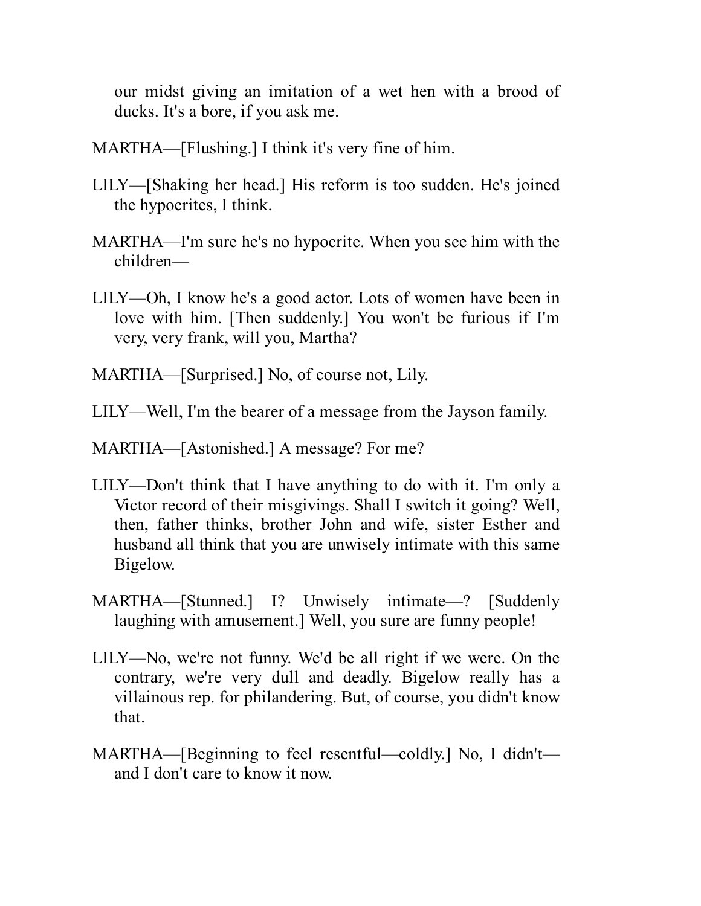our midst giving an imitation of a wet hen with a brood of ducks. It's a bore, if you ask me.

MARTHA—[Flushing.] I think it's very fine of him.

LILY—[Shaking her head.] His reform is too sudden. He's joined the hypocrites, I think.

MARTHA—I'm sure he's no hypocrite. When you see him with the children—

LILY—Oh, I know he's a good actor. Lots of women have been in love with him. [Then suddenly.] You won't be furious if I'm very, very frank, will you, Martha?

MARTHA—[Surprised.] No, of course not, Lily.

LILY—Well, I'm the bearer of a message from the Jayson family.

MARTHA—[Astonished.] A message? For me?

LILY—Don't think that I have anything to do with it. I'm only a Victor record of their misgivings. Shall I switch it going? Well, then, father thinks, brother John and wife, sister Esther and husband all think that you are unwisely intimate with this same Bigelow.

MARTHA—[Stunned.] I? Unwisely intimate—? [Suddenly laughing with amusement.] Well, you sure are funny people!

LILY—No, we're not funny. We'd be all right if we were. On the contrary, we're very dull and deadly. Bigelow really has a villainous rep. for philandering. But, of course, you didn't know that.

MARTHA—[Beginning to feel resentful—coldly.] No, I didn't—and I don't care to know it now.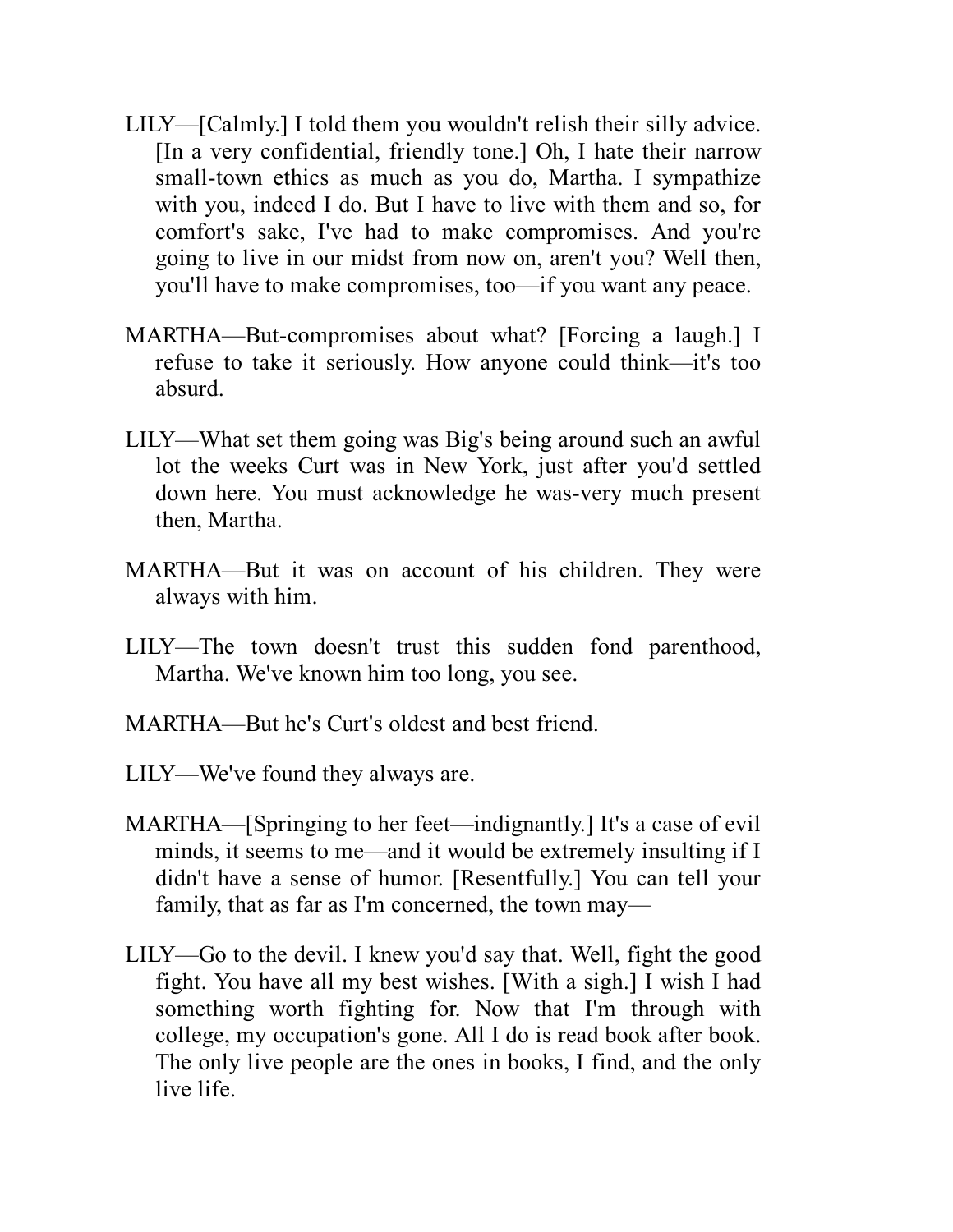LILY—[Calmly.] I told them you wouldn't relish their silly advice. [In a very confidential, friendly tone.] Oh, I hate their narrow small-town ethics as much as you do, Martha. I sympathize with you, indeed I do. But I have to live with them and so, for comfort's sake, I've had to make compromises. And you're going to live in our midst from now on, aren't you? Well then, you'll have to make compromises, too—if you want any peace.

MARTHA—But-compromises about what? [Forcing a laugh.] I refuse to take it seriously. How anyone could think—it's too absurd.

LILY—What set them going was Big's being around such an awful lot the weeks Curt was in New York, just after you'd settled down here. You must acknowledge he was-very much present then, Martha.

MARTHA—But it was on account of his children. They were always with him.

LILY—The town doesn't trust this sudden fond parenthood, Martha. We've known him too long, you see.

MARTHA—But he's Curt's oldest and best friend.

LILY—We've found they always are.

MARTHA—[Springing to her feet—indignantly.] It's a case of evil minds, it seems to me—and it would be extremely insulting if I didn't have a sense of humor. [Resentfully.] You can tell your family, that as far as I'm concerned, the town may—

LILY—Go to the devil. I knew you'd say that. Well, fight the good fight. You have all my best wishes. [With a sigh.] I wish I had something worth fighting for. Now that I'm through with college, my occupation's gone. All I do is read book after book. The only live people are the ones in books, I find, and the only live life.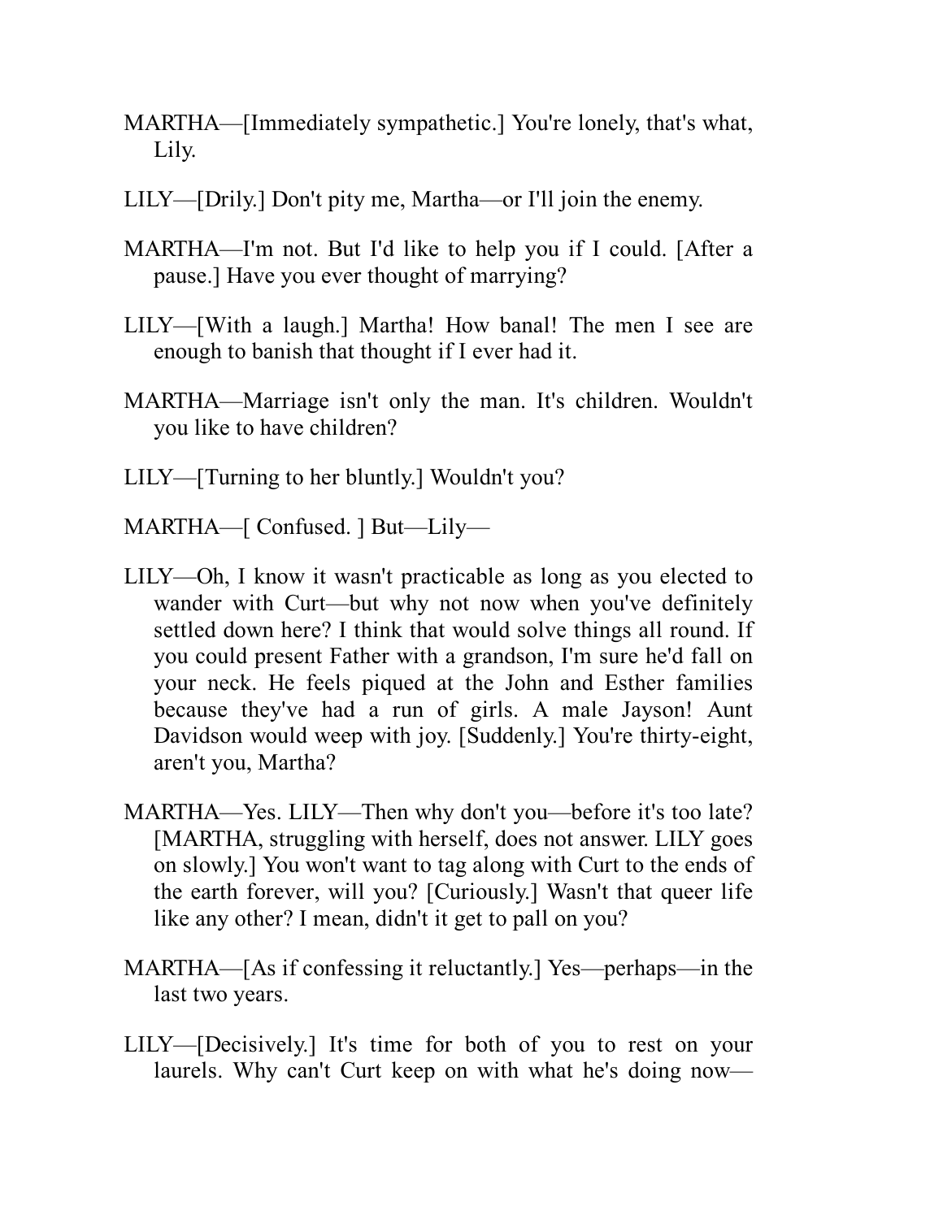MARTHA—[Immediately sympathetic.] You're lonely, that's what, Lily.

LILY—[Drily.] Don't pity me, Martha—or I'll join the enemy.

MARTHA—I'm not. But I'd like to help you if I could. [After a pause.] Have you ever thought of marrying?

LILY—[With a laugh.] Martha! How banal! The men I see are enough to banish that thought if I ever had it.

MARTHA—Marriage isn't only the man. It's children. Wouldn't you like to have children?

LILY—[Turning to her bluntly.] Wouldn't you?

MARTHA—[ Confused. ] But—Lily—

LILY—Oh, I know it wasn't practicable as long as you elected to wander with Curt—but why not now when you've definitely settled down here? I think that would solve things all round. If you could present Father with a grandson, I'm sure he'd fall on your neck. He feels piqued at the John and Esther families because they've had a run of girls. A male Jayson! Aunt Davidson would weep with joy. [Suddenly.] You're thirty-eight, aren't you, Martha?

MARTHA—Yes. LILY—Then why don't you—before it's too late? [MARTHA, struggling with herself, does not answer. LILY goes on slowly.] You won't want to tag along with Curt to the ends of the earth forever, will you? [Curiously.] Wasn't that queer life like any other? I mean, didn't it get to pall on you?

MARTHA—[As if confessing it reluctantly.] Yes—perhaps—in the last two years.

LILY—[Decisively.] It's time for both of you to rest on your laurels. Why can't Curt keep on with what he's doing now—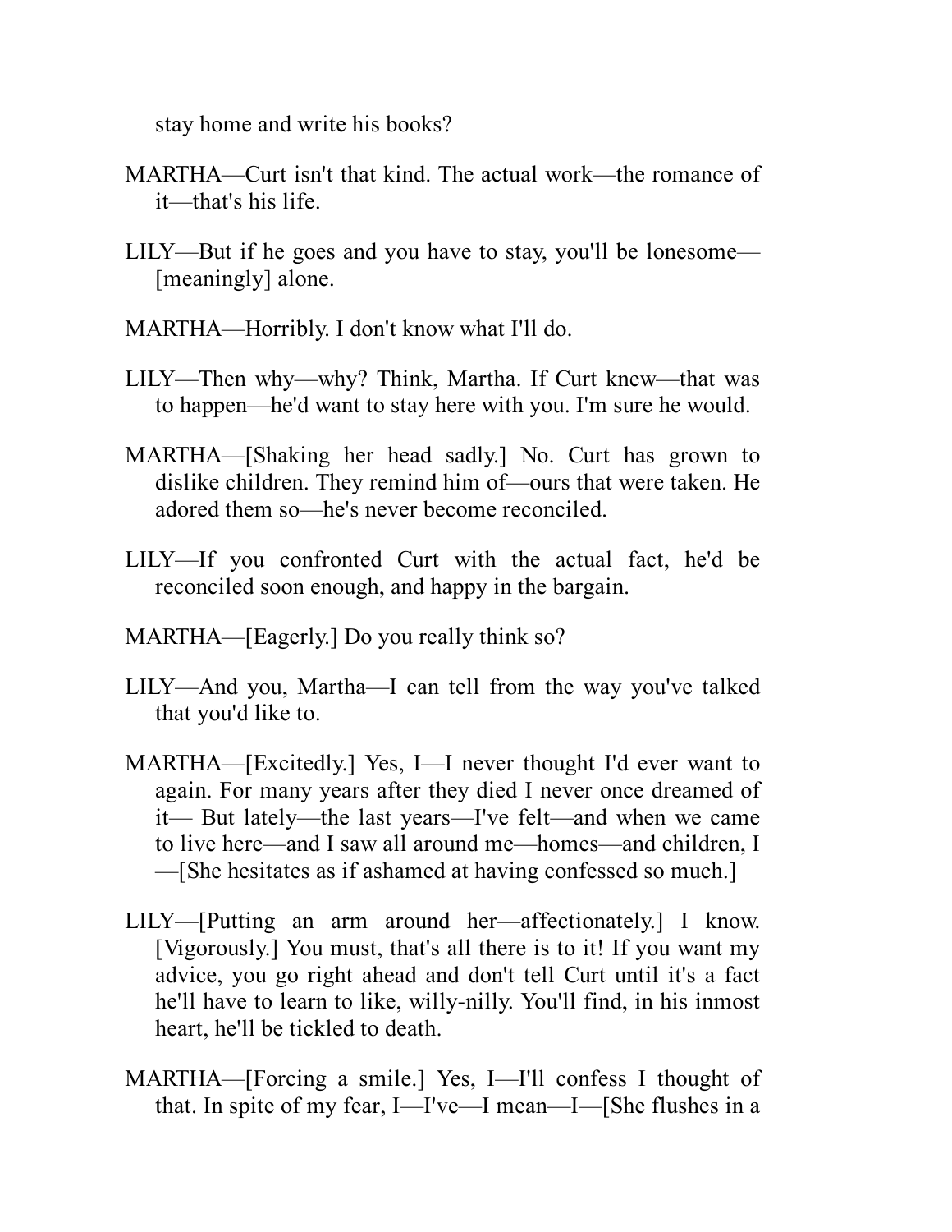stay home and write his books?

MARTHA—Curt isn't that kind. The actual work—the romance of it—that's his life.

LILY—But if he goes and you have to stay, you'll be lonesome—[meaningly] alone.

MARTHA—Horribly. I don't know what I'll do.

LILY—Then why—why? Think, Martha. If Curt knew—that was to happen—he'd want to stay here with you. I'm sure he would.

MARTHA—[Shaking her head sadly.] No. Curt has grown to dislike children. They remind him of—ours that were taken. He adored them so—he's never become reconciled.

LILY—If you confronted Curt with the actual fact, he'd be reconciled soon enough, and happy in the bargain.

MARTHA—[Eagerly.] Do you really think so?

LILY—And you, Martha—I can tell from the way you've talked that you'd like to.

MARTHA—[Excitedly.] Yes, I—I never thought I'd ever want to again. For many years after they died I never once dreamed of it— But lately—the last years—I've felt—and when we came to live here—and I saw all around me—homes—and children, I—[She hesitates as if ashamed at having confessed so much.]

LILY—[Putting an arm around her—affectionately.] I know. [Vigorously.] You must, that's all there is to it! If you want my advice, you go right ahead and don't tell Curt until it's a fact he'll have to learn to like, willy-nilly. You'll find, in his inmost heart, he'll be tickled to death.

MARTHA—[Forcing a smile.] Yes, I—I'll confess I thought of that. In spite of my fear, I—I've—I mean—I—[She flushes in a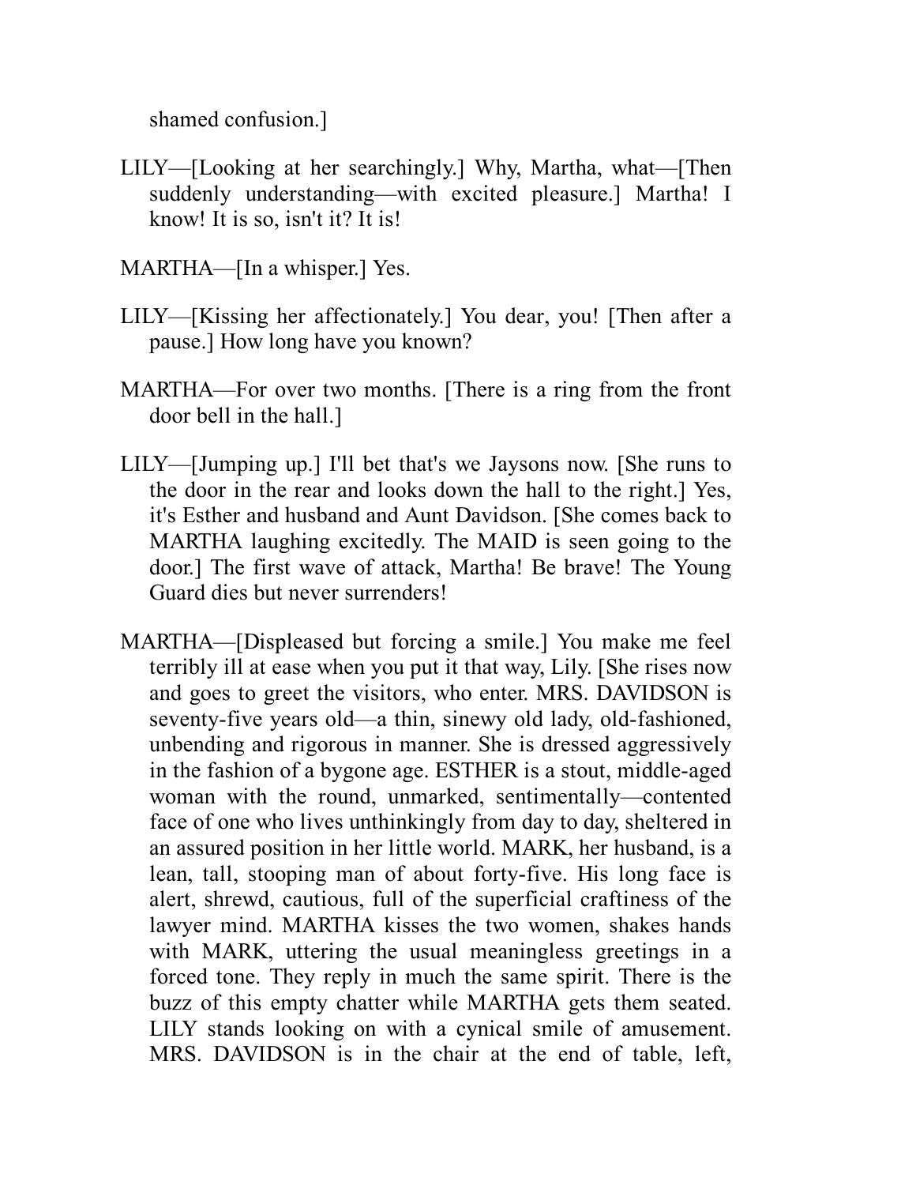shamed confusion.]

LILY—[Looking at her searchingly.] Why, Martha, what—[Then suddenly understanding—with excited pleasure.] Martha! I know! It is so, isn't it? It is!

MARTHA—[In a whisper.] Yes.

LILY—[Kissing her affectionately.] You dear, you! [Then after a pause.] How long have you known?

MARTHA—For over two months. [There is a ring from the front door bell in the hall.]

LILY—[Jumping up.] I'll bet that's we Jaysons now. [She runs to the door in the rear and looks down the hall to the right.] Yes, it's Esther and husband and Aunt Davidson. [She comes back to MARTHA laughing excitedly. The MAID is seen going to the door.] The first wave of attack, Martha! Be brave! The Young Guard dies but never surrenders!

MARTHA—[Displeased but forcing a smile.] You make me feel terribly ill at ease when you put it that way, Lily. [She rises now and goes to greet the visitors, who enter. MRS. DAVIDSON is seventy-five years old—a thin, sinewy old lady, old-fashioned, unbending and rigorous in manner. She is dressed aggressively in the fashion of a bygone age. ESTHER is a stout, middle-aged woman with the round, unmarked, sentimentally—contented face of one who lives unthinkingly from day to day, sheltered in an assured position in her little world. MARK, her husband, is a lean, tall, stooping man of about forty-five. His long face is alert, shrewd, cautious, full of the superficial craftiness of the lawyer mind. MARTHA kisses the two women, shakes hands with MARK, uttering the usual meaningless greetings in a forced tone. They reply in much the same spirit. There is the buzz of this empty chatter while MARTHA gets them seated. LILY stands looking on with a cynical smile of amusement. MRS. DAVIDSON is in the chair at the end of table, left,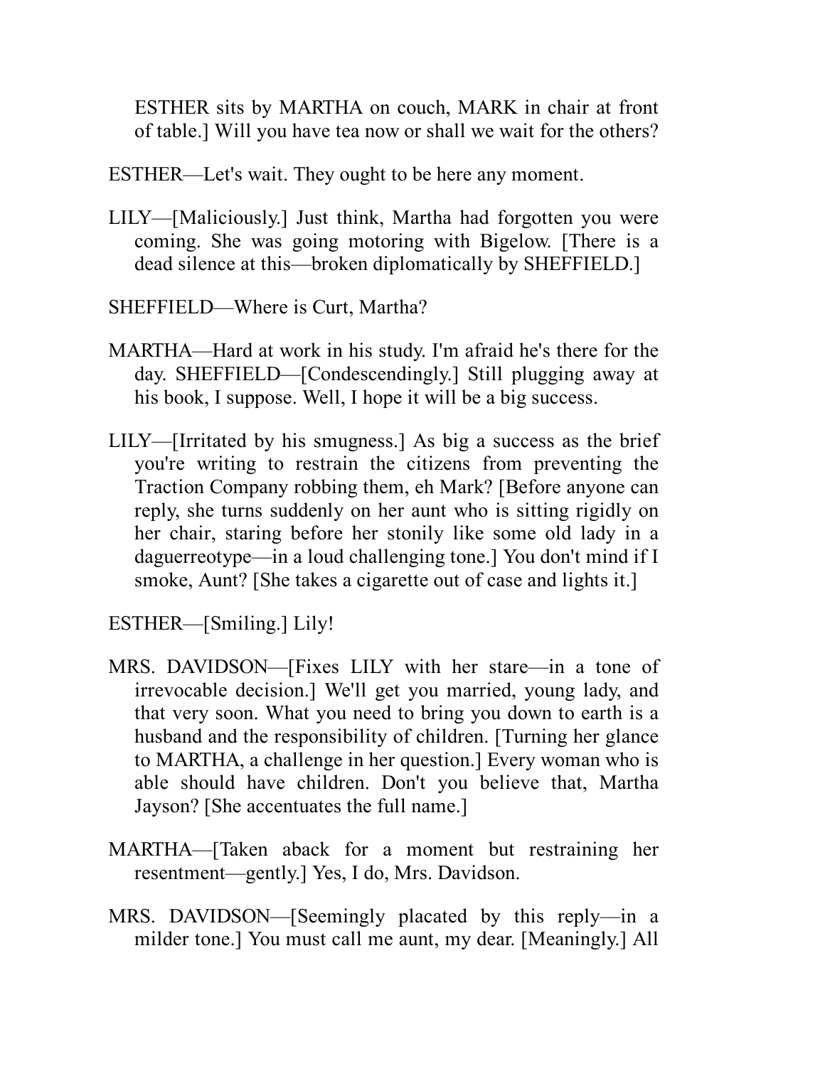ESTHER sits by MARTHA on couch, MARK in chair at front of table.] Will you have tea now or shall we wait for the others?

ESTHER—Let's wait. They ought to be here any moment.

LILY—[Maliciously.] Just think, Martha had forgotten you were coming. She was going motoring with Bigelow. [There is a dead silence at this—broken diplomatically by SHEFFIELD.]

SHEFFIELD—Where is Curt, Martha?

MARTHA—Hard at work in his study. I'm afraid he's there for the day. SHEFFIELD—[Condescendingly.] Still plugging away at his book, I suppose. Well, I hope it will be a big success.

LILY—[Irritated by his smugness.] As big a success as the brief you're writing to restrain the citizens from preventing the Traction Company robbing them, eh Mark? [Before anyone can reply, she turns suddenly on her aunt who is sitting rigidly on her chair, staring before her stonily like some old lady in a daguerreotype—in a loud challenging tone.] You don't mind if I smoke, Aunt? [She takes a cigarette out of case and lights it.]

ESTHER—[Smiling.] Lily!

MRS. DAVIDSON—[Fixes LILY with her stare—in a tone of irrevocable decision.] We'll get you married, young lady, and that very soon. What you need to bring you down to earth is a husband and the responsibility of children. [Turning her glance to MARTHA, a challenge in her question.] Every woman who is able should have children. Don't you believe that, Martha Jayson? [She accentuates the full name.]

MARTHA—[Taken aback for a moment but restraining her resentment—gently.] Yes, I do, Mrs. Davidson.

MRS. DAVIDSON—[Seemingly placated by this reply—in a milder tone.] You must call me aunt, my dear. [Meaningly.] All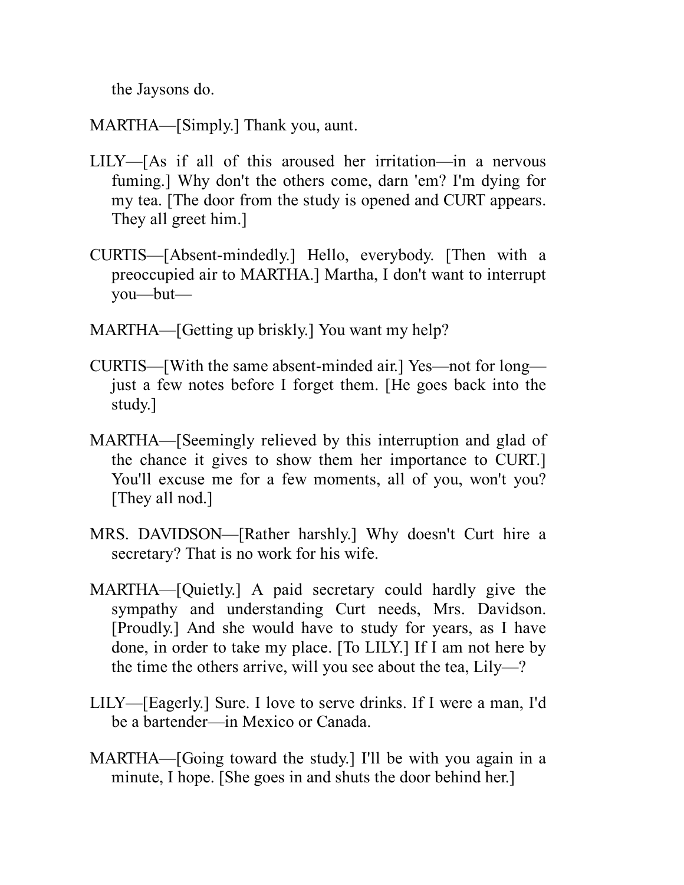the Jaysons do.

MARTHA—[Simply.] Thank you, aunt.

LILY—[As if all of this aroused her irritation—in a nervous fuming.] Why don't the others come, darn 'em? I'm dying for my tea. [The door from the study is opened and CURT appears. They all greet him.]

CURTIS—[Absent-mindedly.] Hello, everybody. [Then with a preoccupied air to MARTHA.] Martha, I don't want to interrupt you—but—

MARTHA—[Getting up briskly.] You want my help?

CURTIS—[With the same absent-minded air.] Yes—not for long—just a few notes before I forget them. [He goes back into the study.]

MARTHA—[Seemingly relieved by this interruption and glad of the chance it gives to show them her importance to CURT.] You'll excuse me for a few moments, all of you, won't you? [They all nod.]

MRS. DAVIDSON—[Rather harshly.] Why doesn't Curt hire a secretary? That is no work for his wife.

MARTHA—[Quietly.] A paid secretary could hardly give the sympathy and understanding Curt needs, Mrs. Davidson. [Proudly.] And she would have to study for years, as I have done, in order to take my place. [To LILY.] If I am not here by the time the others arrive, will you see about the tea, Lily—?

LILY—[Eagerly.] Sure. I love to serve drinks. If I were a man, I'd be a bartender—in Mexico or Canada.

MARTHA—[Going toward the study.] I'll be with you again in a minute, I hope. [She goes in and shuts the door behind her.]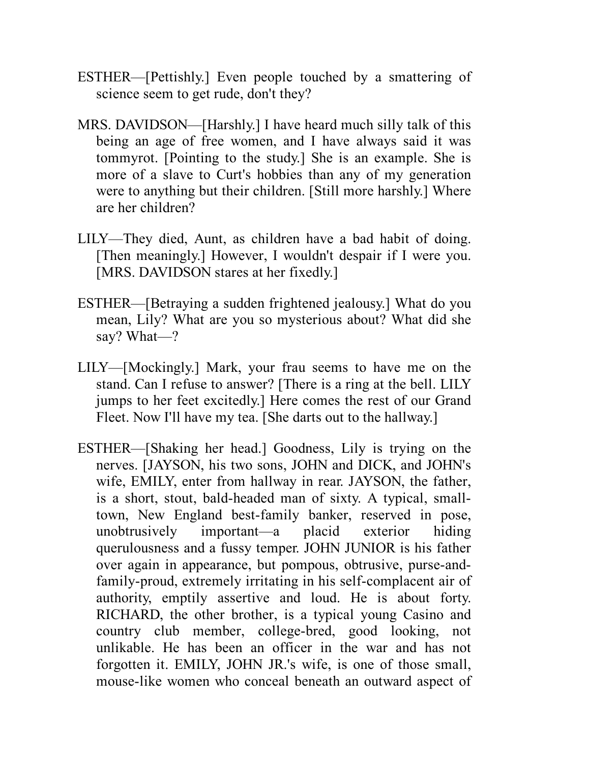ESTHER—[Pettishly.] Even people touched by a smattering of science seem to get rude, don't they?

MRS. DAVIDSON—[Harshly.] I have heard much silly talk of this being an age of free women, and I have always said it was tommyrot. [Pointing to the study.] She is an example. She is more of a slave to Curt's hobbies than any of my generation were to anything but their children. [Still more harshly.] Where are her children?

LILY—They died, Aunt, as children have a bad habit of doing. [Then meaningly.] However, I wouldn't despair if I were you. [MRS. DAVIDSON stares at her fixedly.]

ESTHER—[Betraying a sudden frightened jealousy.] What do you mean, Lily? What are you so mysterious about? What did she say? What—?

LILY—[Mockingly.] Mark, your frau seems to have me on the stand. Can I refuse to answer? [There is a ring at the bell. LILY jumps to her feet excitedly.] Here comes the rest of our Grand Fleet. Now I'll have my tea. [She darts out to the hallway.]

ESTHER—[Shaking her head.] Goodness, Lily is trying on the nerves. [JAYSON, his two sons, JOHN and DICK, and JOHN's wife, EMILY, enter from hallway in rear. JAYSON, the father, is a short, stout, bald-headed man of sixty. A typical, small-town, New England best-family banker, reserved in pose, unobtrusively important—a placid exterior hiding querulousness and a fussy temper. JOHN JUNIOR is his father over again in appearance, but pompous, obtrusive, purse-and-family-proud, extremely irritating in his self-complacent air of authority, emptily assertive and loud. He is about forty. RICHARD, the other brother, is a typical young Casino and country club member, college-bred, good looking, not unlikable. He has been an officer in the war and has not forgotten it. EMILY, JOHN JR.'s wife, is one of those small, mouse-like women who conceal beneath an outward aspect of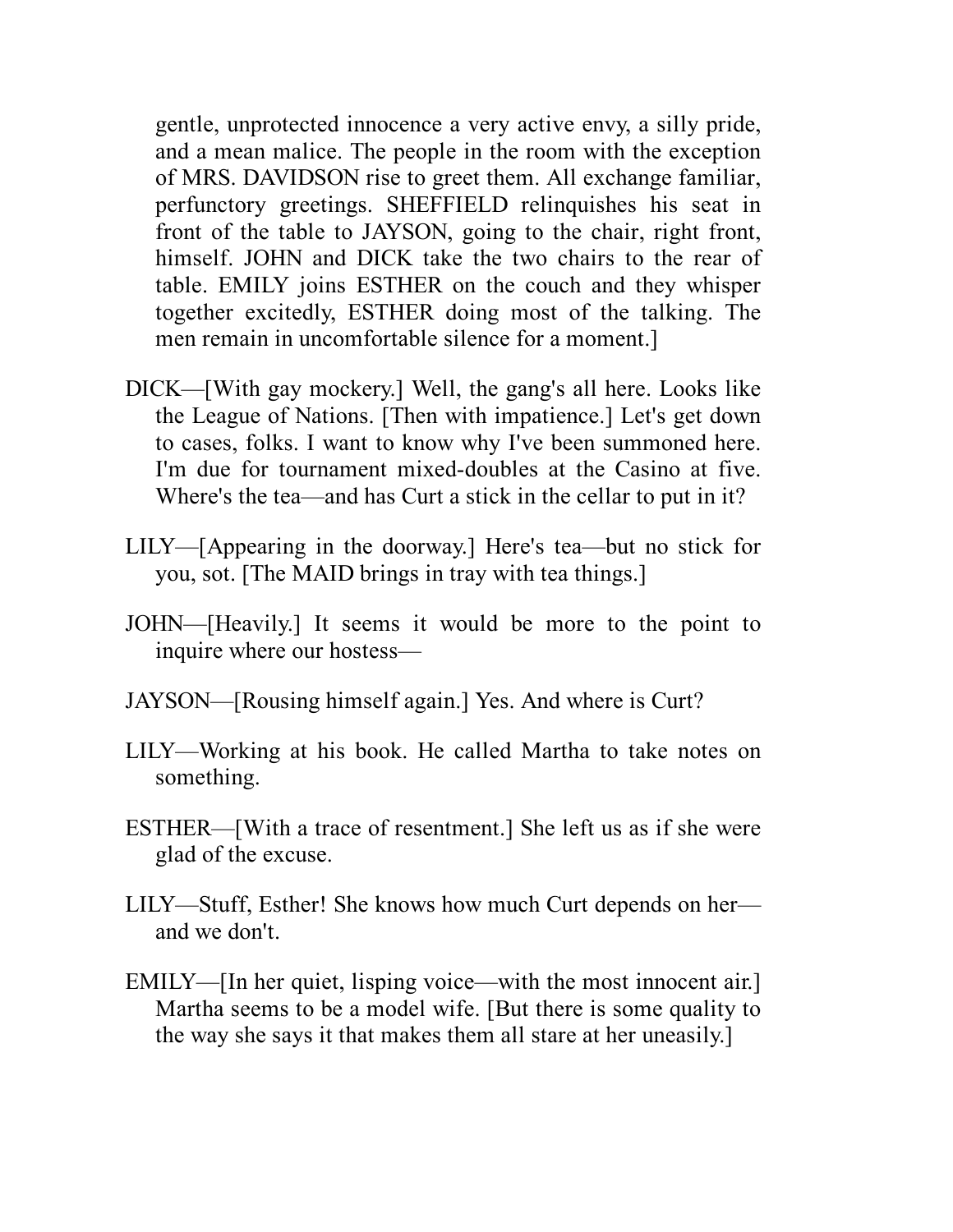gentle, unprotected innocence a very active envy, a silly pride, and a mean malice. The people in the room with the exception of MRS. DAVIDSON rise to greet them. All exchange familiar, perfunctory greetings. SHEFFIELD relinquishes his seat in front of the table to JAYSON, going to the chair, right front, himself. JOHN and DICK take the two chairs to the rear of table. EMILY joins ESTHER on the couch and they whisper together excitedly, ESTHER doing most of the talking. The men remain in uncomfortable silence for a moment.]

DICK—[With gay mockery.] Well, the gang's all here. Looks like the League of Nations. [Then with impatience.] Let's get down to cases, folks. I want to know why I've been summoned here. I'm due for tournament mixed-doubles at the Casino at five. Where's the tea—and has Curt a stick in the cellar to put in it?

LILY—[Appearing in the doorway.] Here's tea—but no stick for you, sot. [The MAID brings in tray with tea things.]

JOHN—[Heavily.] It seems it would be more to the point to inquire where our hostess—

JAYSON—[Rousing himself again.] Yes. And where is Curt?

LILY—Working at his book. He called Martha to take notes on something.

ESTHER—[With a trace of resentment.] She left us as if she were glad of the excuse.

LILY—Stuff, Esther! She knows how much Curt depends on her—and we don't.

EMILY—[In her quiet, lisping voice—with the most innocent air.] Martha seems to be a model wife. [But there is some quality to the way she says it that makes them all stare at her uneasily.]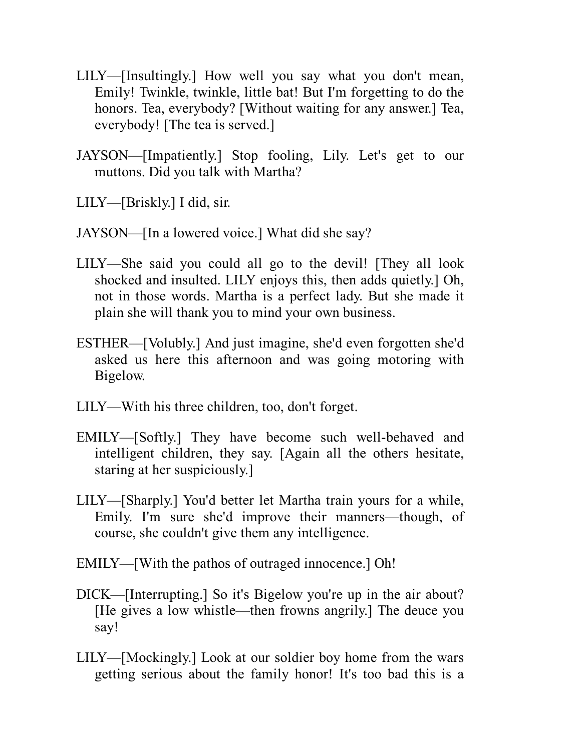LILY—[Insultingly.] How well you say what you don't mean, Emily! Twinkle, twinkle, little bat! But I'm forgetting to do the honors. Tea, everybody? [Without waiting for any answer.] Tea, everybody! [The tea is served.]

JAYSON—[Impatiently.] Stop fooling, Lily. Let's get to our muttons. Did you talk with Martha?

LILY—[Briskly.] I did, sir.

JAYSON—[In a lowered voice.] What did she say?

LILY—She said you could all go to the devil! [They all look shocked and insulted. LILY enjoys this, then adds quietly.] Oh, not in those words. Martha is a perfect lady. But she made it plain she will thank you to mind your own business.

ESTHER—[Volubly.] And just imagine, she'd even forgotten she'd asked us here this afternoon and was going motoring with Bigelow.

LILY—With his three children, too, don't forget.

EMILY—[Softly.] They have become such well-behaved and intelligent children, they say. [Again all the others hesitate, staring at her suspiciously.]

LILY—[Sharply.] You'd better let Martha train yours for a while, Emily. I'm sure she'd improve their manners—though, of course, she couldn't give them any intelligence.

EMILY—[With the pathos of outraged innocence.] Oh!

DICK—[Interrupting.] So it's Bigelow you're up in the air about? [He gives a low whistle—then frowns angrily.] The deuce you say!

LILY—[Mockingly.] Look at our soldier boy home from the wars getting serious about the family honor! It's too bad this is a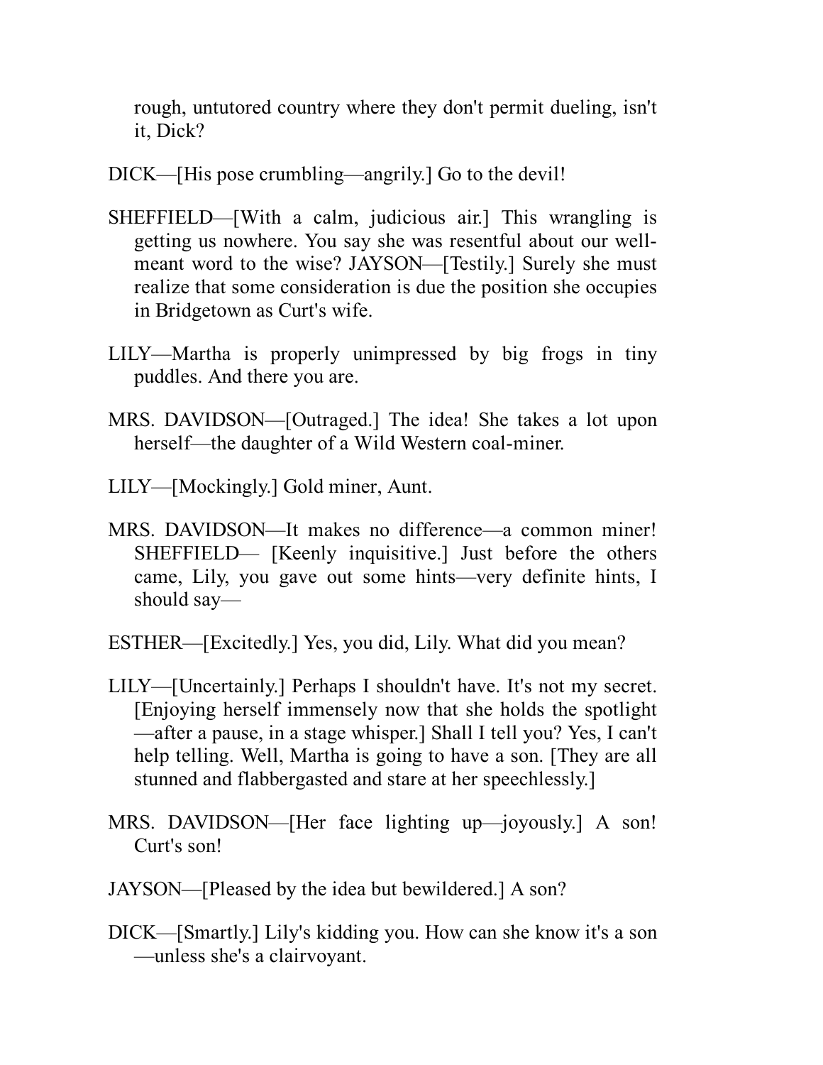rough, untutored country where they don't permit dueling, isn't it, Dick?

DICK—[His pose crumbling—angrily.] Go to the devil!

SHEFFIELD—[With a calm, judicious air.] This wrangling is getting us nowhere. You say she was resentful about our well-meant word to the wise? JAYSON—[Testily.] Surely she must realize that some consideration is due the position she occupies in Bridgetown as Curt's wife.

LILY—Martha is properly unimpressed by big frogs in tiny puddles. And there you are.

MRS. DAVIDSON—[Outraged.] The idea! She takes a lot upon herself—the daughter of a Wild Western coal-miner.

LILY—[Mockingly.] Gold miner, Aunt.

MRS. DAVIDSON—It makes no difference—a common miner! SHEFFIELD— [Keenly inquisitive.] Just before the others came, Lily, you gave out some hints—very definite hints, I should say—

ESTHER—[Excitedly.] Yes, you did, Lily. What did you mean?

LILY—[Uncertainly.] Perhaps I shouldn't have. It's not my secret. [Enjoying herself immensely now that she holds the spotlight—after a pause, in a stage whisper.] Shall I tell you? Yes, I can't help telling. Well, Martha is going to have a son. [They are all stunned and flabbergasted and stare at her speechlessly.]

MRS. DAVIDSON—[Her face lighting up—joyously.] A son! Curt's son!

JAYSON—[Pleased by the idea but bewildered.] A son?

DICK—[Smartly.] Lily's kidding you. How can she know it's a son—unless she's a clairvoyant.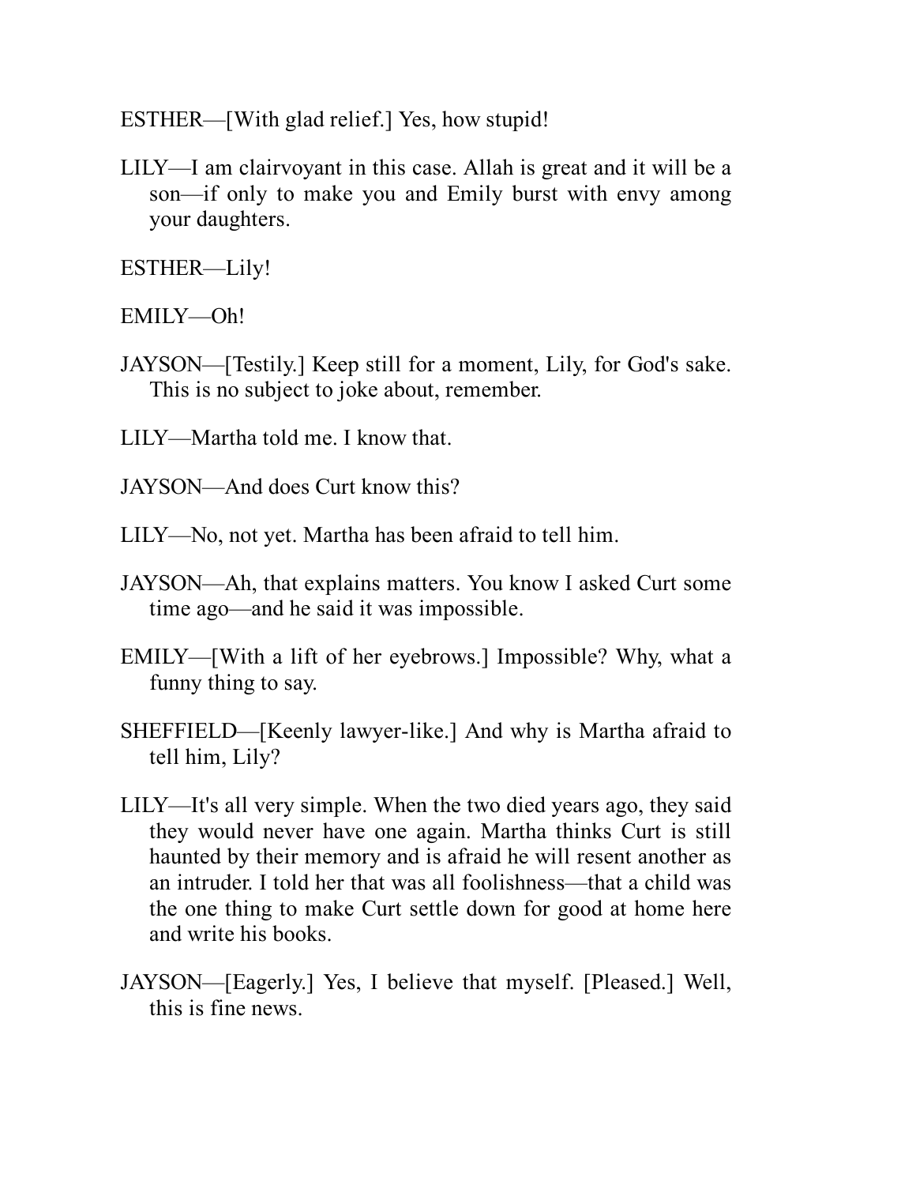ESTHER—[With glad relief.] Yes, how stupid!

LILY—I am clairvoyant in this case. Allah is great and it will be a son—if only to make you and Emily burst with envy among your daughters.

ESTHER—Lily!

EMILY—Oh!

JAYSON—[Testily.] Keep still for a moment, Lily, for God's sake. This is no subject to joke about, remember.

LILY—Martha told me. I know that.

JAYSON—And does Curt know this?

LILY—No, not yet. Martha has been afraid to tell him.

JAYSON—Ah, that explains matters. You know I asked Curt some time ago—and he said it was impossible.

EMILY—[With a lift of her eyebrows.] Impossible? Why, what a funny thing to say.

SHEFFIELD—[Keenly lawyer-like.] And why is Martha afraid to tell him, Lily?

LILY—It's all very simple. When the two died years ago, they said they would never have one again. Martha thinks Curt is still haunted by their memory and is afraid he will resent another as an intruder. I told her that was all foolishness—that a child was the one thing to make Curt settle down for good at home here and write his books.

JAYSON—[Eagerly.] Yes, I believe that myself. [Pleased.] Well, this is fine news.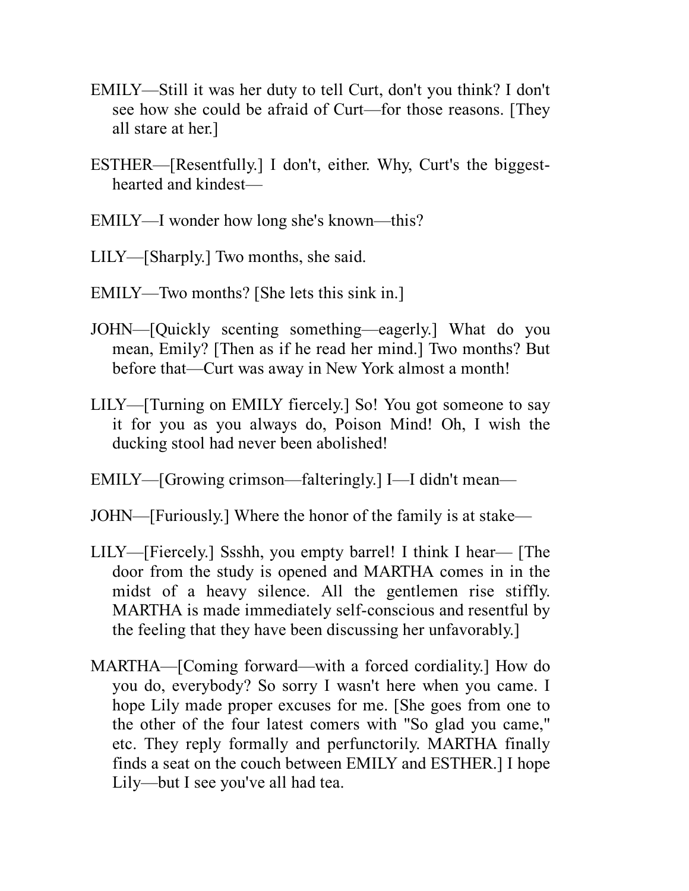EMILY—Still it was her duty to tell Curt, don't you think? I don't see how she could be afraid of Curt—for those reasons. [They all stare at her.]

ESTHER—[Resentfully.] I don't, either. Why, Curt's the biggest-hearted and kindest—

EMILY—I wonder how long she's known—this?

LILY—[Sharply.] Two months, she said.

EMILY—Two months? [She lets this sink in.]

JOHN—[Quickly scenting something—eagerly.] What do you mean, Emily? [Then as if he read her mind.] Two months? But before that—Curt was away in New York almost a month!

LILY—[Turning on EMILY fiercely.] So! You got someone to say it for you as you always do, Poison Mind! Oh, I wish the ducking stool had never been abolished!

EMILY—[Growing crimson—falteringly.] I—I didn't mean—

JOHN—[Furiously.] Where the honor of the family is at stake—

LILY—[Fiercely.] Ssshh, you empty barrel! I think I hear— [The door from the study is opened and MARTHA comes in in the midst of a heavy silence. All the gentlemen rise stiffly. MARTHA is made immediately self-conscious and resentful by the feeling that they have been discussing her unfavorably.]

MARTHA—[Coming forward—with a forced cordiality.] How do you do, everybody? So sorry I wasn't here when you came. I hope Lily made proper excuses for me. [She goes from one to the other of the four latest comers with "So glad you came," etc. They reply formally and perfunctorily. MARTHA finally finds a seat on the couch between EMILY and ESTHER.] I hope Lily—but I see you've all had tea.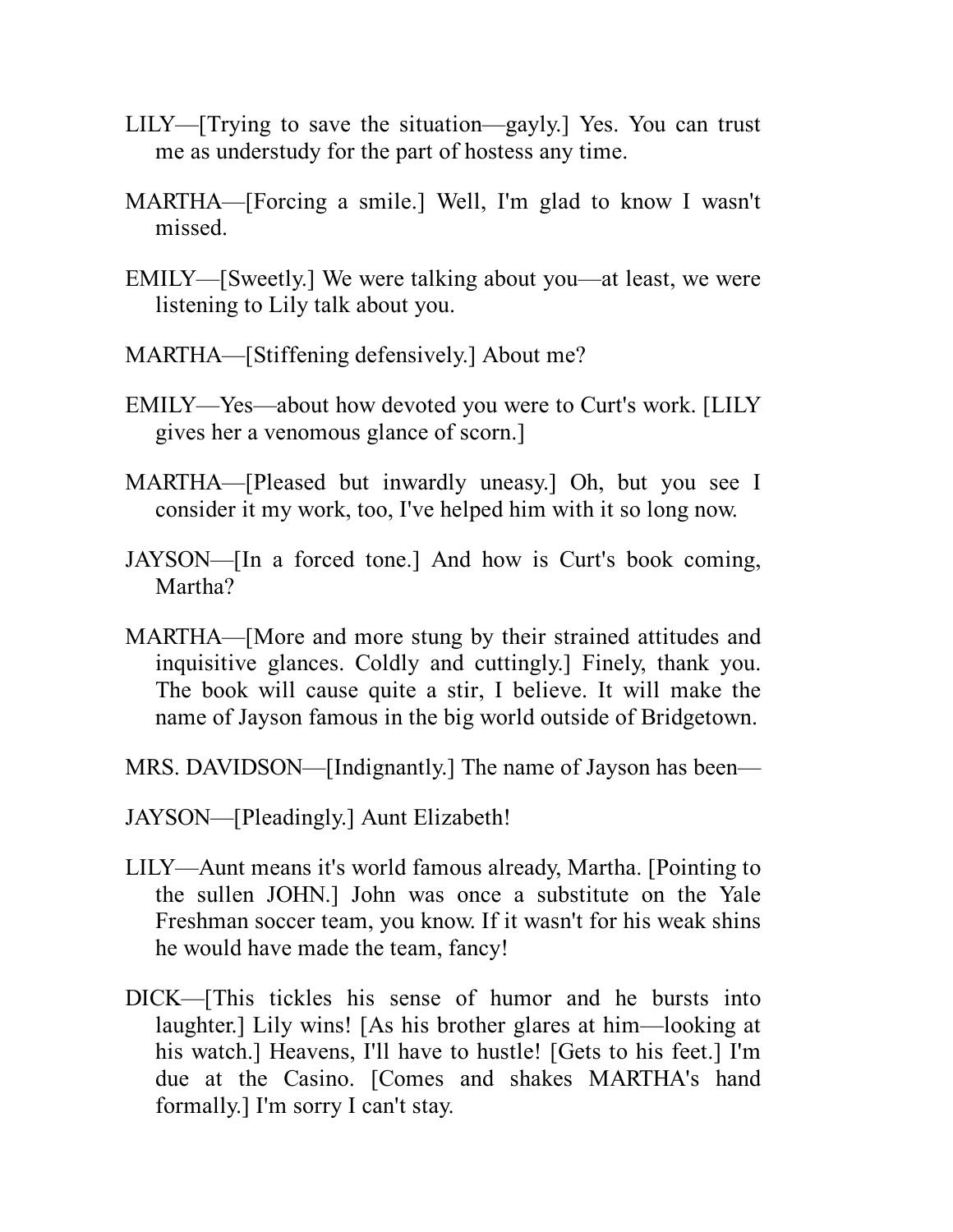LILY—[Trying to save the situation—gayly.] Yes. You can trust me as understudy for the part of hostess any time.

MARTHA—[Forcing a smile.] Well, I'm glad to know I wasn't missed.

EMILY—[Sweetly.] We were talking about you—at least, we were listening to Lily talk about you.

MARTHA—[Stiffening defensively.] About me?

EMILY—Yes—about how devoted you were to Curt's work. [LILY gives her a venomous glance of scorn.]

MARTHA—[Pleased but inwardly uneasy.] Oh, but you see I consider it my work, too, I've helped him with it so long now.

JAYSON—[In a forced tone.] And how is Curt's book coming, Martha?

MARTHA—[More and more stung by their strained attitudes and inquisitive glances. Coldly and cuttingly.] Finely, thank you. The book will cause quite a stir, I believe. It will make the name of Jayson famous in the big world outside of Bridgetown.

MRS. DAVIDSON—[Indignantly.] The name of Jayson has been—

JAYSON—[Pleadingly.] Aunt Elizabeth!

LILY—Aunt means it's world famous already, Martha. [Pointing to the sullen JOHN.] John was once a substitute on the Yale Freshman soccer team, you know. If it wasn't for his weak shins he would have made the team, fancy!

DICK—[This tickles his sense of humor and he bursts into laughter.] Lily wins! [As his brother glares at him—looking at his watch.] Heavens, I'll have to hustle! [Gets to his feet.] I'm due at the Casino. [Comes and shakes MARTHA's hand formally.] I'm sorry I can't stay.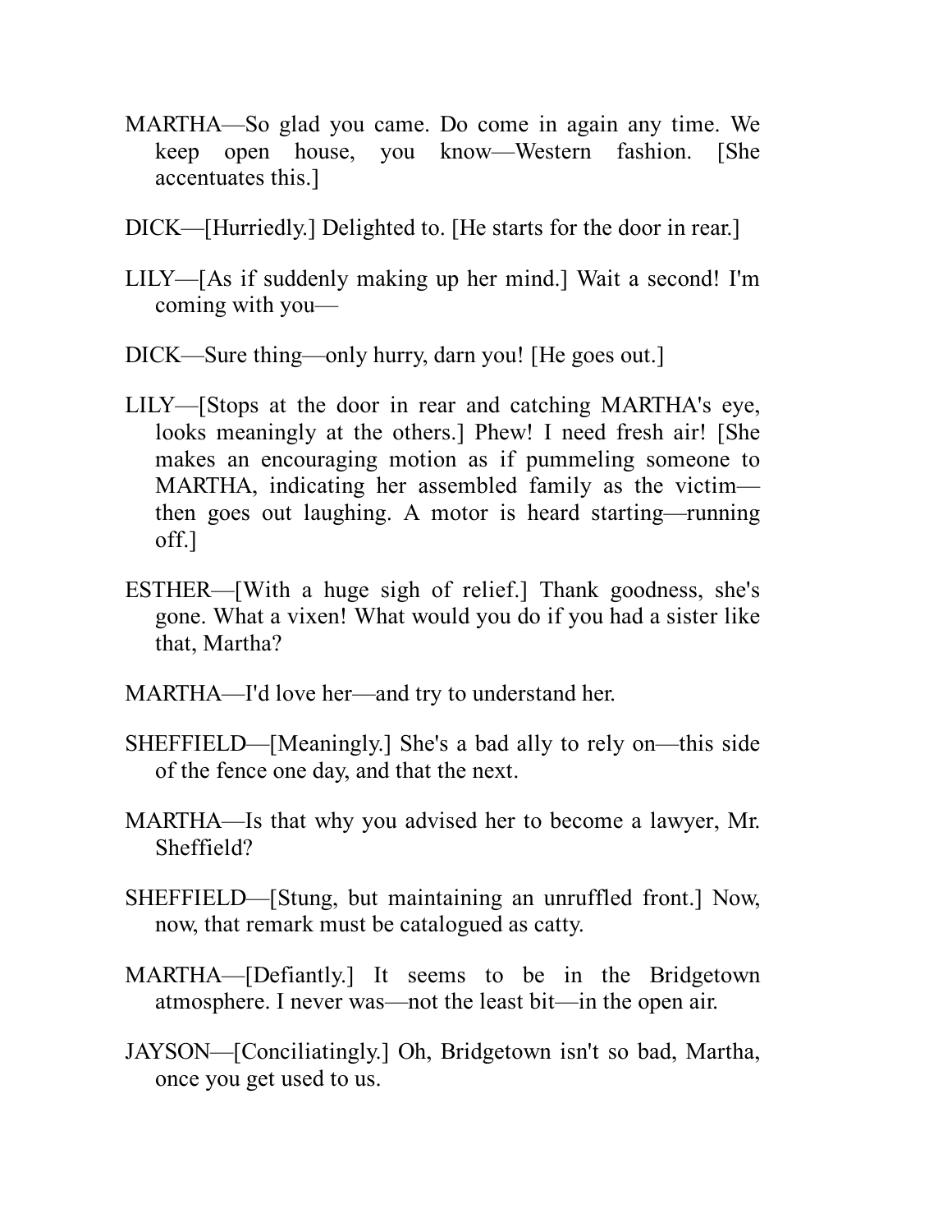MARTHA—So glad you came. Do come in again any time. We keep open house, you know—Western fashion. [She accentuates this.]

DICK—[Hurriedly.] Delighted to. [He starts for the door in rear.]

LILY—[As if suddenly making up her mind.] Wait a second! I'm coming with you—

DICK—Sure thing—only hurry, darn you! [He goes out.]

LILY—[Stops at the door in rear and catching MARTHA's eye, looks meaningly at the others.] Phew! I need fresh air! [She makes an encouraging motion as if pummeling someone to MARTHA, indicating her assembled family as the victim—then goes out laughing. A motor is heard starting—running off.]

ESTHER—[With a huge sigh of relief.] Thank goodness, she's gone. What a vixen! What would you do if you had a sister like that, Martha?

MARTHA—I'd love her—and try to understand her.

SHEFFIELD—[Meaningly.] She's a bad ally to rely on—this side of the fence one day, and that the next.

MARTHA—Is that why you advised her to become a lawyer, Mr. Sheffield?

SHEFFIELD—[Stung, but maintaining an unruffled front.] Now, now, that remark must be catalogued as catty.

MARTHA—[Defiantly.] It seems to be in the Bridgetown atmosphere. I never was—not the least bit—in the open air.

JAYSON—[Conciliatingly.] Oh, Bridgetown isn't so bad, Martha, once you get used to us.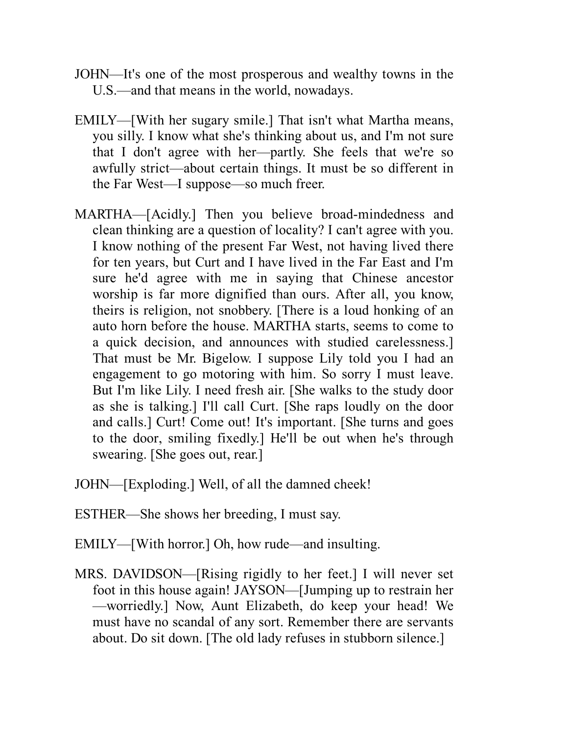JOHN—It's one of the most prosperous and wealthy towns in the U.S.—and that means in the world, nowadays.

EMILY—[With her sugary smile.] That isn't what Martha means, you silly. I know what she's thinking about us, and I'm not sure that I don't agree with her—partly. She feels that we're so awfully strict—about certain things. It must be so different in the Far West—I suppose—so much freer.

MARTHA—[Acidly.] Then you believe broad-mindedness and clean thinking are a question of locality? I can't agree with you. I know nothing of the present Far West, not having lived there for ten years, but Curt and I have lived in the Far East and I'm sure he'd agree with me in saying that Chinese ancestor worship is far more dignified than ours. After all, you know, theirs is religion, not snobbery. [There is a loud honking of an auto horn before the house. MARTHA starts, seems to come to a quick decision, and announces with studied carelessness.] That must be Mr. Bigelow. I suppose Lily told you I had an engagement to go motoring with him. So sorry I must leave. But I'm like Lily. I need fresh air. [She walks to the study door as she is talking.] I'll call Curt. [She raps loudly on the door and calls.] Curt! Come out! It's important. [She turns and goes to the door, smiling fixedly.] He'll be out when he's through swearing. [She goes out, rear.]

JOHN—[Exploding.] Well, of all the damned cheek!

ESTHER—She shows her breeding, I must say.

EMILY—[With horror.] Oh, how rude—and insulting.

MRS. DAVIDSON—[Rising rigidly to her feet.] I will never set foot in this house again!

JAYSON—[Jumping up to restrain her—worriedly.] Now, Aunt Elizabeth, do keep your head! We must have no scandal of any sort. Remember there are servants about. Do sit down. [The old lady refuses in stubborn silence.]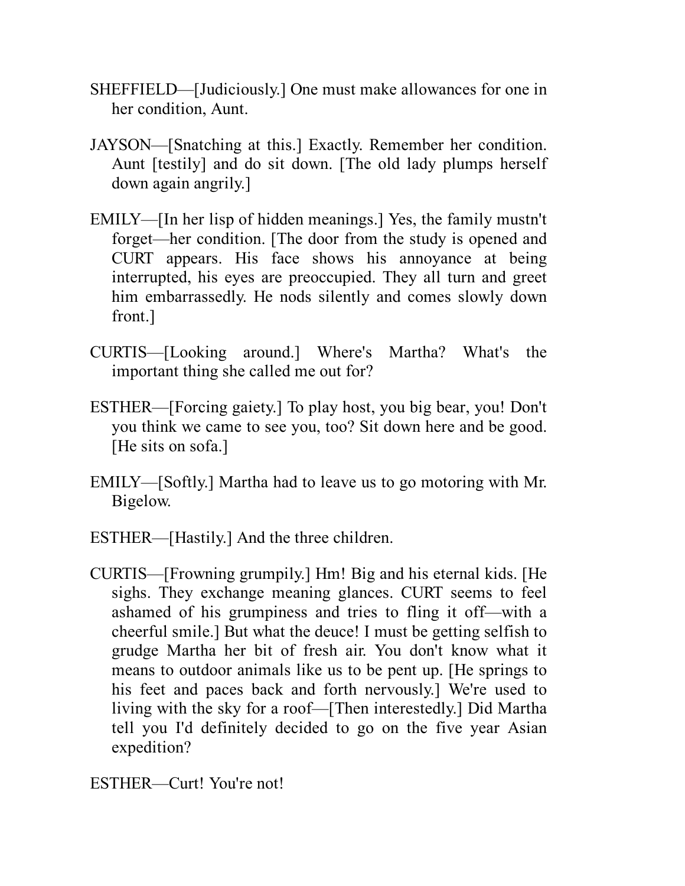SHEFFIELD—[Judiciously.] One must make allowances for one in her condition, Aunt.

JAYSON—[Snatching at this.] Exactly. Remember her condition. Aunt [testily] and do sit down. [The old lady plumps herself down again angrily.]

EMILY—[In her lisp of hidden meanings.] Yes, the family mustn't forget—her condition. [The door from the study is opened and CURT appears. His face shows his annoyance at being interrupted, his eyes are preoccupied. They all turn and greet him embarrassedly. He nods silently and comes slowly down front.]

CURTIS—[Looking around.] Where's Martha? What's the important thing she called me out for?

ESTHER—[Forcing gaiety.] To play host, you big bear, you! Don't you think we came to see you, too? Sit down here and be good. [He sits on sofa.]

EMILY—[Softly.] Martha had to leave us to go motoring with Mr. Bigelow.

ESTHER—[Hastily.] And the three children.

CURTIS—[Frowning grumpily.] Hm! Big and his eternal kids. [He sighs. They exchange meaning glances. CURT seems to feel ashamed of his grumpiness and tries to fling it off—with a cheerful smile.] But what the deuce! I must be getting selfish to grudge Martha her bit of fresh air. You don't know what it means to outdoor animals like us to be pent up. [He springs to his feet and paces back and forth nervously.] We're used to living with the sky for a roof—[Then interestedly.] Did Martha tell you I'd definitely decided to go on the five year Asian expedition?

ESTHER—Curt! You're not!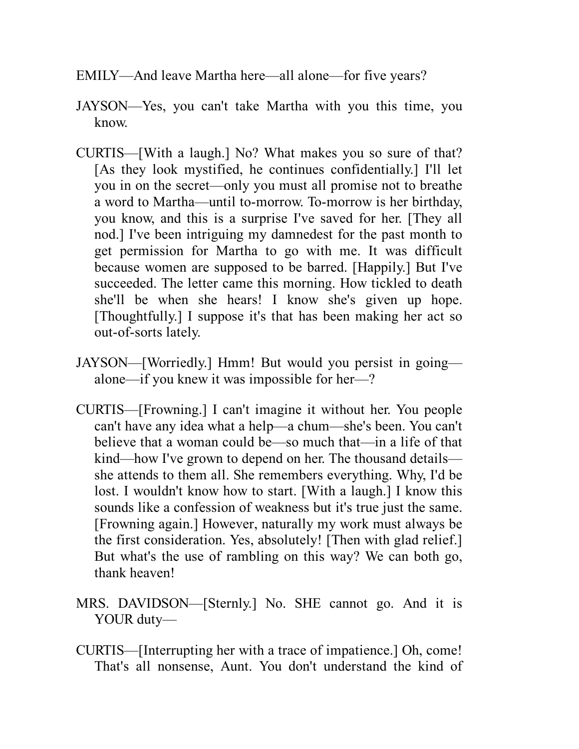EMILY—And leave Martha here—all alone—for five years?

JAYSON—Yes, you can't take Martha with you this time, you know.

CURTIS—[With a laugh.] No? What makes you so sure of that? [As they look mystified, he continues confidentially.] I'll let you in on the secret—only you must all promise not to breathe a word to Martha—until to-morrow. To-morrow is her birthday, you know, and this is a surprise I've saved for her. [They all nod.] I've been intriguing my damnedest for the past month to get permission for Martha to go with me. It was difficult because women are supposed to be barred. [Happily.] But I've succeeded. The letter came this morning. How tickled to death she'll be when she hears! I know she's given up hope. [Thoughtfully.] I suppose it's that has been making her act so out-of-sorts lately.

JAYSON—[Worriedly.] Hmm! But would you persist in going—alone—if you knew it was impossible for her—?

CURTIS—[Frowning.] I can't imagine it without her. You people can't have any idea what a help—a chum—she's been. You can't believe that a woman could be—so much that—in a life of that kind—how I've grown to depend on her. The thousand details—she attends to them all. She remembers everything. Why, I'd be lost. I wouldn't know how to start. [With a laugh.] I know this sounds like a confession of weakness but it's true just the same. [Frowning again.] However, naturally my work must always be the first consideration. Yes, absolutely! [Then with glad relief.] But what's the use of rambling on this way? We can both go, thank heaven!

MRS. DAVIDSON—[Sternly.] No. SHE cannot go. And it is YOUR duty—

CURTIS—[Interrupting her with a trace of impatience.] Oh, come! That's all nonsense, Aunt. You don't understand the kind of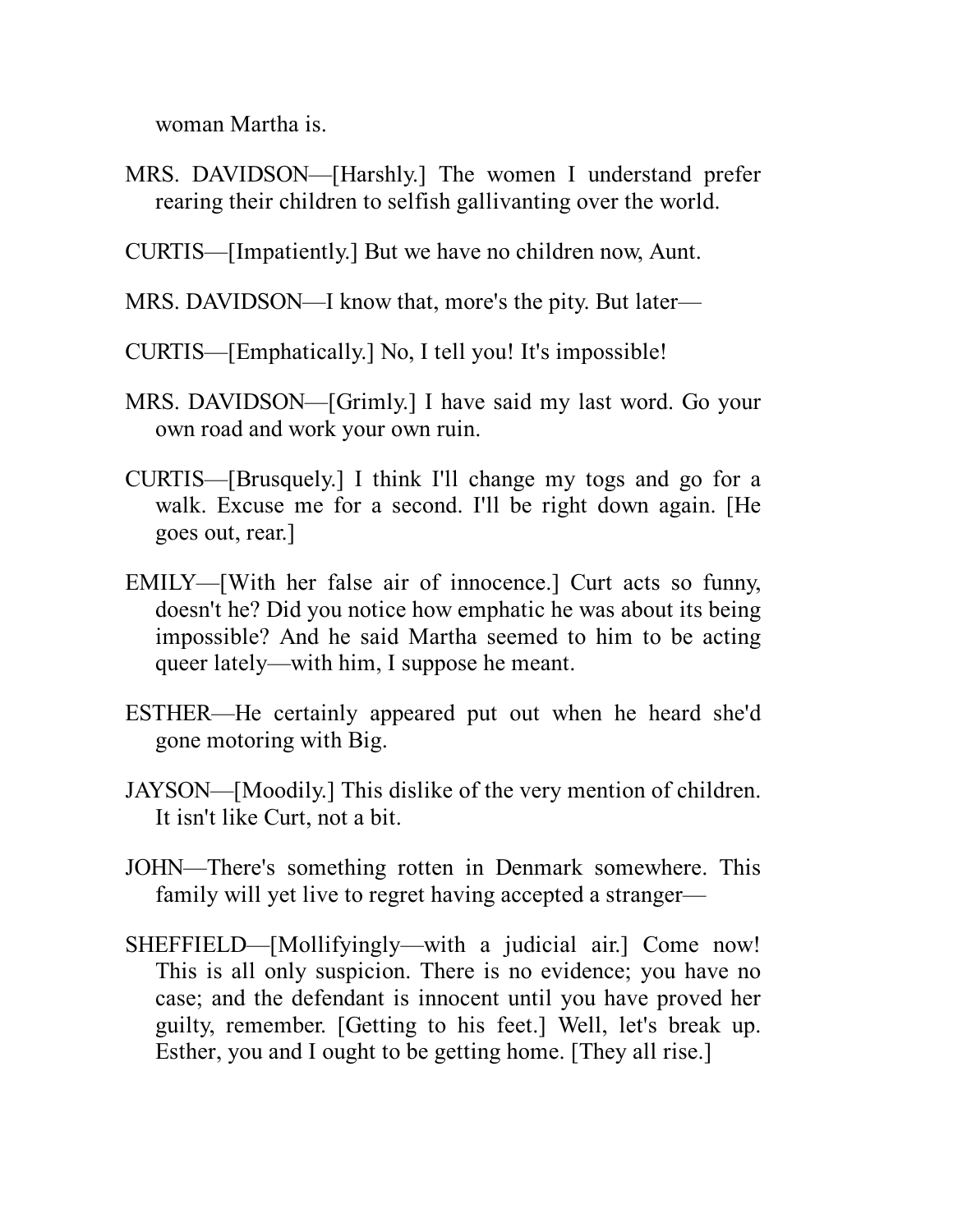woman Martha is.

MRS. DAVIDSON—[Harshly.] The women I understand prefer rearing their children to selfish gallivanting over the world.

CURTIS—[Impatiently.] But we have no children now, Aunt.

MRS. DAVIDSON—I know that, more's the pity. But later—

CURTIS—[Emphatically.] No, I tell you! It's impossible!

MRS. DAVIDSON—[Grimly.] I have said my last word. Go your own road and work your own ruin.

CURTIS—[Brusquely.] I think I'll change my togs and go for a walk. Excuse me for a second. I'll be right down again. [He goes out, rear.]

EMILY—[With her false air of innocence.] Curt acts so funny, doesn't he? Did you notice how emphatic he was about its being impossible? And he said Martha seemed to him to be acting queer lately—with him, I suppose he meant.

ESTHER—He certainly appeared put out when he heard she'd gone motoring with Big.

JAYSON—[Moodily.] This dislike of the very mention of children. It isn't like Curt, not a bit.

JOHN—There's something rotten in Denmark somewhere. This family will yet live to regret having accepted a stranger—

SHEFFIELD—[Mollifyingly—with a judicial air.] Come now! This is all only suspicion. There is no evidence; you have no case; and the defendant is innocent until you have proved her guilty, remember. [Getting to his feet.] Well, let's break up. Esther, you and I ought to be getting home. [They all rise.]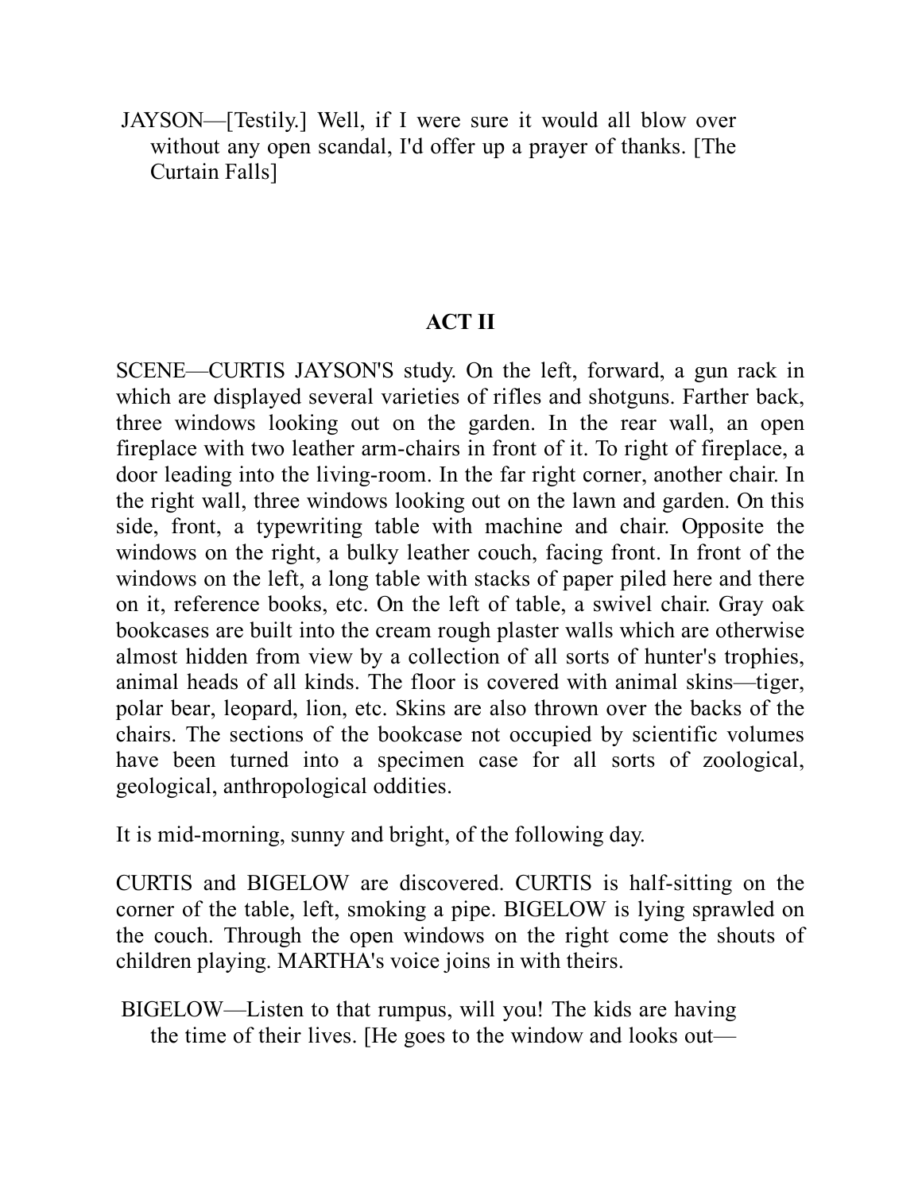JAYSON—[Testily.] Well, if I were sure it would all blow over without any open scandal, I'd offer up a prayer of thanks. [The Curtain Falls]

## ACT II

SCENE—CURTIS JAYSON'S study. On the left, forward, a gun rack in which are displayed several varieties of rifles and shotguns. Farther back, three windows looking out on the garden. In the rear wall, an open fireplace with two leather arm-chairs in front of it. To right of fireplace, a door leading into the living-room. In the far right corner, another chair. In the right wall, three windows looking out on the lawn and garden. On this side, front, a typewriting table with machine and chair. Opposite the windows on the right, a bulky leather couch, facing front. In front of the windows on the left, a long table with stacks of paper piled here and there on it, reference books, etc. On the left of table, a swivel chair. Gray oak bookcases are built into the cream rough plaster walls which are otherwise almost hidden from view by a collection of all sorts of hunter's trophies, animal heads of all kinds. The floor is covered with animal skins—tiger, polar bear, leopard, lion, etc. Skins are also thrown over the backs of the chairs. The sections of the bookcase not occupied by scientific volumes have been turned into a specimen case for all sorts of zoological, geological, anthropological oddities.

It is mid-morning, sunny and bright, of the following day.

CURTIS and BIGELOW are discovered. CURTIS is half-sitting on the corner of the table, left, smoking a pipe. BIGELOW is lying sprawled on the couch. Through the open windows on the right come the shouts of children playing. MARTHA's voice joins in with theirs.

BIGELOW—Listen to that rumpus, will you! The kids are having the time of their lives. [He goes to the window and looks out—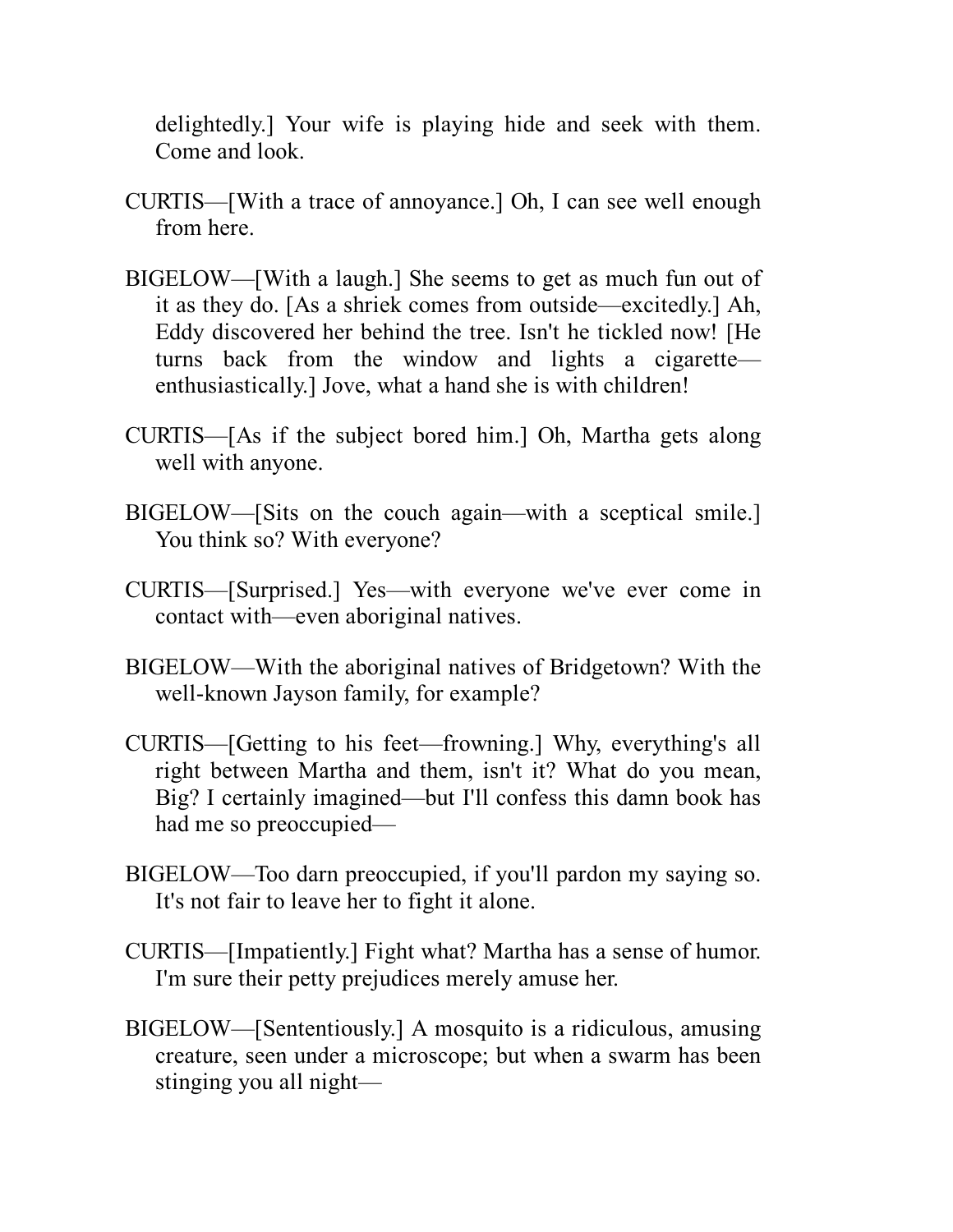delightedly.] Your wife is playing hide and seek with them. Come and look.

CURTIS—[With a trace of annoyance.] Oh, I can see well enough from here.

BIGELOW—[With a laugh.] She seems to get as much fun out of it as they do. [As a shriek comes from outside—excitedly.] Ah, Eddy discovered her behind the tree. Isn't he tickled now! [He turns back from the window and lights a cigarette—enthusiastically.] Jove, what a hand she is with children!

CURTIS—[As if the subject bored him.] Oh, Martha gets along well with anyone.

BIGELOW—[Sits on the couch again—with a sceptical smile.] You think so? With everyone?

CURTIS—[Surprised.] Yes—with everyone we've ever come in contact with—even aboriginal natives.

BIGELOW—With the aboriginal natives of Bridgetown? With the well-known Jayson family, for example?

CURTIS—[Getting to his feet—frowning.] Why, everything's all right between Martha and them, isn't it? What do you mean, Big? I certainly imagined—but I'll confess this damn book has had me so preoccupied—

BIGELOW—Too darn preoccupied, if you'll pardon my saying so. It's not fair to leave her to fight it alone.

CURTIS—[Impatiently.] Fight what? Martha has a sense of humor. I'm sure their petty prejudices merely amuse her.

BIGELOW—[Sententiously.] A mosquito is a ridiculous, amusing creature, seen under a microscope; but when a swarm has been stinging you all night—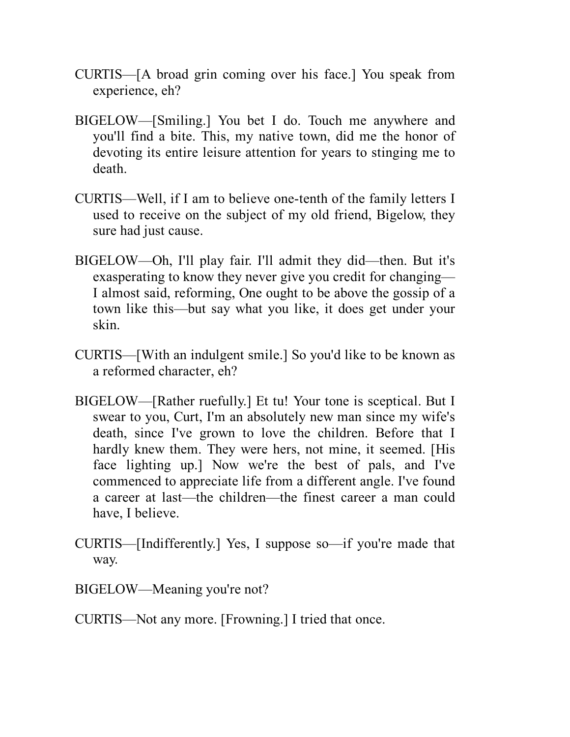CURTIS—[A broad grin coming over his face.] You speak from experience, eh?

BIGELOW—[Smiling.] You bet I do. Touch me anywhere and you'll find a bite. This, my native town, did me the honor of devoting its entire leisure attention for years to stinging me to death.

CURTIS—Well, if I am to believe one-tenth of the family letters I used to receive on the subject of my old friend, Bigelow, they sure had just cause.

BIGELOW—Oh, I'll play fair. I'll admit they did—then. But it's exasperating to know they never give you credit for changing—I almost said, reforming, One ought to be above the gossip of a town like this—but say what you like, it does get under your skin.

CURTIS—[With an indulgent smile.] So you'd like to be known as a reformed character, eh?

BIGELOW—[Rather ruefully.] Et tu! Your tone is sceptical. But I swear to you, Curt, I'm an absolutely new man since my wife's death, since I've grown to love the children. Before that I hardly knew them. They were hers, not mine, it seemed. [His face lighting up.] Now we're the best of pals, and I've commenced to appreciate life from a different angle. I've found a career at last—the children—the finest career a man could have, I believe.

CURTIS—[Indifferently.] Yes, I suppose so—if you're made that way.

BIGELOW—Meaning you're not?

CURTIS—Not any more. [Frowning.] I tried that once.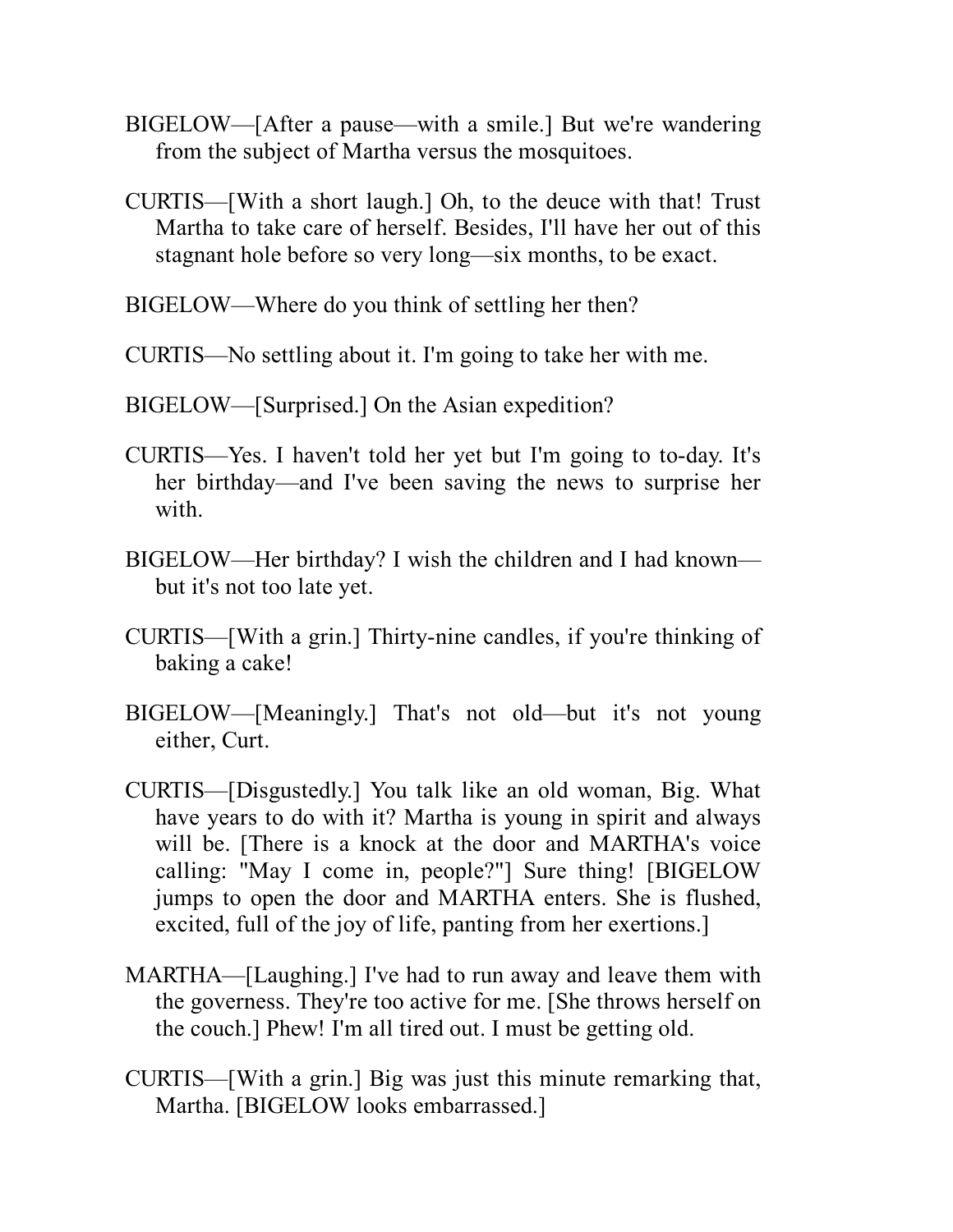BIGELOW—[After a pause—with a smile.] But we're wandering from the subject of Martha versus the mosquitoes.

CURTIS—[With a short laugh.] Oh, to the deuce with that! Trust Martha to take care of herself. Besides, I'll have her out of this stagnant hole before so very long—six months, to be exact.

BIGELOW—Where do you think of settling her then?

CURTIS—No settling about it. I'm going to take her with me.

BIGELOW—[Surprised.] On the Asian expedition?

CURTIS—Yes. I haven't told her yet but I'm going to to-day. It's her birthday—and I've been saving the news to surprise her with.

BIGELOW—Her birthday? I wish the children and I had known—but it's not too late yet.

CURTIS—[With a grin.] Thirty-nine candles, if you're thinking of baking a cake!

BIGELOW—[Meaningly.] That's not old—but it's not young either, Curt.

CURTIS—[Disgustedly.] You talk like an old woman, Big. What have years to do with it? Martha is young in spirit and always will be. [There is a knock at the door and MARTHA's voice calling: "May I come in, people?"] Sure thing! [BIGELOW jumps to open the door and MARTHA enters. She is flushed, excited, full of the joy of life, panting from her exertions.]

MARTHA—[Laughing.] I've had to run away and leave them with the governess. They're too active for me. [She throws herself on the couch.] Phew! I'm all tired out. I must be getting old.

CURTIS—[With a grin.] Big was just this minute remarking that, Martha. [BIGELOW looks embarrassed.]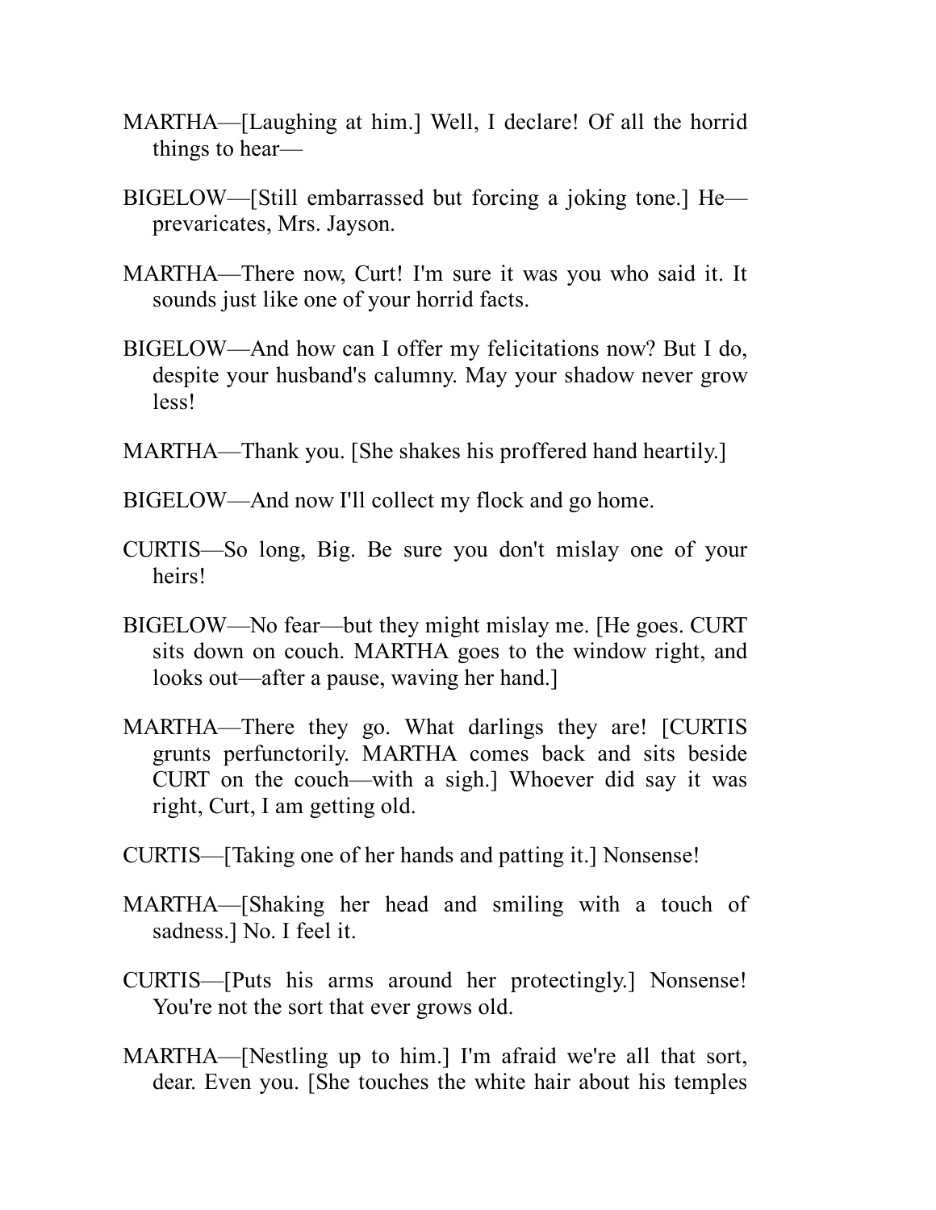MARTHA—[Laughing at him.] Well, I declare! Of all the horrid things to hear—

BIGELOW—[Still embarrassed but forcing a joking tone.] He—prevaricates, Mrs. Jayson.

MARTHA—There now, Curt! I'm sure it was you who said it. It sounds just like one of your horrid facts.

BIGELOW—And how can I offer my felicitations now? But I do, despite your husband's calumny. May your shadow never grow less!

MARTHA—Thank you. [She shakes his proffered hand heartily.]

BIGELOW—And now I'll collect my flock and go home.

CURTIS—So long, Big. Be sure you don't mislay one of your heirs!

BIGELOW—No fear—but they might mislay me. [He goes. CURT sits down on couch. MARTHA goes to the window right, and looks out—after a pause, waving her hand.]

MARTHA—There they go. What darlings they are! [CURTIS grunts perfunctorily. MARTHA comes back and sits beside CURT on the couch—with a sigh.] Whoever did say it was right, Curt, I am getting old.

CURTIS—[Taking one of her hands and patting it.] Nonsense!

MARTHA—[Shaking her head and smiling with a touch of sadness.] No. I feel it.

CURTIS—[Puts his arms around her protectingly.] Nonsense! You're not the sort that ever grows old.

MARTHA—[Nestling up to him.] I'm afraid we're all that sort, dear. Even you. [She touches the white hair about his temples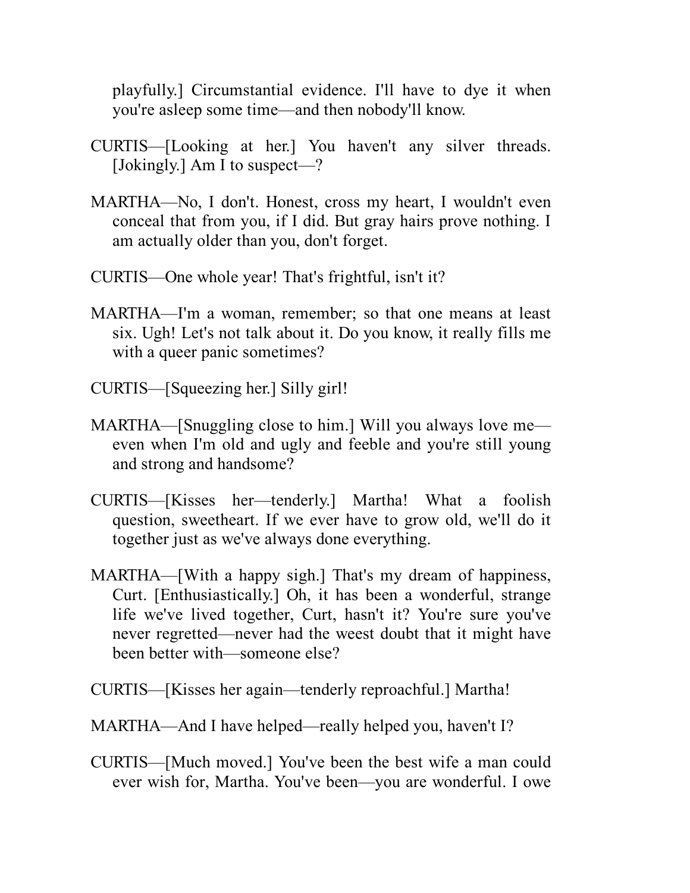playfully.] Circumstantial evidence. I'll have to dye it when you're asleep some time—and then nobody'll know.

CURTIS—[Looking at her.] You haven't any silver threads. [Jokingly.] Am I to suspect—?

MARTHA—No, I don't. Honest, cross my heart, I wouldn't even conceal that from you, if I did. But gray hairs prove nothing. I am actually older than you, don't forget.

CURTIS—One whole year! That's frightful, isn't it?

MARTHA—I'm a woman, remember; so that one means at least six. Ugh! Let's not talk about it. Do you know, it really fills me with a queer panic sometimes?

CURTIS—[Squeezing her.] Silly girl!

MARTHA—[Snuggling close to him.] Will you always love me—even when I'm old and ugly and feeble and you're still young and strong and handsome?

CURTIS—[Kisses her—tenderly.] Martha! What a foolish question, sweetheart. If we ever have to grow old, we'll do it together just as we've always done everything.

MARTHA—[With a happy sigh.] That's my dream of happiness, Curt. [Enthusiastically.] Oh, it has been a wonderful, strange life we've lived together, Curt, hasn't it? You're sure you've never regretted—never had the weest doubt that it might have been better with—someone else?

CURTIS—[Kisses her again—tenderly reproachful.] Martha!

MARTHA—And I have helped—really helped you, haven't I?

CURTIS—[Much moved.] You've been the best wife a man could ever wish for, Martha. You've been—you are wonderful. I owe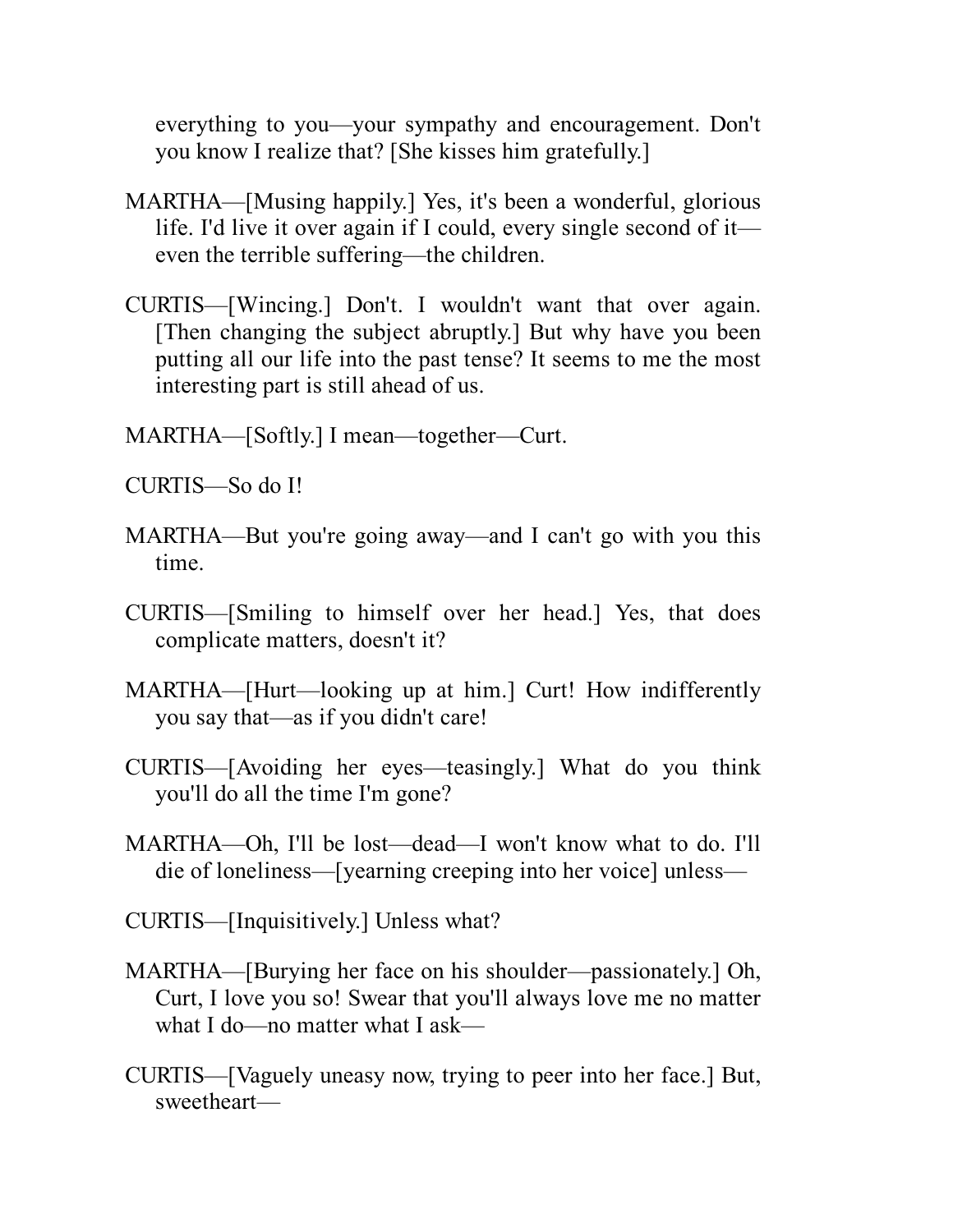everything to you—your sympathy and encouragement. Don't you know I realize that? [She kisses him gratefully.]

MARTHA—[Musing happily.] Yes, it's been a wonderful, glorious life. I'd live it over again if I could, every single second of it—even the terrible suffering—the children.

CURTIS—[Wincing.] Don't. I wouldn't want that over again. [Then changing the subject abruptly.] But why have you been putting all our life into the past tense? It seems to me the most interesting part is still ahead of us.

MARTHA—[Softly.] I mean—together—Curt.

CURTIS—So do I!

MARTHA—But you're going away—and I can't go with you this time.

CURTIS—[Smiling to himself over her head.] Yes, that does complicate matters, doesn't it?

MARTHA—[Hurt—looking up at him.] Curt! How indifferently you say that—as if you didn't care!

CURTIS—[Avoiding her eyes—teasingly.] What do you think you'll do all the time I'm gone?

MARTHA—Oh, I'll be lost—dead—I won't know what to do. I'll die of loneliness—[yearning creeping into her voice] unless—

CURTIS—[Inquisitively.] Unless what?

MARTHA—[Burying her face on his shoulder—passionately.] Oh, Curt, I love you so! Swear that you'll always love me no matter what I do—no matter what I ask—

CURTIS—[Vaguely uneasy now, trying to peer into her face.] But, sweetheart—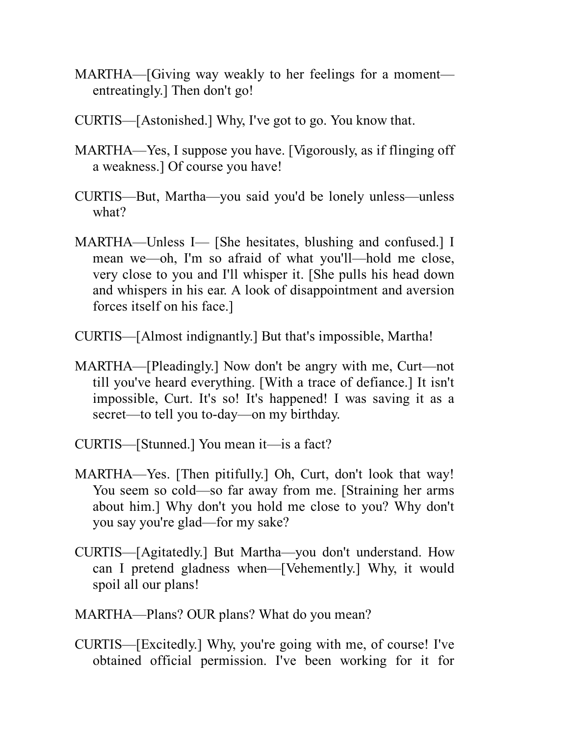MARTHA—[Giving way weakly to her feelings for a moment—entreatingly.] Then don't go!

CURTIS—[Astonished.] Why, I've got to go. You know that.

MARTHA—Yes, I suppose you have. [Vigorously, as if flinging off a weakness.] Of course you have!

CURTIS—But, Martha—you said you'd be lonely unless—unless what?

MARTHA—Unless I— [She hesitates, blushing and confused.] I mean we—oh, I'm so afraid of what you'll—hold me close, very close to you and I'll whisper it. [She pulls his head down and whispers in his ear. A look of disappointment and aversion forces itself on his face.]

CURTIS—[Almost indignantly.] But that's impossible, Martha!

MARTHA—[Pleadingly.] Now don't be angry with me, Curt—not till you've heard everything. [With a trace of defiance.] It isn't impossible, Curt. It's so! It's happened! I was saving it as a secret—to tell you to-day—on my birthday.

CURTIS—[Stunned.] You mean it—is a fact?

MARTHA—Yes. [Then pitifully.] Oh, Curt, don't look that way! You seem so cold—so far away from me. [Straining her arms about him.] Why don't you hold me close to you? Why don't you say you're glad—for my sake?

CURTIS—[Agitatedly.] But Martha—you don't understand. How can I pretend gladness when—[Vehemently.] Why, it would spoil all our plans!

MARTHA—Plans? OUR plans? What do you mean?

CURTIS—[Excitedly.] Why, you're going with me, of course! I've obtained official permission. I've been working for it for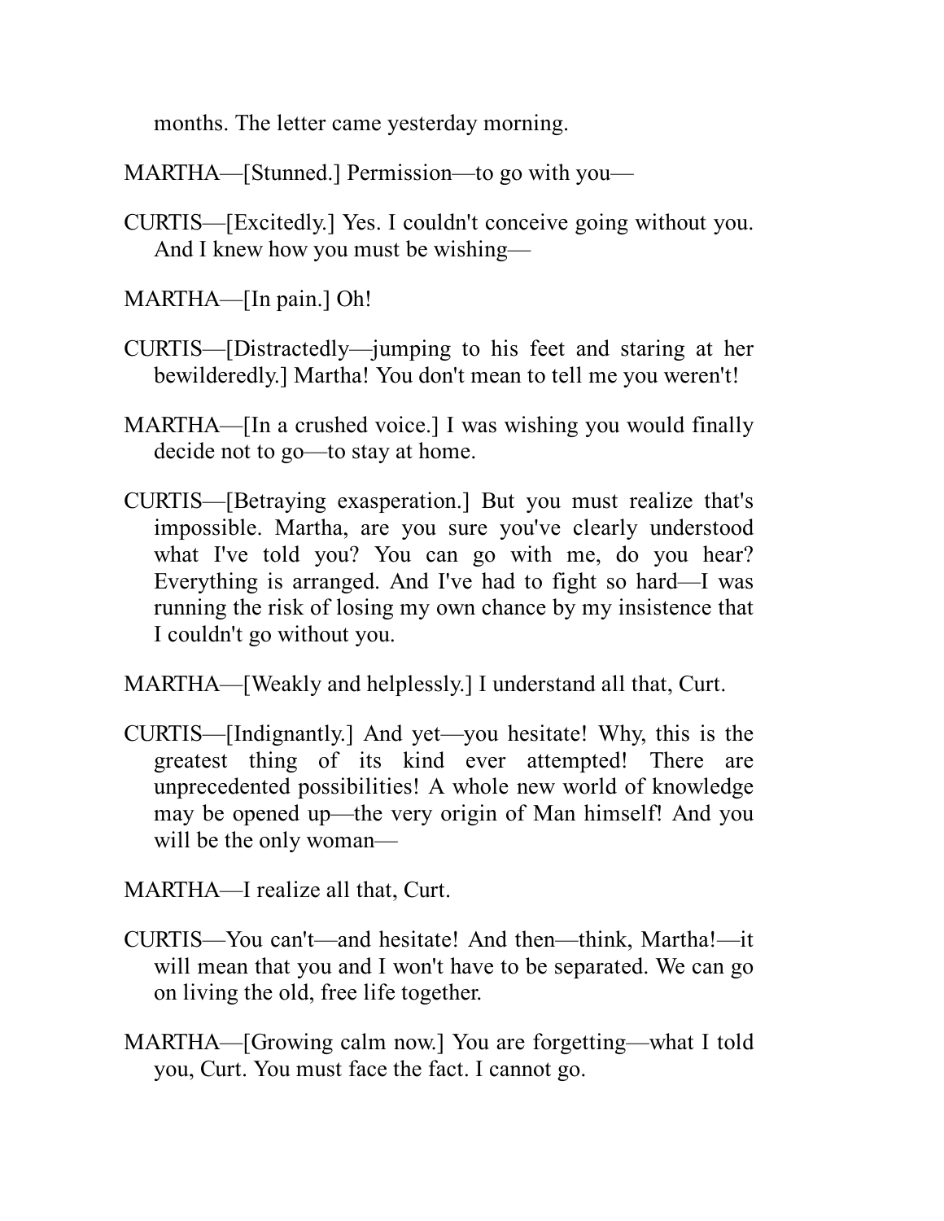months. The letter came yesterday morning.

MARTHA—[Stunned.] Permission—to go with you—

CURTIS—[Excitedly.] Yes. I couldn't conceive going without you. And I knew how you must be wishing—

MARTHA—[In pain.] Oh!

CURTIS—[Distractedly—jumping to his feet and staring at her bewilderedly.] Martha! You don't mean to tell me you weren't!

MARTHA—[In a crushed voice.] I was wishing you would finally decide not to go—to stay at home.

CURTIS—[Betraying exasperation.] But you must realize that's impossible. Martha, are you sure you've clearly understood what I've told you? You can go with me, do you hear? Everything is arranged. And I've had to fight so hard—I was running the risk of losing my own chance by my insistence that I couldn't go without you.

MARTHA—[Weakly and helplessly.] I understand all that, Curt.

CURTIS—[Indignantly.] And yet—you hesitate! Why, this is the greatest thing of its kind ever attempted! There are unprecedented possibilities! A whole new world of knowledge may be opened up—the very origin of Man himself! And you will be the only woman—

MARTHA—I realize all that, Curt.

CURTIS—You can't—and hesitate! And then—think, Martha!—it will mean that you and I won't have to be separated. We can go on living the old, free life together.

MARTHA—[Growing calm now.] You are forgetting—what I told you, Curt. You must face the fact. I cannot go.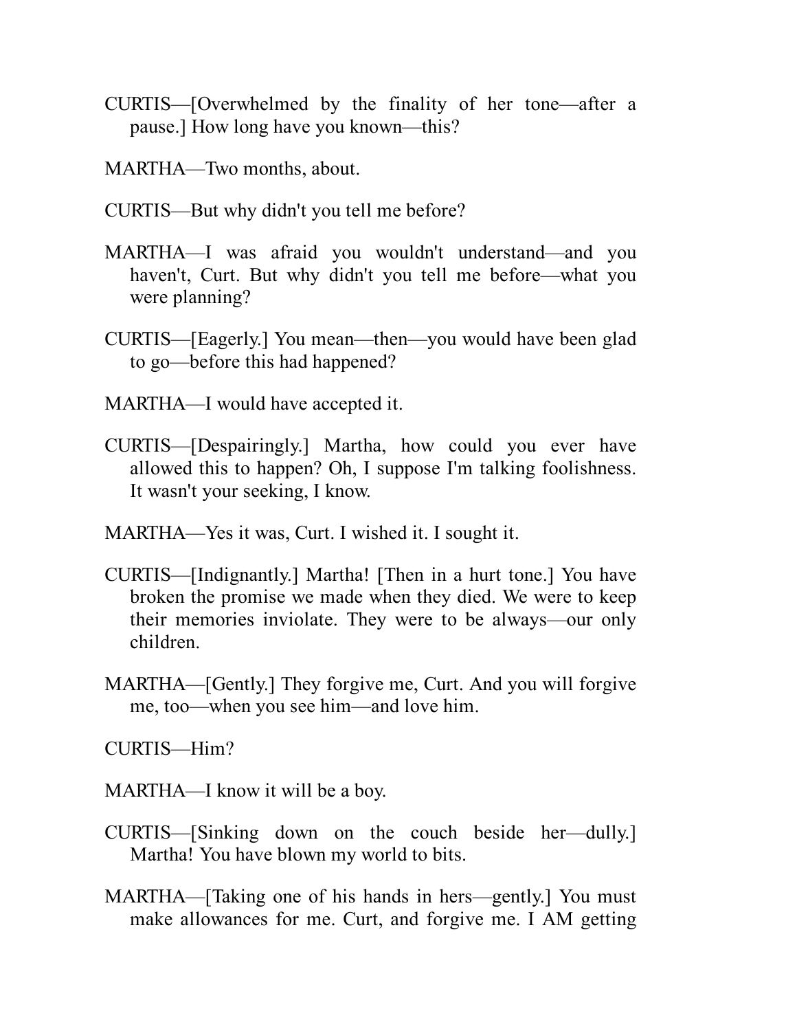CURTIS—[Overwhelmed by the finality of her tone—after a pause.] How long have you known—this?

MARTHA—Two months, about.

CURTIS—But why didn't you tell me before?

MARTHA—I was afraid you wouldn't understand—and you haven't, Curt. But why didn't you tell me before—what you were planning?

CURTIS—[Eagerly.] You mean—then—you would have been glad to go—before this had happened?

MARTHA—I would have accepted it.

CURTIS—[Despairingly.] Martha, how could you ever have allowed this to happen? Oh, I suppose I'm talking foolishness. It wasn't your seeking, I know.

MARTHA—Yes it was, Curt. I wished it. I sought it.

CURTIS—[Indignantly.] Martha! [Then in a hurt tone.] You have broken the promise we made when they died. We were to keep their memories inviolate. They were to be always—our only children.

MARTHA—[Gently.] They forgive me, Curt. And you will forgive me, too—when you see him—and love him.

CURTIS—Him?

MARTHA—I know it will be a boy.

CURTIS—[Sinking down on the couch beside her—dully.] Martha! You have blown my world to bits.

MARTHA—[Taking one of his hands in hers—gently.] You must make allowances for me. Curt, and forgive me. I AM getting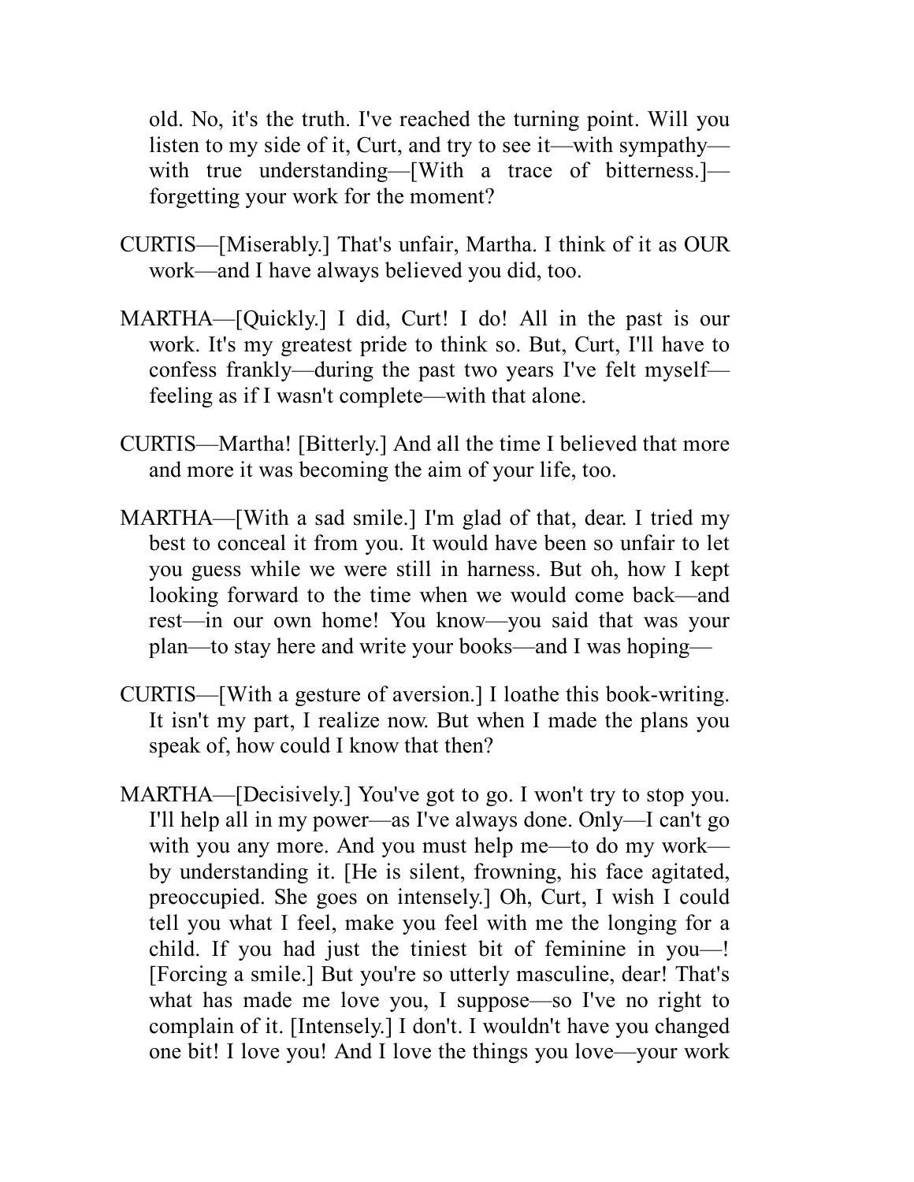old. No, it's the truth. I've reached the turning point. Will you listen to my side of it, Curt, and try to see it—with sympathy—with true understanding—[With a trace of bitterness.]—forgetting your work for the moment?

CURTIS—[Miserably.] That's unfair, Martha. I think of it as OUR work—and I have always believed you did, too.

MARTHA—[Quickly.] I did, Curt! I do! All in the past is our work. It's my greatest pride to think so. But, Curt, I'll have to confess frankly—during the past two years I've felt myself—feeling as if I wasn't complete—with that alone.

CURTIS—Martha! [Bitterly.] And all the time I believed that more and more it was becoming the aim of your life, too.

MARTHA—[With a sad smile.] I'm glad of that, dear. I tried my best to conceal it from you. It would have been so unfair to let you guess while we were still in harness. But oh, how I kept looking forward to the time when we would come back—and rest—in our own home! You know—you said that was your plan—to stay here and write your books—and I was hoping—

CURTIS—[With a gesture of aversion.] I loathe this book-writing. It isn't my part, I realize now. But when I made the plans you speak of, how could I know that then?

MARTHA—[Decisively.] You've got to go. I won't try to stop you. I'll help all in my power—as I've always done. Only—I can't go with you any more. And you must help me—to do my work—by understanding it. [He is silent, frowning, his face agitated, preoccupied. She goes on intensely.] Oh, Curt, I wish I could tell you what I feel, make you feel with me the longing for a child. If you had just the tiniest bit of feminine in you—! [Forcing a smile.] But you're so utterly masculine, dear! That's what has made me love you, I suppose—so I've no right to complain of it. [Intensely.] I don't. I wouldn't have you changed one bit! I love you! And I love the things you love—your work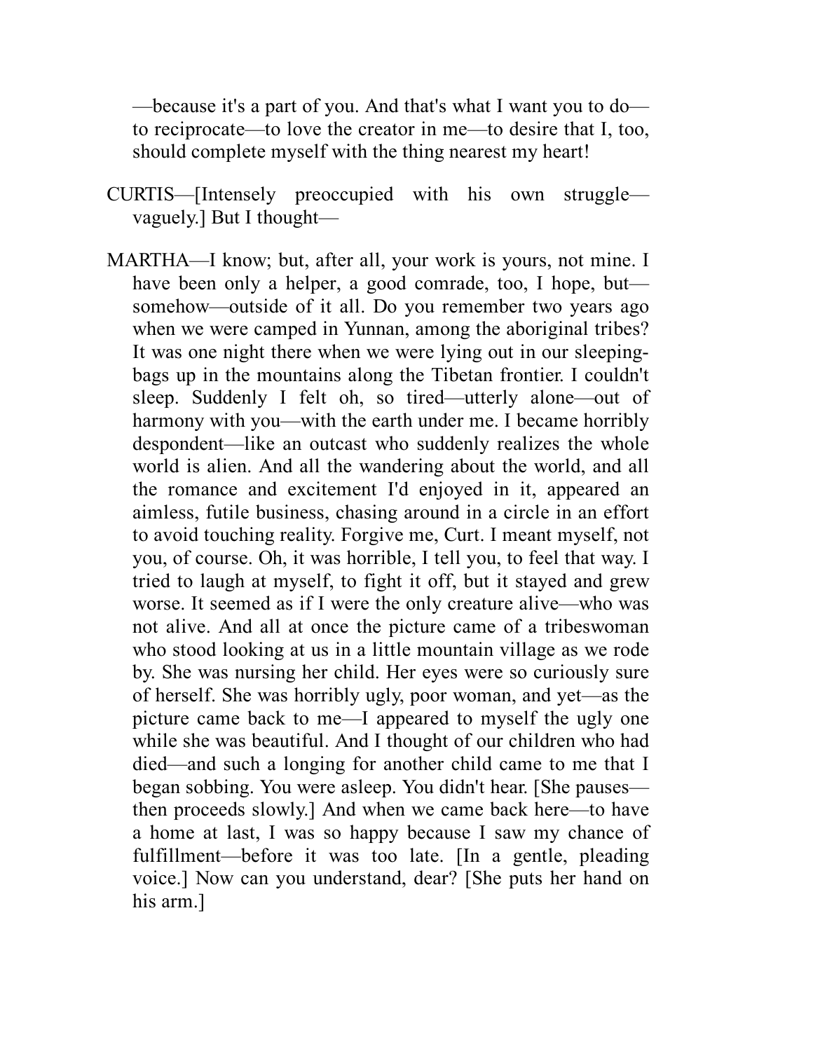—because it's a part of you. And that's what I want you to do—to reciprocate—to love the creator in me—to desire that I, too, should complete myself with the thing nearest my heart!

CURTIS—[Intensely preoccupied with his own struggle—vaguely.] But I thought—

MARTHA—I know; but, after all, your work is yours, not mine. I have been only a helper, a good comrade, too, I hope, but—somehow—outside of it all. Do you remember two years ago when we were camped in Yunnan, among the aboriginal tribes? It was one night there when we were lying out in our sleeping-bags up in the mountains along the Tibetan frontier. I couldn't sleep. Suddenly I felt oh, so tired—utterly alone—out of harmony with you—with the earth under me. I became horribly despondent—like an outcast who suddenly realizes the whole world is alien. And all the wandering about the world, and all the romance and excitement I'd enjoyed in it, appeared an aimless, futile business, chasing around in a circle in an effort to avoid touching reality. Forgive me, Curt. I meant myself, not you, of course. Oh, it was horrible, I tell you, to feel that way. I tried to laugh at myself, to fight it off, but it stayed and grew worse. It seemed as if I were the only creature alive—who was not alive. And all at once the picture came of a tribeswoman who stood looking at us in a little mountain village as we rode by. She was nursing her child. Her eyes were so curiously sure of herself. She was horribly ugly, poor woman, and yet—as the picture came back to me—I appeared to myself the ugly one while she was beautiful. And I thought of our children who had died—and such a longing for another child came to me that I began sobbing. You were asleep. You didn't hear. [She pauses—then proceeds slowly.] And when we came back here—to have a home at last, I was so happy because I saw my chance of fulfillment—before it was too late. [In a gentle, pleading voice.] Now can you understand, dear? [She puts her hand on his arm.]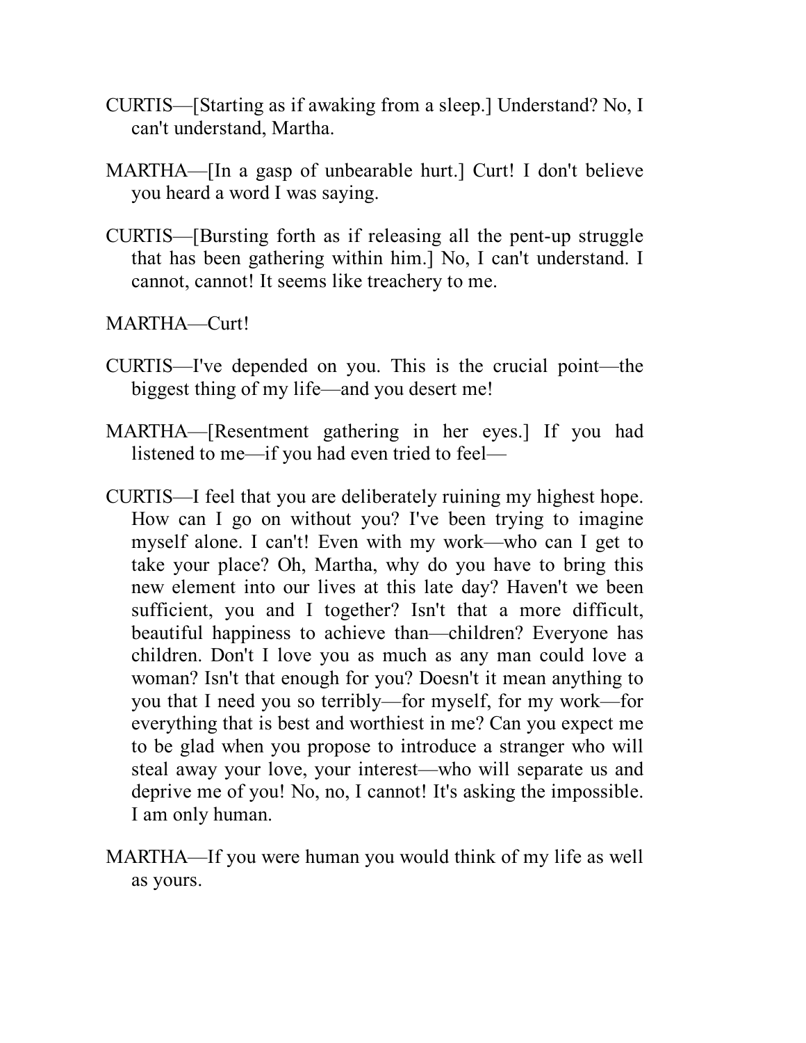CURTIS—[Starting as if awaking from a sleep.] Understand? No, I can't understand, Martha.

MARTHA—[In a gasp of unbearable hurt.] Curt! I don't believe you heard a word I was saying.

CURTIS—[Bursting forth as if releasing all the pent-up struggle that has been gathering within him.] No, I can't understand. I cannot, cannot! It seems like treachery to me.

MARTHA—Curt!

CURTIS—I've depended on you. This is the crucial point—the biggest thing of my life—and you desert me!

MARTHA—[Resentment gathering in her eyes.] If you had listened to me—if you had even tried to feel—

CURTIS—I feel that you are deliberately ruining my highest hope. How can I go on without you? I've been trying to imagine myself alone. I can't! Even with my work—who can I get to take your place? Oh, Martha, why do you have to bring this new element into our lives at this late day? Haven't we been sufficient, you and I together? Isn't that a more difficult, beautiful happiness to achieve than—children? Everyone has children. Don't I love you as much as any man could love a woman? Isn't that enough for you? Doesn't it mean anything to you that I need you so terribly—for myself, for my work—for everything that is best and worthiest in me? Can you expect me to be glad when you propose to introduce a stranger who will steal away your love, your interest—who will separate us and deprive me of you! No, no, I cannot! It's asking the impossible. I am only human.

MARTHA—If you were human you would think of my life as well as yours.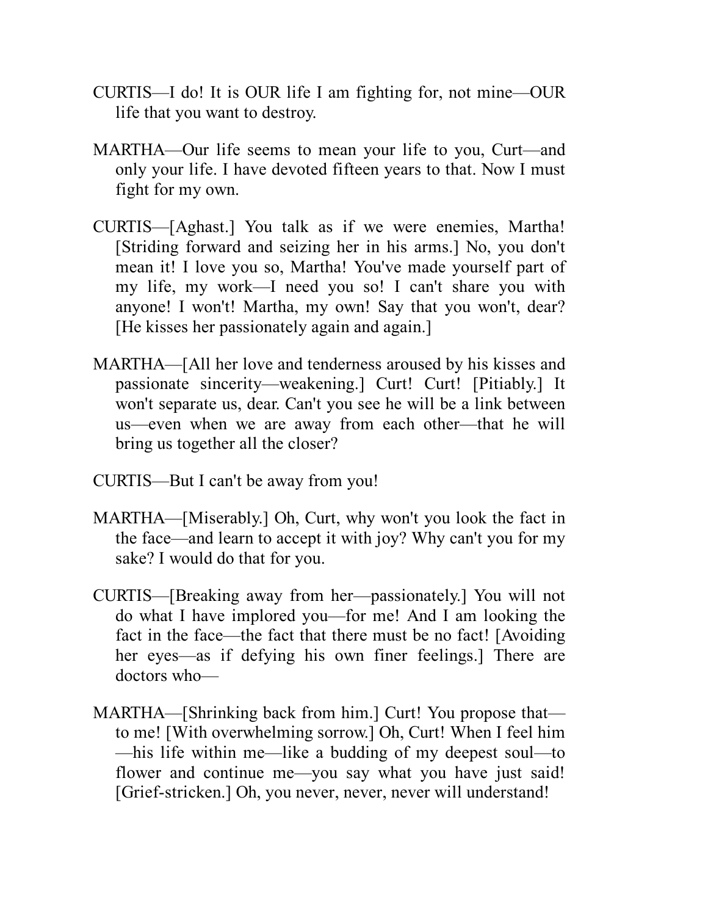CURTIS—I do! It is OUR life I am fighting for, not mine—OUR life that you want to destroy.

MARTHA—Our life seems to mean your life to you, Curt—and only your life. I have devoted fifteen years to that. Now I must fight for my own.

CURTIS—[Aghast.] You talk as if we were enemies, Martha! [Striding forward and seizing her in his arms.] No, you don't mean it! I love you so, Martha! You've made yourself part of my life, my work—I need you so! I can't share you with anyone! I won't! Martha, my own! Say that you won't, dear? [He kisses her passionately again and again.]

MARTHA—[All her love and tenderness aroused by his kisses and passionate sincerity—weakening.] Curt! Curt! [Pitiably.] It won't separate us, dear. Can't you see he will be a link between us—even when we are away from each other—that he will bring us together all the closer?

CURTIS—But I can't be away from you!

MARTHA—[Miserably.] Oh, Curt, why won't you look the fact in the face—and learn to accept it with joy? Why can't you for my sake? I would do that for you.

CURTIS—[Breaking away from her—passionately.] You will not do what I have implored you—for me! And I am looking the fact in the face—the fact that there must be no fact! [Avoiding her eyes—as if defying his own finer feelings.] There are doctors who—

MARTHA—[Shrinking back from him.] Curt! You propose that—to me! [With overwhelming sorrow.] Oh, Curt! When I feel him—his life within me—like a budding of my deepest soul—to flower and continue me—you say what you have just said! [Grief-stricken.] Oh, you never, never, never will understand!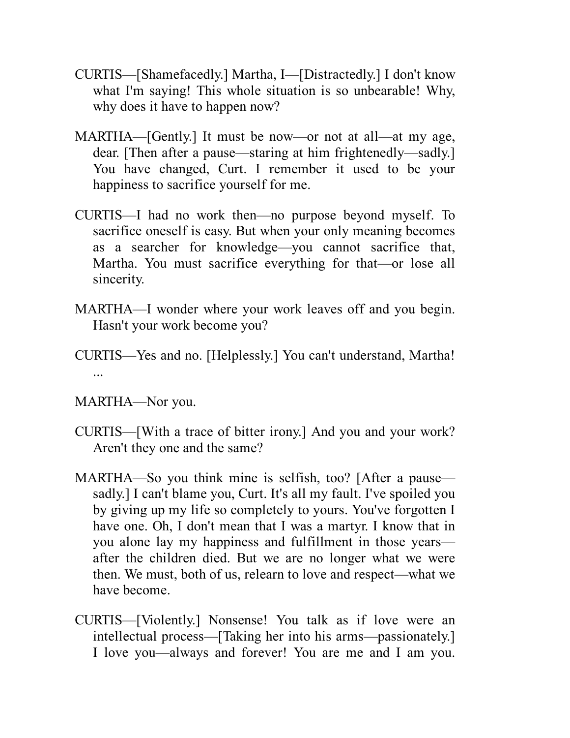CURTIS—[Shamefacedly.] Martha, I—[Distractedly.] I don't know what I'm saying! This whole situation is so unbearable! Why, why does it have to happen now?

MARTHA—[Gently.] It must be now—or not at all—at my age, dear. [Then after a pause—staring at him frightenedly—sadly.] You have changed, Curt. I remember it used to be your happiness to sacrifice yourself for me.

CURTIS—I had no work then—no purpose beyond myself. To sacrifice oneself is easy. But when your only meaning becomes as a searcher for knowledge—you cannot sacrifice that, Martha. You must sacrifice everything for that—or lose all sincerity.

MARTHA—I wonder where your work leaves off and you begin. Hasn't your work become you?

CURTIS—Yes and no. [Helplessly.] You can't understand, Martha! ...

MARTHA—Nor you.

CURTIS—[With a trace of bitter irony.] And you and your work? Aren't they one and the same?

MARTHA—So you think mine is selfish, too? [After a pause—sadly.] I can't blame you, Curt. It's all my fault. I've spoiled you by giving up my life so completely to yours. You've forgotten I have one. Oh, I don't mean that I was a martyr. I know that in you alone lay my happiness and fulfillment in those years—after the children died. But we are no longer what we were then. We must, both of us, relearn to love and respect—what we have become.

CURTIS—[Violently.] Nonsense! You talk as if love were an intellectual process—[Taking her into his arms—passionately.] I love you—always and forever! You are me and I am you.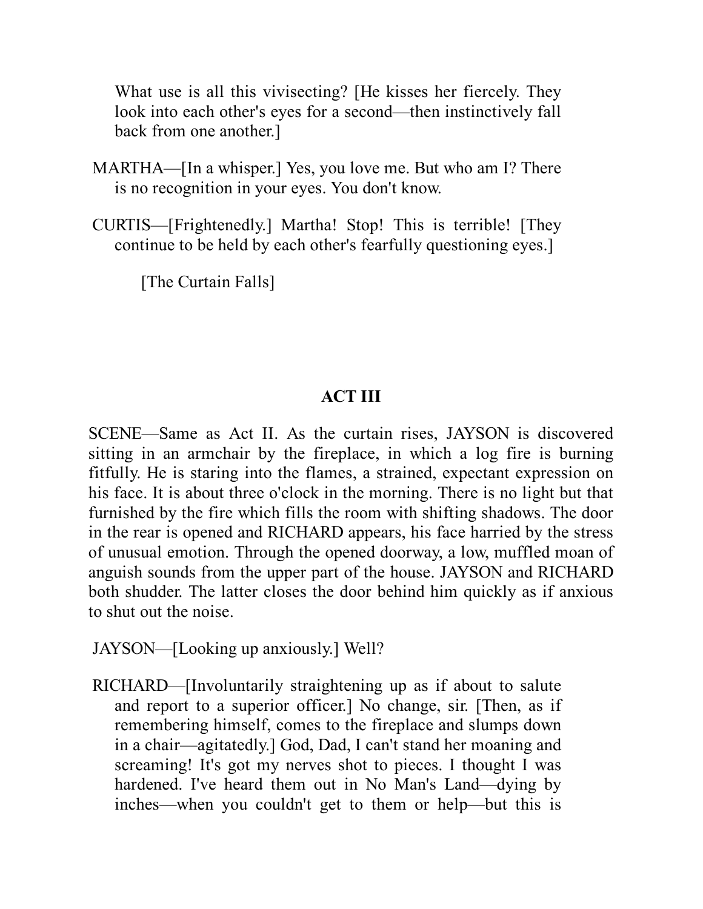What use is all this vivisecting? [He kisses her fiercely. They look into each other's eyes for a second—then instinctively fall back from one another.]

MARTHA—[In a whisper.] Yes, you love me. But who am I? There is no recognition in your eyes. You don't know.

CURTIS—[Frightenedly.] Martha! Stop! This is terrible! [They continue to be held by each other's fearfully questioning eyes.]

[The Curtain Falls]

## ACT III

SCENE—Same as Act II. As the curtain rises, JAYSON is discovered sitting in an armchair by the fireplace, in which a log fire is burning fitfully. He is staring into the flames, a strained, expectant expression on his face. It is about three o'clock in the morning. There is no light but that furnished by the fire which fills the room with shifting shadows. The door in the rear is opened and RICHARD appears, his face harried by the stress of unusual emotion. Through the opened doorway, a low, muffled moan of anguish sounds from the upper part of the house. JAYSON and RICHARD both shudder. The latter closes the door behind him quickly as if anxious to shut out the noise.

JAYSON—[Looking up anxiously.] Well?

RICHARD—[Involuntarily straightening up as if about to salute and report to a superior officer.] No change, sir. [Then, as if remembering himself, comes to the fireplace and slumps down in a chair—agitatedly.] God, Dad, I can't stand her moaning and screaming! It's got my nerves shot to pieces. I thought I was hardened. I've heard them out in No Man's Land—dying by inches—when you couldn't get to them or help—but this is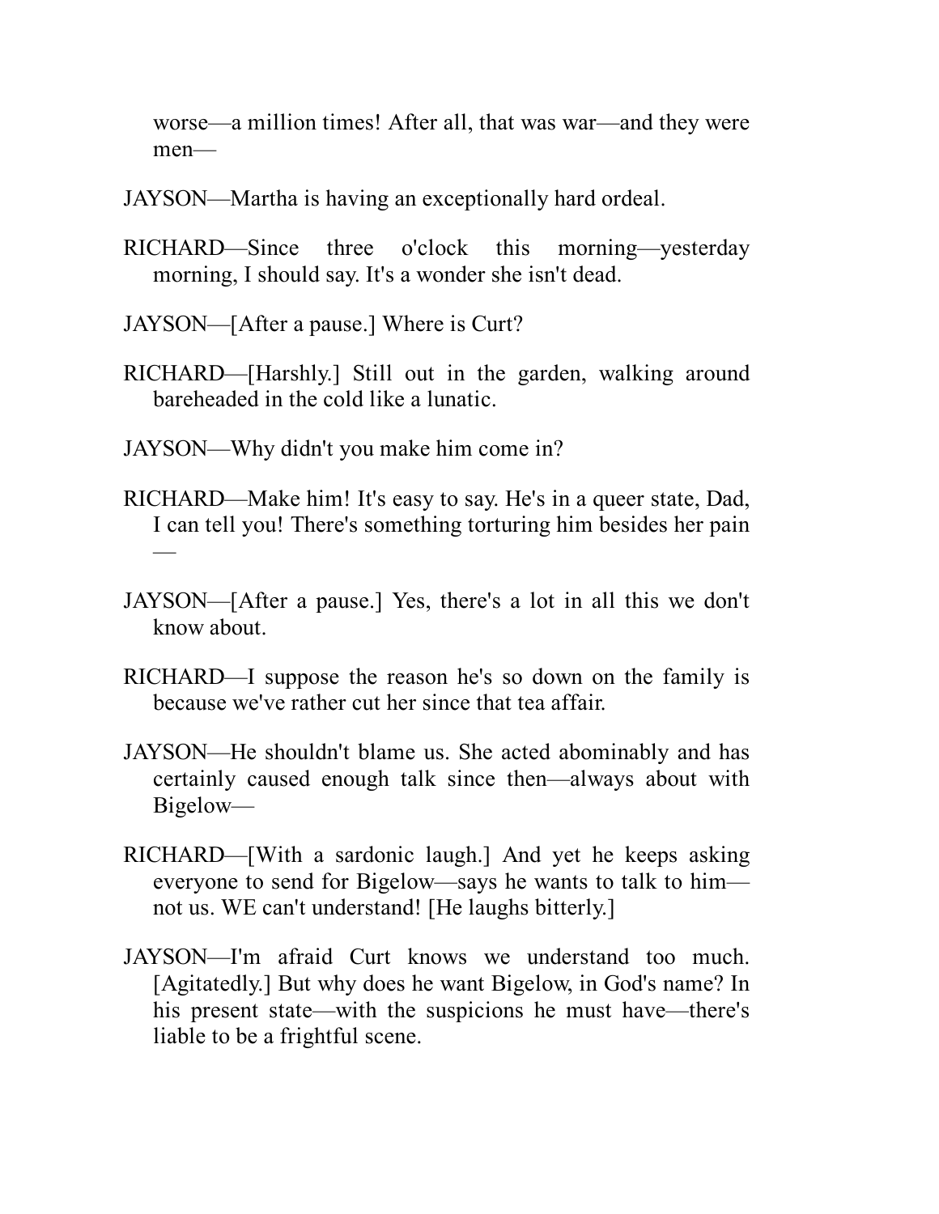worse—a million times! After all, that was war—and they were men—

JAYSON—Martha is having an exceptionally hard ordeal.

RICHARD—Since three o'clock this morning—yesterday morning, I should say. It's a wonder she isn't dead.

JAYSON—[After a pause.] Where is Curt?

RICHARD—[Harshly.] Still out in the garden, walking around bareheaded in the cold like a lunatic.

JAYSON—Why didn't you make him come in?

RICHARD—Make him! It's easy to say. He's in a queer state, Dad, I can tell you! There's something torturing him besides her pain —

JAYSON—[After a pause.] Yes, there's a lot in all this we don't know about.

RICHARD—I suppose the reason he's so down on the family is because we've rather cut her since that tea affair.

JAYSON—He shouldn't blame us. She acted abominably and has certainly caused enough talk since then—always about with Bigelow—

RICHARD—[With a sardonic laugh.] And yet he keeps asking everyone to send for Bigelow—says he wants to talk to him—not us. WE can't understand! [He laughs bitterly.]

JAYSON—I'm afraid Curt knows we understand too much. [Agitatedly.] But why does he want Bigelow, in God's name? In his present state—with the suspicions he must have—there's liable to be a frightful scene.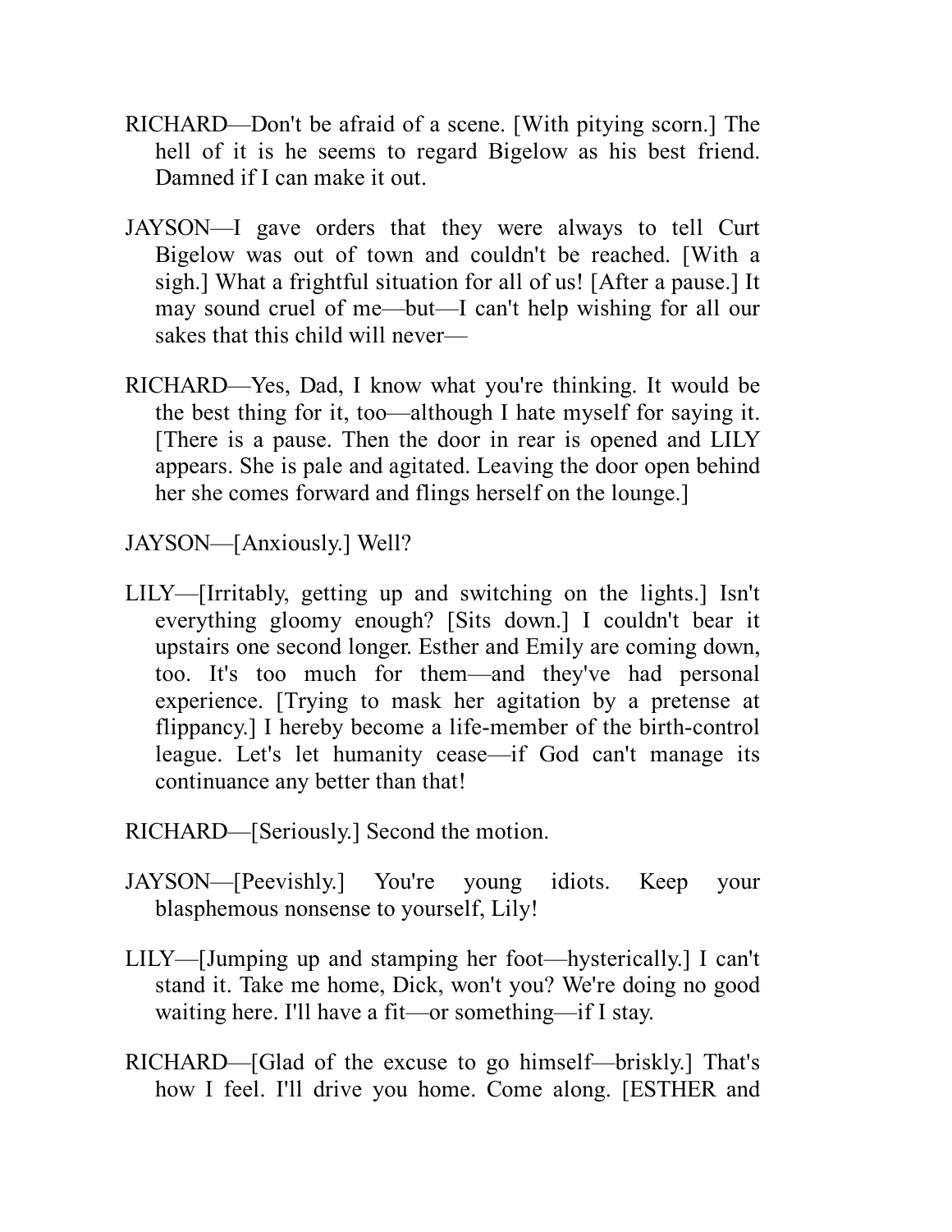RICHARD—Don't be afraid of a scene. [With pitying scorn.] The hell of it is he seems to regard Bigelow as his best friend. Damned if I can make it out.

JAYSON—I gave orders that they were always to tell Curt Bigelow was out of town and couldn't be reached. [With a sigh.] What a frightful situation for all of us! [After a pause.] It may sound cruel of me—but—I can't help wishing for all our sakes that this child will never—

RICHARD—Yes, Dad, I know what you're thinking. It would be the best thing for it, too—although I hate myself for saying it. [There is a pause. Then the door in rear is opened and LILY appears. She is pale and agitated. Leaving the door open behind her she comes forward and flings herself on the lounge.]

JAYSON—[Anxiously.] Well?

LILY—[Irritably, getting up and switching on the lights.] Isn't everything gloomy enough? [Sits down.] I couldn't bear it upstairs one second longer. Esther and Emily are coming down, too. It's too much for them—and they've had personal experience. [Trying to mask her agitation by a pretense at flippancy.] I hereby become a life-member of the birth-control league. Let's let humanity cease—if God can't manage its continuance any better than that!

RICHARD—[Seriously.] Second the motion.

JAYSON—[Peevishly.] You're young idiots. Keep your blasphemous nonsense to yourself, Lily!

LILY—[Jumping up and stamping her foot—hysterically.] I can't stand it. Take me home, Dick, won't you? We're doing no good waiting here. I'll have a fit—or something—if I stay.

RICHARD—[Glad of the excuse to go himself—briskly.] That's how I feel. I'll drive you home. Come along. [ESTHER and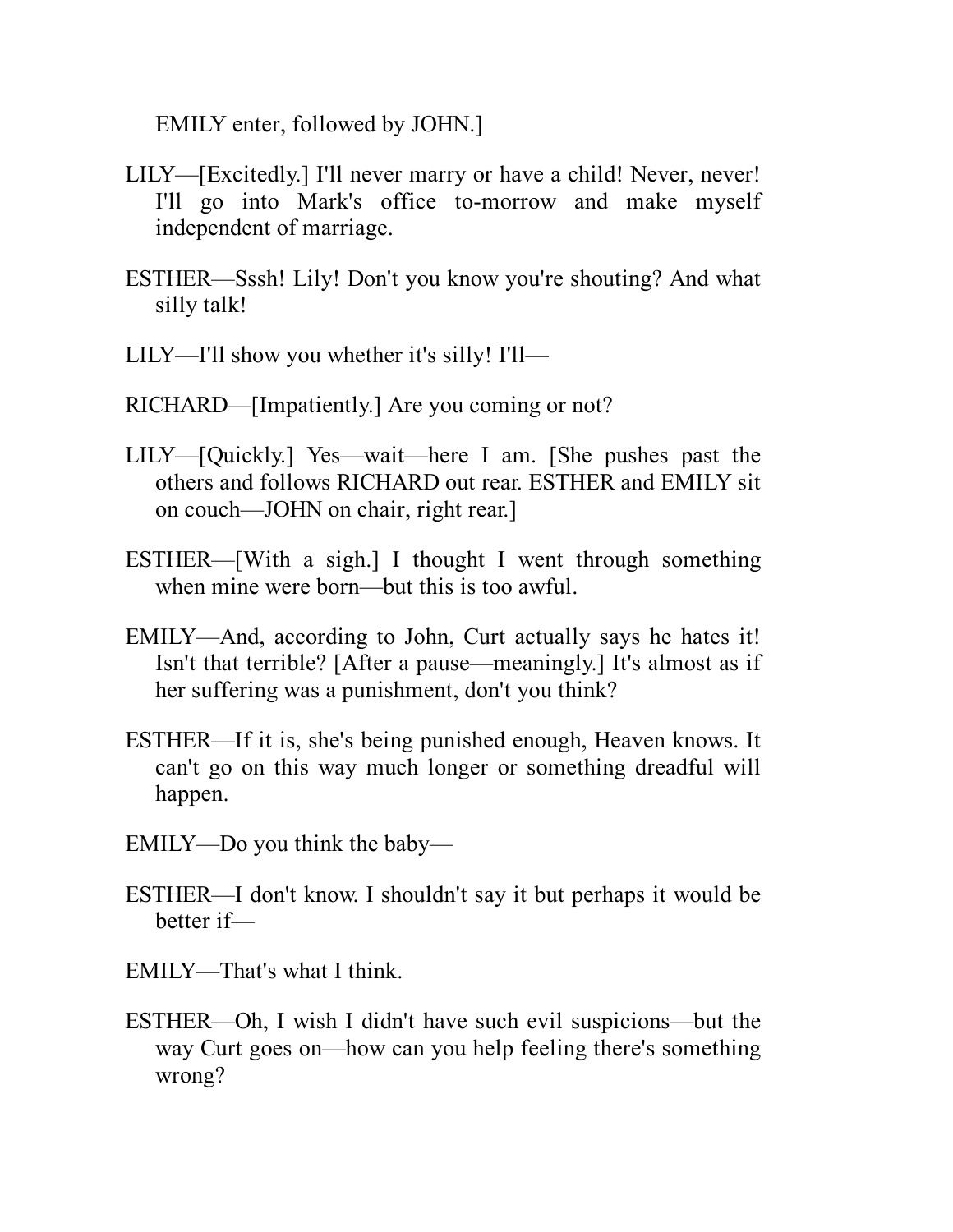EMILY enter, followed by JOHN.]

LILY—[Excitedly.] I'll never marry or have a child! Never, never! I'll go into Mark's office to-morrow and make myself independent of marriage.

ESTHER—Sssh! Lily! Don't you know you're shouting? And what silly talk!

LILY—I'll show you whether it's silly! I'll—

RICHARD—[Impatiently.] Are you coming or not?

LILY—[Quickly.] Yes—wait—here I am. [She pushes past the others and follows RICHARD out rear. ESTHER and EMILY sit on couch—JOHN on chair, right rear.]

ESTHER—[With a sigh.] I thought I went through something when mine were born—but this is too awful.

EMILY—And, according to John, Curt actually says he hates it! Isn't that terrible? [After a pause—meaningly.] It's almost as if her suffering was a punishment, don't you think?

ESTHER—If it is, she's being punished enough, Heaven knows. It can't go on this way much longer or something dreadful will happen.

EMILY—Do you think the baby—

ESTHER—I don't know. I shouldn't say it but perhaps it would be better if—

EMILY—That's what I think.

ESTHER—Oh, I wish I didn't have such evil suspicions—but the way Curt goes on—how can you help feeling there's something wrong?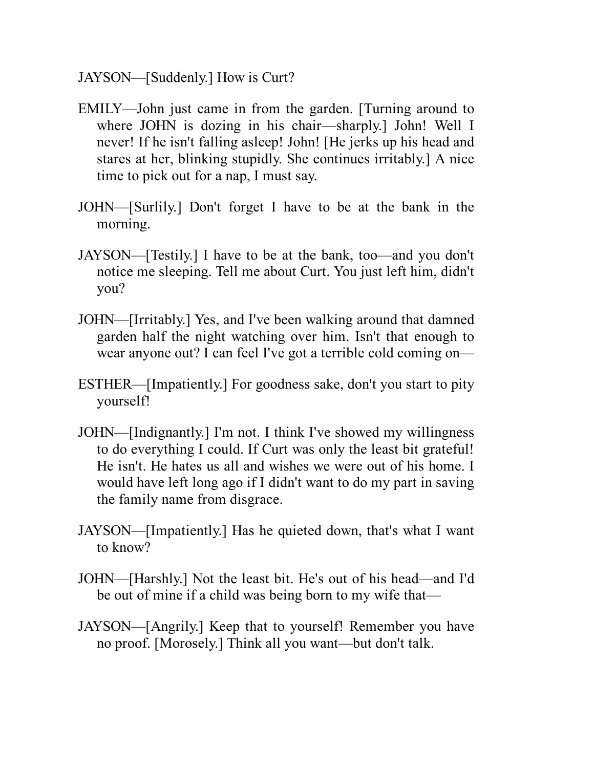JAYSON—[Suddenly.] How is Curt?

EMILY—John just came in from the garden. [Turning around to where JOHN is dozing in his chair—sharply.] John! Well I never! If he isn't falling asleep! John! [He jerks up his head and stares at her, blinking stupidly. She continues irritably.] A nice time to pick out for a nap, I must say.

JOHN—[Surlily.] Don't forget I have to be at the bank in the morning.

JAYSON—[Testily.] I have to be at the bank, too—and you don't notice me sleeping. Tell me about Curt. You just left him, didn't you?

JOHN—[Irritably.] Yes, and I've been walking around that damned garden half the night watching over him. Isn't that enough to wear anyone out? I can feel I've got a terrible cold coming on—

ESTHER—[Impatiently.] For goodness sake, don't you start to pity yourself!

JOHN—[Indignantly.] I'm not. I think I've showed my willingness to do everything I could. If Curt was only the least bit grateful! He isn't. He hates us all and wishes we were out of his home. I would have left long ago if I didn't want to do my part in saving the family name from disgrace.

JAYSON—[Impatiently.] Has he quieted down, that's what I want to know?

JOHN—[Harshly.] Not the least bit. He's out of his head—and I'd be out of mine if a child was being born to my wife that—

JAYSON—[Angrily.] Keep that to yourself! Remember you have no proof. [Morosely.] Think all you want—but don't talk.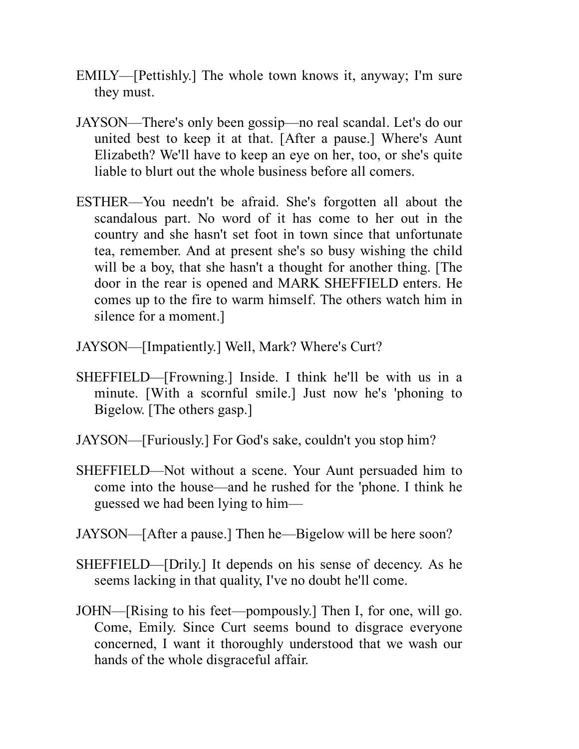EMILY—[Pettishly.] The whole town knows it, anyway; I'm sure they must.

JAYSON—There's only been gossip—no real scandal. Let's do our united best to keep it at that. [After a pause.] Where's Aunt Elizabeth? We'll have to keep an eye on her, too, or she's quite liable to blurt out the whole business before all comers.

ESTHER—You needn't be afraid. She's forgotten all about the scandalous part. No word of it has come to her out in the country and she hasn't set foot in town since that unfortunate tea, remember. And at present she's so busy wishing the child will be a boy, that she hasn't a thought for another thing. [The door in the rear is opened and MARK SHEFFIELD enters. He comes up to the fire to warm himself. The others watch him in silence for a moment.]

JAYSON—[Impatiently.] Well, Mark? Where's Curt?

SHEFFIELD—[Frowning.] Inside. I think he'll be with us in a minute. [With a scornful smile.] Just now he's 'phoning to Bigelow. [The others gasp.]

JAYSON—[Furiously.] For God's sake, couldn't you stop him?

SHEFFIELD—Not without a scene. Your Aunt persuaded him to come into the house—and he rushed for the 'phone. I think he guessed we had been lying to him—

JAYSON—[After a pause.] Then he—Bigelow will be here soon?

SHEFFIELD—[Drily.] It depends on his sense of decency. As he seems lacking in that quality, I've no doubt he'll come.

JOHN—[Rising to his feet—pompously.] Then I, for one, will go. Come, Emily. Since Curt seems bound to disgrace everyone concerned, I want it thoroughly understood that we wash our hands of the whole disgraceful affair.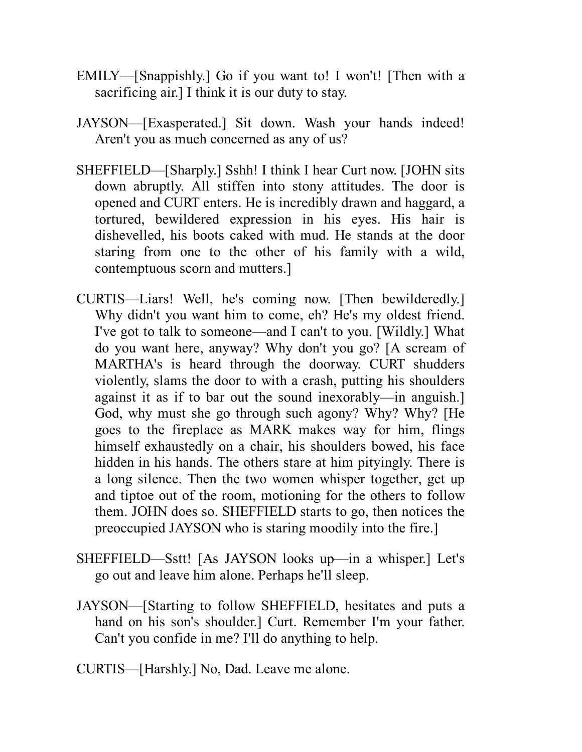EMILY—[Snappishly.] Go if you want to! I won't! [Then with a sacrificing air.] I think it is our duty to stay.

JAYSON—[Exasperated.] Sit down. Wash your hands indeed! Aren't you as much concerned as any of us?

SHEFFIELD—[Sharply.] Sshh! I think I hear Curt now. [JOHN sits down abruptly. All stiffen into stony attitudes. The door is opened and CURT enters. He is incredibly drawn and haggard, a tortured, bewildered expression in his eyes. His hair is dishevelled, his boots caked with mud. He stands at the door staring from one to the other of his family with a wild, contemptuous scorn and mutters.]

CURTIS—Liars! Well, he's coming now. [Then bewilderedly.] Why didn't you want him to come, eh? He's my oldest friend. I've got to talk to someone—and I can't to you. [Wildly.] What do you want here, anyway? Why don't you go? [A scream of MARTHA's is heard through the doorway. CURT shudders violently, slams the door to with a crash, putting his shoulders against it as if to bar out the sound inexorably—in anguish.] God, why must she go through such agony? Why? Why? [He goes to the fireplace as MARK makes way for him, flings himself exhaustedly on a chair, his shoulders bowed, his face hidden in his hands. The others stare at him pityingly. There is a long silence. Then the two women whisper together, get up and tiptoe out of the room, motioning for the others to follow them. JOHN does so. SHEFFIELD starts to go, then notices the preoccupied JAYSON who is staring moodily into the fire.]

SHEFFIELD—Sstt! [As JAYSON looks up—in a whisper.] Let's go out and leave him alone. Perhaps he'll sleep.

JAYSON—[Starting to follow SHEFFIELD, hesitates and puts a hand on his son's shoulder.] Curt. Remember I'm your father. Can't you confide in me? I'll do anything to help.

CURTIS—[Harshly.] No, Dad. Leave me alone.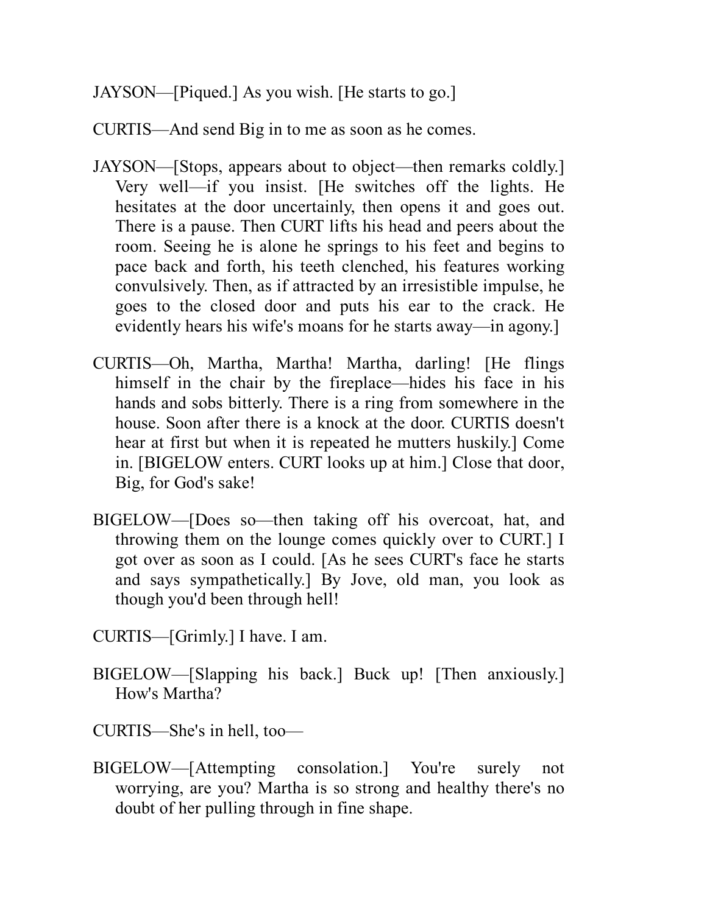JAYSON—[Piqued.] As you wish. [He starts to go.]

CURTIS—And send Big in to me as soon as he comes.

JAYSON—[Stops, appears about to object—then remarks coldly.] Very well—if you insist. [He switches off the lights. He hesitates at the door uncertainly, then opens it and goes out. There is a pause. Then CURT lifts his head and peers about the room. Seeing he is alone he springs to his feet and begins to pace back and forth, his teeth clenched, his features working convulsively. Then, as if attracted by an irresistible impulse, he goes to the closed door and puts his ear to the crack. He evidently hears his wife's moans for he starts away—in agony.]

CURTIS—Oh, Martha, Martha! Martha, darling! [He flings himself in the chair by the fireplace—hides his face in his hands and sobs bitterly. There is a ring from somewhere in the house. Soon after there is a knock at the door. CURTIS doesn't hear at first but when it is repeated he mutters huskily.] Come in. [BIGELOW enters. CURT looks up at him.] Close that door, Big, for God's sake!

BIGELOW—[Does so—then taking off his overcoat, hat, and throwing them on the lounge comes quickly over to CURT.] I got over as soon as I could. [As he sees CURT's face he starts and says sympathetically.] By Jove, old man, you look as though you'd been through hell!

CURTIS—[Grimly.] I have. I am.

BIGELOW—[Slapping his back.] Buck up! [Then anxiously.] How's Martha?

CURTIS—She's in hell, too—

BIGELOW—[Attempting consolation.] You're surely not worrying, are you? Martha is so strong and healthy there's no doubt of her pulling through in fine shape.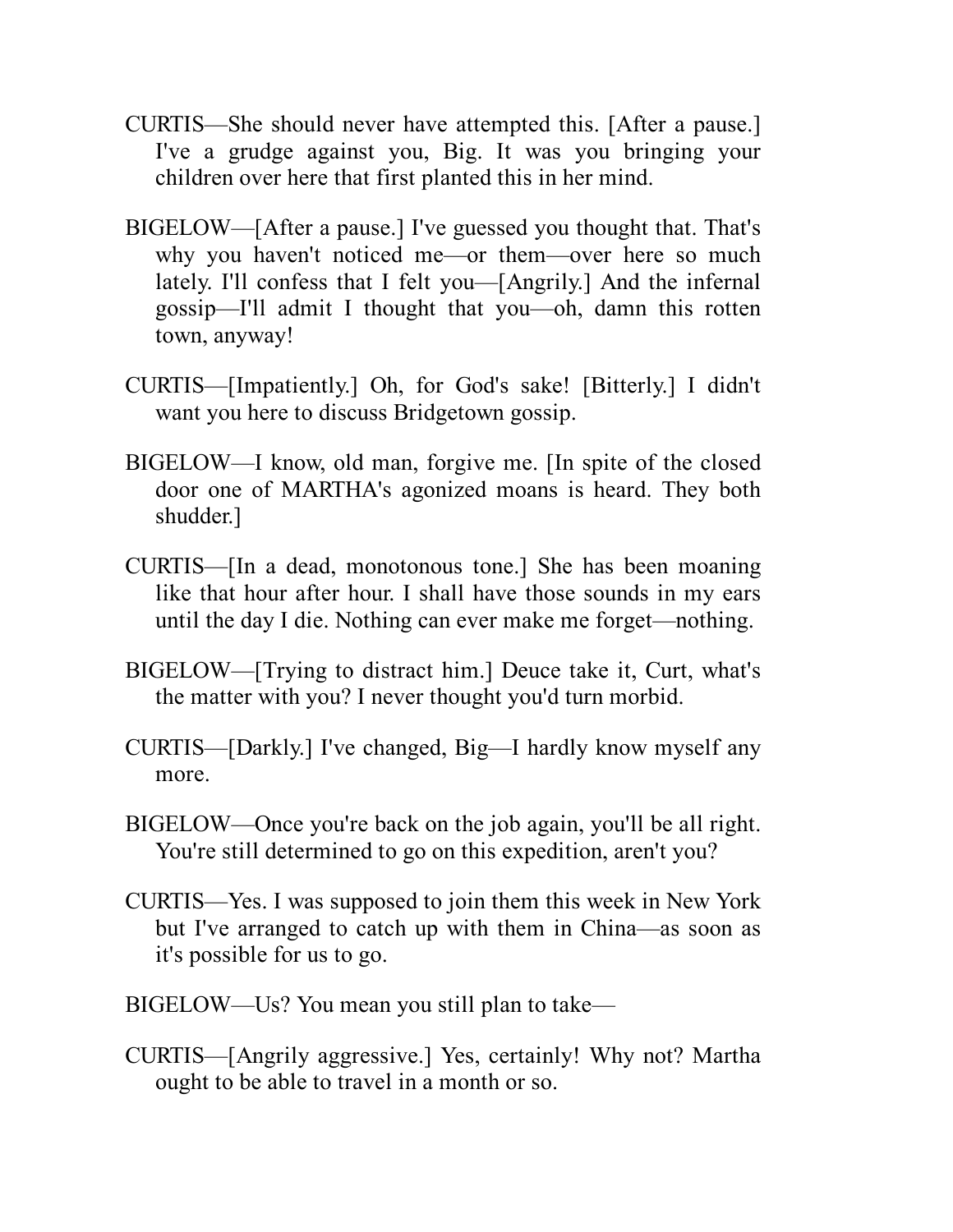CURTIS—She should never have attempted this. [After a pause.] I've a grudge against you, Big. It was you bringing your children over here that first planted this in her mind.

BIGELOW—[After a pause.] I've guessed you thought that. That's why you haven't noticed me—or them—over here so much lately. I'll confess that I felt you—[Angrily.] And the infernal gossip—I'll admit I thought that you—oh, damn this rotten town, anyway!

CURTIS—[Impatiently.] Oh, for God's sake! [Bitterly.] I didn't want you here to discuss Bridgetown gossip.

BIGELOW—I know, old man, forgive me. [In spite of the closed door one of MARTHA's agonized moans is heard. They both shudder.]

CURTIS—[In a dead, monotonous tone.] She has been moaning like that hour after hour. I shall have those sounds in my ears until the day I die. Nothing can ever make me forget—nothing.

BIGELOW—[Trying to distract him.] Deuce take it, Curt, what's the matter with you? I never thought you'd turn morbid.

CURTIS—[Darkly.] I've changed, Big—I hardly know myself any more.

BIGELOW—Once you're back on the job again, you'll be all right. You're still determined to go on this expedition, aren't you?

CURTIS—Yes. I was supposed to join them this week in New York but I've arranged to catch up with them in China—as soon as it's possible for us to go.

BIGELOW—Us? You mean you still plan to take—

CURTIS—[Angrily aggressive.] Yes, certainly! Why not? Martha ought to be able to travel in a month or so.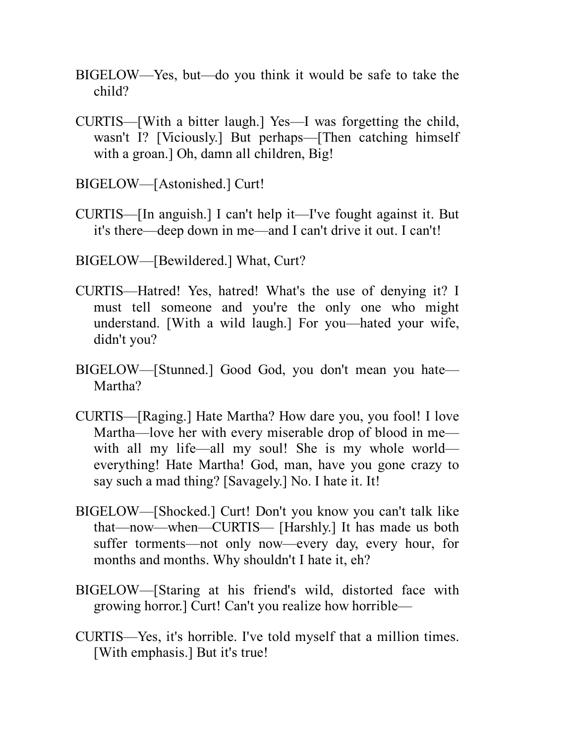BIGELOW—Yes, but—do you think it would be safe to take the child?

CURTIS—[With a bitter laugh.] Yes—I was forgetting the child, wasn't I? [Viciously.] But perhaps—[Then catching himself with a groan.] Oh, damn all children, Big!

BIGELOW—[Astonished.] Curt!

CURTIS—[In anguish.] I can't help it—I've fought against it. But it's there—deep down in me—and I can't drive it out. I can't!

BIGELOW—[Bewildered.] What, Curt?

CURTIS—Hatred! Yes, hatred! What's the use of denying it? I must tell someone and you're the only one who might understand. [With a wild laugh.] For you—hated your wife, didn't you?

BIGELOW—[Stunned.] Good God, you don't mean you hate—Martha?

CURTIS—[Raging.] Hate Martha? How dare you, you fool! I love Martha—love her with every miserable drop of blood in me—with all my life—all my soul! She is my whole world—everything! Hate Martha! God, man, have you gone crazy to say such a mad thing? [Savagely.] No. I hate it. It!

BIGELOW—[Shocked.] Curt! Don't you know you can't talk like that—now—when—CURTIS— [Harshly.] It has made us both suffer torments—not only now—every day, every hour, for months and months. Why shouldn't I hate it, eh?

BIGELOW—[Staring at his friend's wild, distorted face with growing horror.] Curt! Can't you realize how horrible—

CURTIS—Yes, it's horrible. I've told myself that a million times. [With emphasis.] But it's true!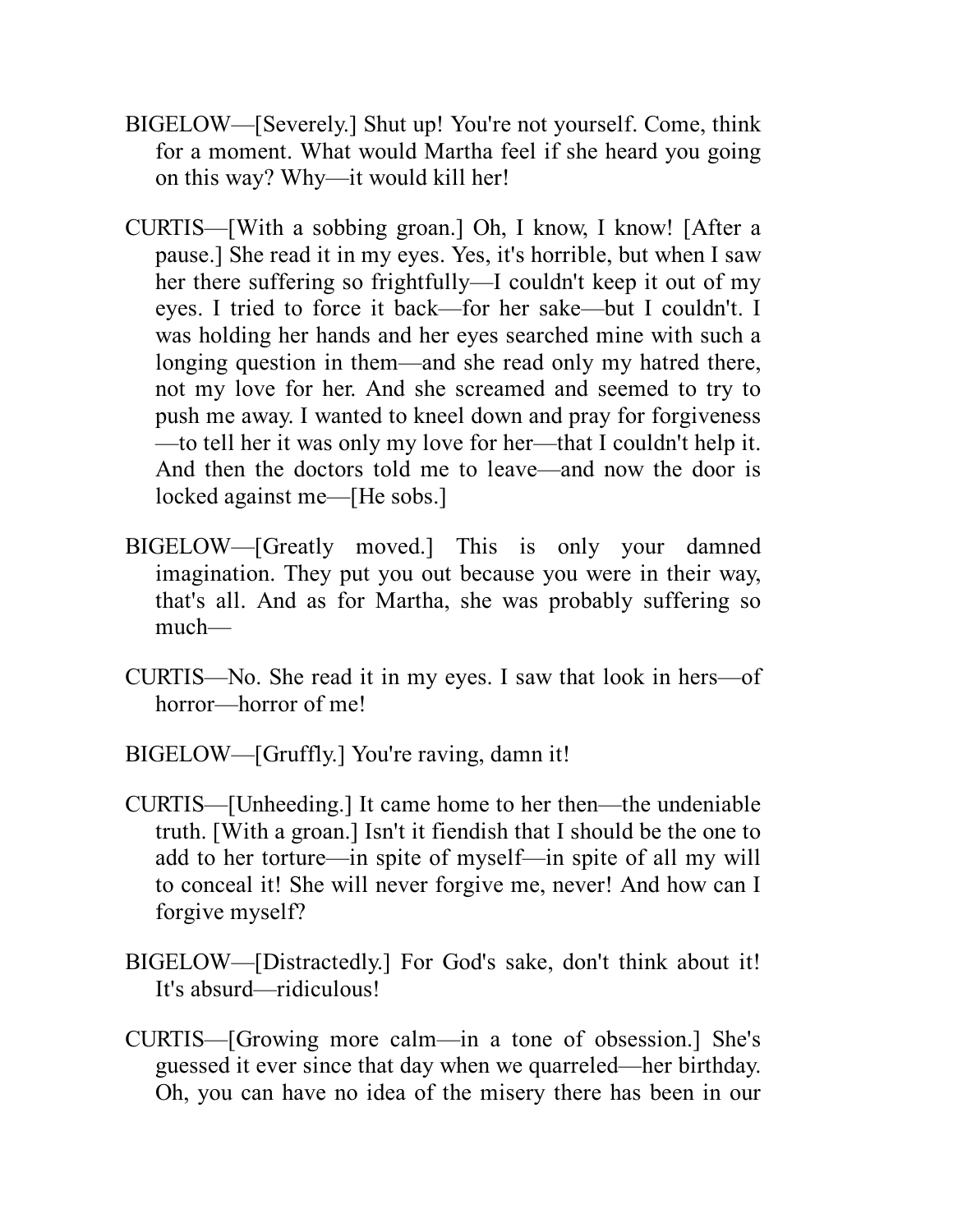BIGELOW—[Severely.] Shut up! You're not yourself. Come, think for a moment. What would Martha feel if she heard you going on this way? Why—it would kill her!

CURTIS—[With a sobbing groan.] Oh, I know, I know! [After a pause.] She read it in my eyes. Yes, it's horrible, but when I saw her there suffering so frightfully—I couldn't keep it out of my eyes. I tried to force it back—for her sake—but I couldn't. I was holding her hands and her eyes searched mine with such a longing question in them—and she read only my hatred there, not my love for her. And she screamed and seemed to try to push me away. I wanted to kneel down and pray for forgiveness—to tell her it was only my love for her—that I couldn't help it. And then the doctors told me to leave—and now the door is locked against me—[He sobs.]

BIGELOW—[Greatly moved.] This is only your damned imagination. They put you out because you were in their way, that's all. And as for Martha, she was probably suffering so much—

CURTIS—No. She read it in my eyes. I saw that look in hers—of horror—horror of me!

BIGELOW—[Gruffly.] You're raving, damn it!

CURTIS—[Unheeding.] It came home to her then—the undeniable truth. [With a groan.] Isn't it fiendish that I should be the one to add to her torture—in spite of myself—in spite of all my will to conceal it! She will never forgive me, never! And how can I forgive myself?

BIGELOW—[Distractedly.] For God's sake, don't think about it! It's absurd—ridiculous!

CURTIS—[Growing more calm—in a tone of obsession.] She's guessed it ever since that day when we quarreled—her birthday. Oh, you can have no idea of the misery there has been in our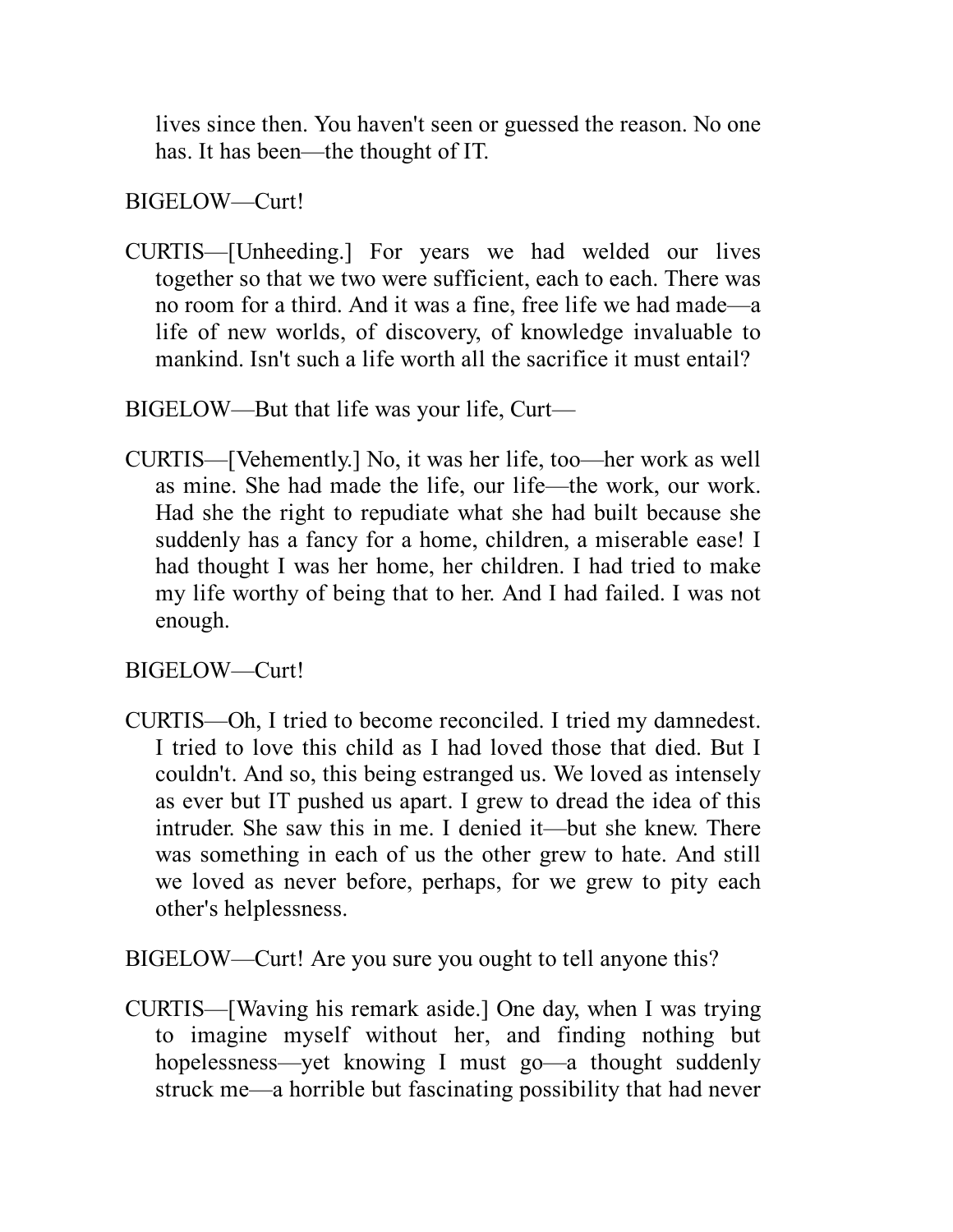lives since then. You haven't seen or guessed the reason. No one has. It has been—the thought of IT.

BIGELOW—Curt!

CURTIS—[Unheeding.] For years we had welded our lives together so that we two were sufficient, each to each. There was no room for a third. And it was a fine, free life we had made—a life of new worlds, of discovery, of knowledge invaluable to mankind. Isn't such a life worth all the sacrifice it must entail?

BIGELOW—But that life was your life, Curt—

CURTIS—[Vehemently.] No, it was her life, too—her work as well as mine. She had made the life, our life—the work, our work. Had she the right to repudiate what she had built because she suddenly has a fancy for a home, children, a miserable ease! I had thought I was her home, her children. I had tried to make my life worthy of being that to her. And I had failed. I was not enough.

BIGELOW—Curt!

CURTIS—Oh, I tried to become reconciled. I tried my damnedest. I tried to love this child as I had loved those that died. But I couldn't. And so, this being estranged us. We loved as intensely as ever but IT pushed us apart. I grew to dread the idea of this intruder. She saw this in me. I denied it—but she knew. There was something in each of us the other grew to hate. And still we loved as never before, perhaps, for we grew to pity each other's helplessness.

BIGELOW—Curt! Are you sure you ought to tell anyone this?

CURTIS—[Waving his remark aside.] One day, when I was trying to imagine myself without her, and finding nothing but hopelessness—yet knowing I must go—a thought suddenly struck me—a horrible but fascinating possibility that had never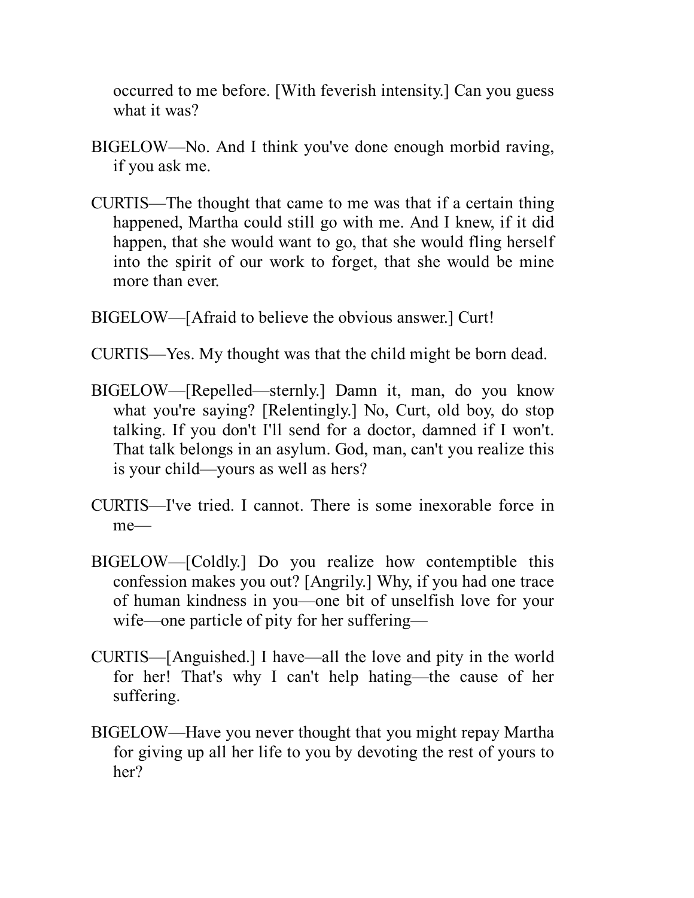occurred to me before. [With feverish intensity.] Can you guess what it was?

BIGELOW—No. And I think you've done enough morbid raving, if you ask me.

CURTIS—The thought that came to me was that if a certain thing happened, Martha could still go with me. And I knew, if it did happen, that she would want to go, that she would fling herself into the spirit of our work to forget, that she would be mine more than ever.

BIGELOW—[Afraid to believe the obvious answer.] Curt!

CURTIS—Yes. My thought was that the child might be born dead.

BIGELOW—[Repelled—sternly.] Damn it, man, do you know what you're saying? [Relentingly.] No, Curt, old boy, do stop talking. If you don't I'll send for a doctor, damned if I won't. That talk belongs in an asylum. God, man, can't you realize this is your child—yours as well as hers?

CURTIS—I've tried. I cannot. There is some inexorable force in me—

BIGELOW—[Coldly.] Do you realize how contemptible this confession makes you out? [Angrily.] Why, if you had one trace of human kindness in you—one bit of unselfish love for your wife—one particle of pity for her suffering—

CURTIS—[Anguished.] I have—all the love and pity in the world for her! That's why I can't help hating—the cause of her suffering.

BIGELOW—Have you never thought that you might repay Martha for giving up all her life to you by devoting the rest of yours to her?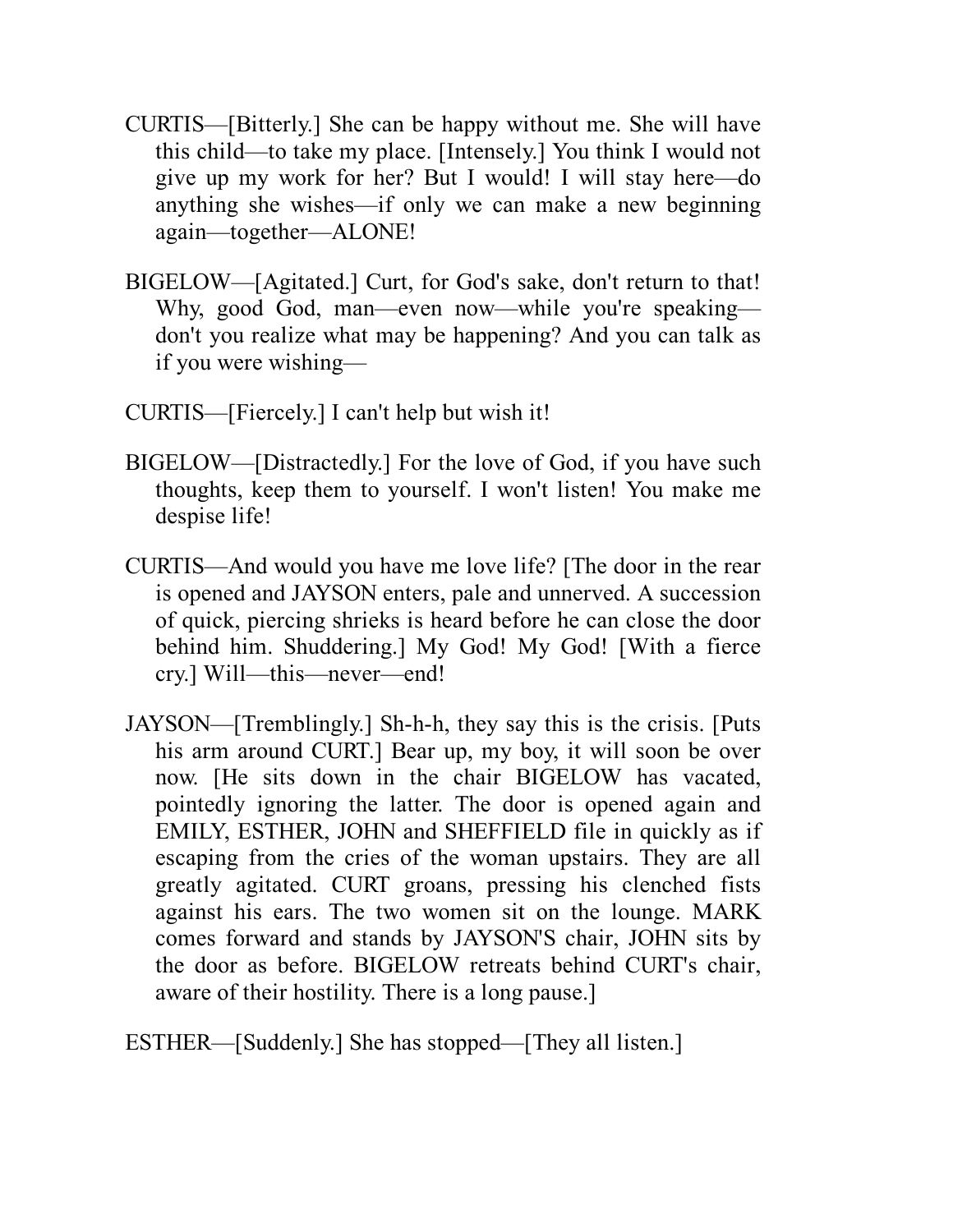CURTIS—[Bitterly.] She can be happy without me. She will have this child—to take my place. [Intensely.] You think I would not give up my work for her? But I would! I will stay here—do anything she wishes—if only we can make a new beginning again—together—ALONE!

BIGELOW—[Agitated.] Curt, for God's sake, don't return to that! Why, good God, man—even now—while you're speaking—don't you realize what may be happening? And you can talk as if you were wishing—

CURTIS—[Fiercely.] I can't help but wish it!

BIGELOW—[Distractedly.] For the love of God, if you have such thoughts, keep them to yourself. I won't listen! You make me despise life!

CURTIS—And would you have me love life? [The door in the rear is opened and JAYSON enters, pale and unnerved. A succession of quick, piercing shrieks is heard before he can close the door behind him. Shuddering.] My God! My God! [With a fierce cry.] Will—this—never—end!

JAYSON—[Tremblingly.] Sh-h-h, they say this is the crisis. [Puts his arm around CURT.] Bear up, my boy, it will soon be over now. [He sits down in the chair BIGELOW has vacated, pointedly ignoring the latter. The door is opened again and EMILY, ESTHER, JOHN and SHEFFIELD file in quickly as if escaping from the cries of the woman upstairs. They are all greatly agitated. CURT groans, pressing his clenched fists against his ears. The two women sit on the lounge. MARK comes forward and stands by JAYSON'S chair, JOHN sits by the door as before. BIGELOW retreats behind CURT's chair, aware of their hostility. There is a long pause.]

ESTHER—[Suddenly.] She has stopped—[They all listen.]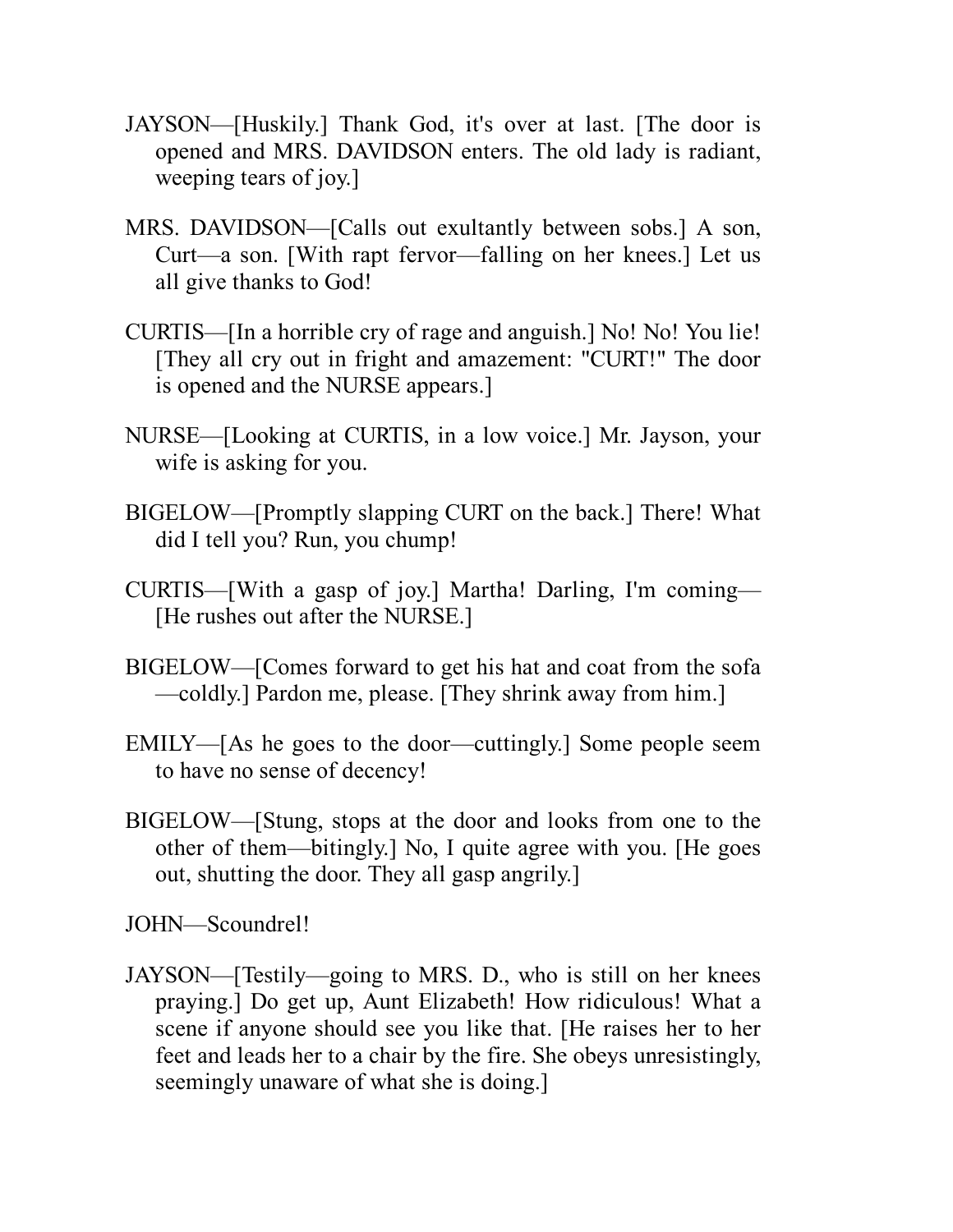JAYSON—[Huskily.] Thank God, it's over at last. [The door is opened and MRS. DAVIDSON enters. The old lady is radiant, weeping tears of joy.]

MRS. DAVIDSON—[Calls out exultantly between sobs.] A son, Curt—a son. [With rapt fervor—falling on her knees.] Let us all give thanks to God!

CURTIS—[In a horrible cry of rage and anguish.] No! No! You lie! [They all cry out in fright and amazement: "CURT!" The door is opened and the NURSE appears.]

NURSE—[Looking at CURTIS, in a low voice.] Mr. Jayson, your wife is asking for you.

BIGELOW—[Promptly slapping CURT on the back.] There! What did I tell you? Run, you chump!

CURTIS—[With a gasp of joy.] Martha! Darling, I'm coming—[He rushes out after the NURSE.]

BIGELOW—[Comes forward to get his hat and coat from the sofa—coldly.] Pardon me, please. [They shrink away from him.]

EMILY—[As he goes to the door—cuttingly.] Some people seem to have no sense of decency!

BIGELOW—[Stung, stops at the door and looks from one to the other of them—bitingly.] No, I quite agree with you. [He goes out, shutting the door. They all gasp angrily.]

JOHN—Scoundrel!

JAYSON—[Testily—going to MRS. D., who is still on her knees praying.] Do get up, Aunt Elizabeth! How ridiculous! What a scene if anyone should see you like that. [He raises her to her feet and leads her to a chair by the fire. She obeys unresistingly, seemingly unaware of what she is doing.]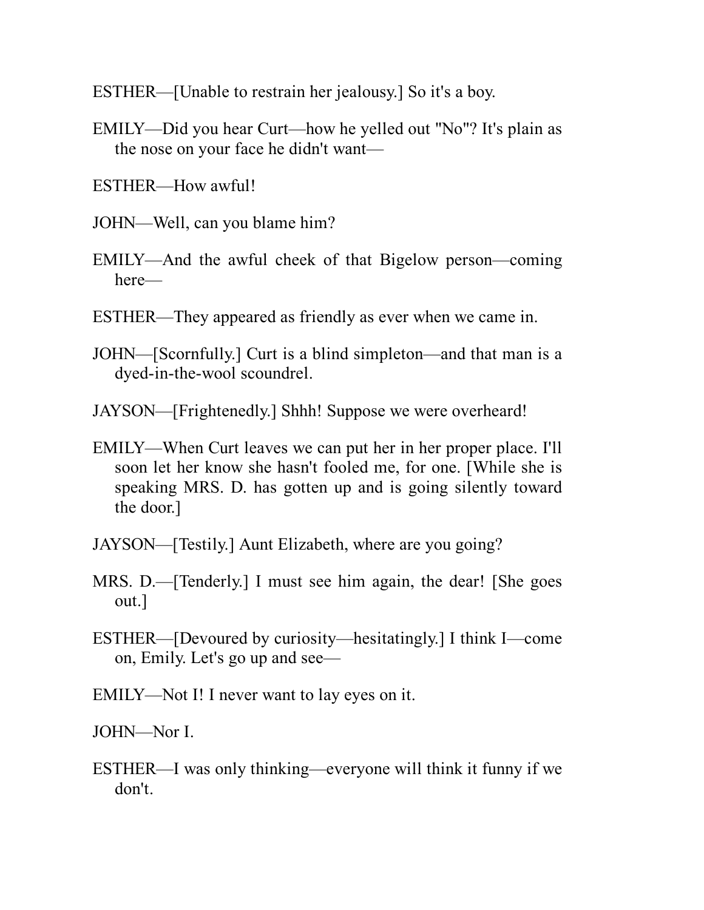ESTHER—[Unable to restrain her jealousy.] So it's a boy.

EMILY—Did you hear Curt—how he yelled out "No"? It's plain as the nose on your face he didn't want—

ESTHER—How awful!

JOHN—Well, can you blame him?

EMILY—And the awful cheek of that Bigelow person—coming here—

ESTHER—They appeared as friendly as ever when we came in.

JOHN—[Scornfully.] Curt is a blind simpleton—and that man is a dyed-in-the-wool scoundrel.

JAYSON—[Frightenedly.] Shhh! Suppose we were overheard!

EMILY—When Curt leaves we can put her in her proper place. I'll soon let her know she hasn't fooled me, for one. [While she is speaking MRS. D. has gotten up and is going silently toward the door.]

JAYSON—[Testily.] Aunt Elizabeth, where are you going?

MRS. D.—[Tenderly.] I must see him again, the dear! [She goes out.]

ESTHER—[Devoured by curiosity—hesitatingly.] I think I—come on, Emily. Let's go up and see—

EMILY—Not I! I never want to lay eyes on it.

JOHN—Nor I.

ESTHER—I was only thinking—everyone will think it funny if we don't.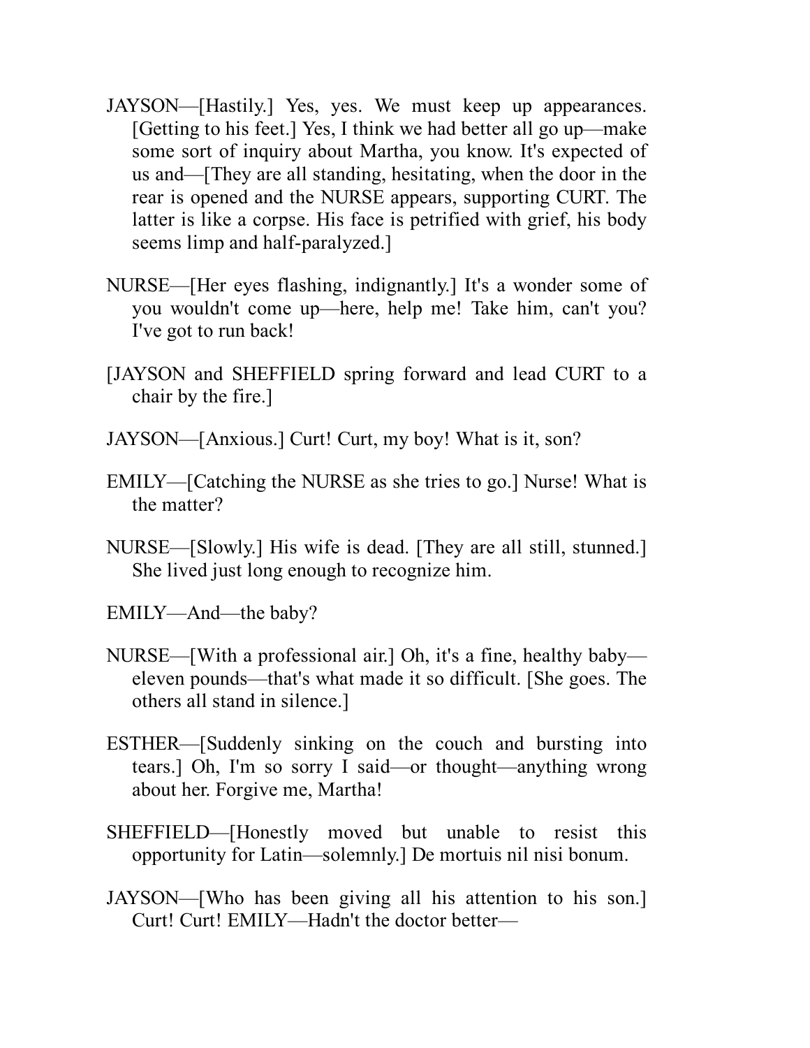JAYSON—[Hastily.] Yes, yes. We must keep up appearances. [Getting to his feet.] Yes, I think we had better all go up—make some sort of inquiry about Martha, you know. It's expected of us and—[They are all standing, hesitating, when the door in the rear is opened and the NURSE appears, supporting CURT. The latter is like a corpse. His face is petrified with grief, his body seems limp and half-paralyzed.]

NURSE—[Her eyes flashing, indignantly.] It's a wonder some of you wouldn't come up—here, help me! Take him, can't you? I've got to run back!

[JAYSON and SHEFFIELD spring forward and lead CURT to a chair by the fire.]

JAYSON—[Anxious.] Curt! Curt, my boy! What is it, son?

EMILY—[Catching the NURSE as she tries to go.] Nurse! What is the matter?

NURSE—[Slowly.] His wife is dead. [They are all still, stunned.] She lived just long enough to recognize him.

EMILY—And—the baby?

NURSE—[With a professional air.] Oh, it's a fine, healthy baby—eleven pounds—that's what made it so difficult. [She goes. The others all stand in silence.]

ESTHER—[Suddenly sinking on the couch and bursting into tears.] Oh, I'm so sorry I said—or thought—anything wrong about her. Forgive me, Martha!

SHEFFIELD—[Honestly moved but unable to resist this opportunity for Latin—solemnly.] De mortuis nil nisi bonum.

JAYSON—[Who has been giving all his attention to his son.] Curt! Curt! EMILY—Hadn't the doctor better—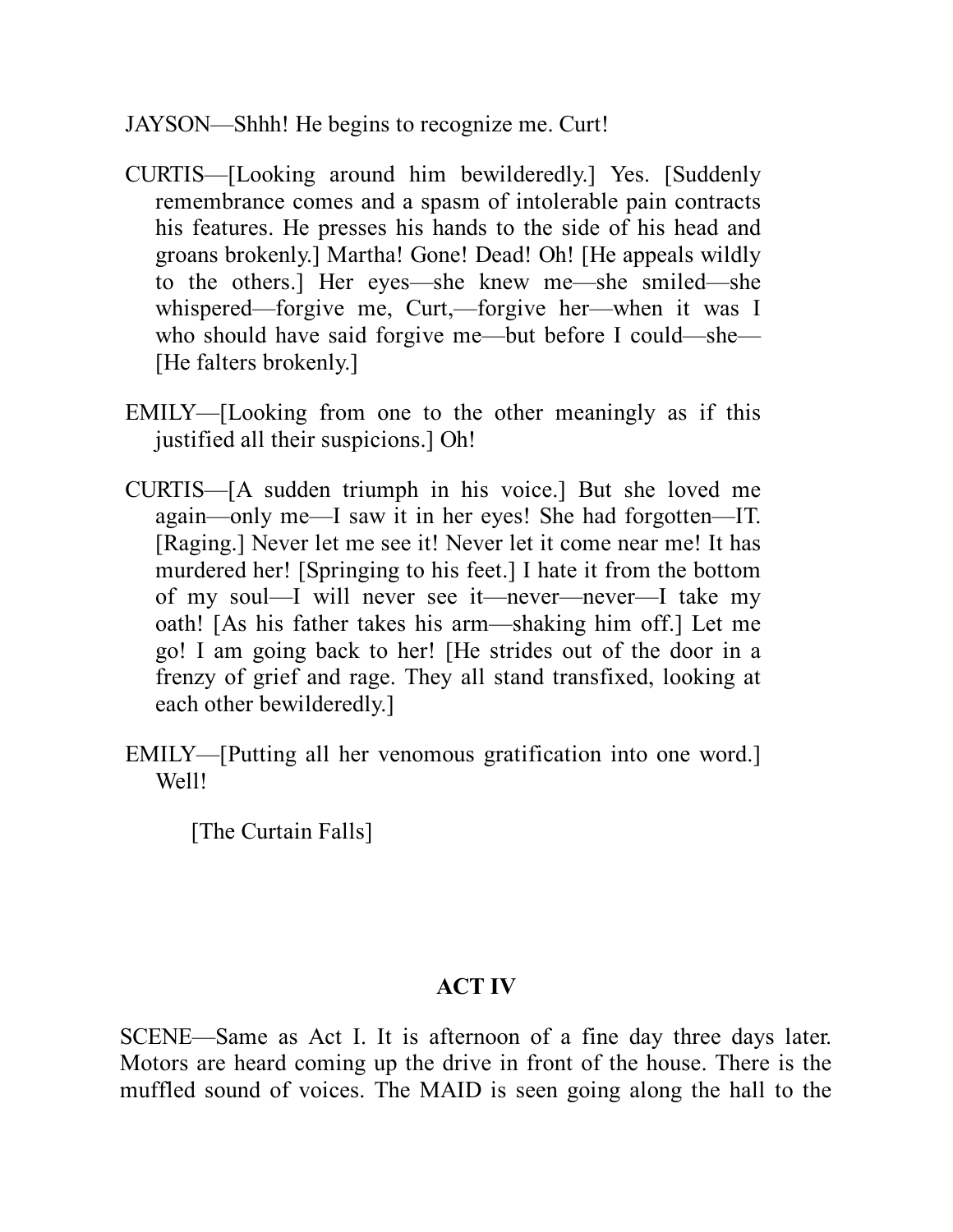JAYSON—Shhh! He begins to recognize me. Curt!

CURTIS—[Looking around him bewilderedly.] Yes. [Suddenly remembrance comes and a spasm of intolerable pain contracts his features. He presses his hands to the side of his head and groans brokenly.] Martha! Gone! Dead! Oh! [He appeals wildly to the others.] Her eyes—she knew me—she smiled—she whispered—forgive me, Curt,—forgive her—when it was I who should have said forgive me—but before I could—she—[He falters brokenly.]

EMILY—[Looking from one to the other meaningly as if this justified all their suspicions.] Oh!

CURTIS—[A sudden triumph in his voice.] But she loved me again—only me—I saw it in her eyes! She had forgotten—IT. [Raging.] Never let me see it! Never let it come near me! It has murdered her! [Springing to his feet.] I hate it from the bottom of my soul—I will never see it—never—never—I take my oath! [As his father takes his arm—shaking him off.] Let me go! I am going back to her! [He strides out of the door in a frenzy of grief and rage. They all stand transfixed, looking at each other bewilderedly.]

EMILY—[Putting all her venomous gratification into one word.] Well!

[The Curtain Falls]

## ACT IV

SCENE—Same as Act I. It is afternoon of a fine day three days later. Motors are heard coming up the drive in front of the house. There is the muffled sound of voices. The MAID is seen going along the hall to the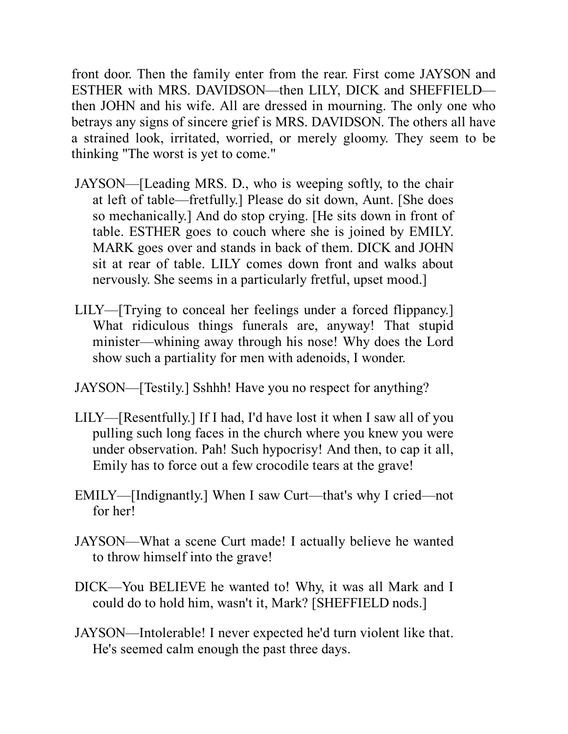front door. Then the family enter from the rear. First come JAYSON and ESTHER with MRS. DAVIDSON—then LILY, DICK and SHEFFIELD—then JOHN and his wife. All are dressed in mourning. The only one who betrays any signs of sincere grief is MRS. DAVIDSON. The others all have a strained look, irritated, worried, or merely gloomy. They seem to be thinking "The worst is yet to come."

JAYSON—[Leading MRS. D., who is weeping softly, to the chair at left of table—fretfully.] Please do sit down, Aunt. [She does so mechanically.] And do stop crying. [He sits down in front of table. ESTHER goes to couch where she is joined by EMILY. MARK goes over and stands in back of them. DICK and JOHN sit at rear of table. LILY comes down front and walks about nervously. She seems in a particularly fretful, upset mood.]

LILY—[Trying to conceal her feelings under a forced flippancy.] What ridiculous things funerals are, anyway! That stupid minister—whining away through his nose! Why does the Lord show such a partiality for men with adenoids, I wonder.

JAYSON—[Testily.] Sshhh! Have you no respect for anything?

LILY—[Resentfully.] If I had, I'd have lost it when I saw all of you pulling such long faces in the church where you knew you were under observation. Pah! Such hypocrisy! And then, to cap it all, Emily has to force out a few crocodile tears at the grave!

EMILY—[Indignantly.] When I saw Curt—that's why I cried—not for her!

JAYSON—What a scene Curt made! I actually believe he wanted to throw himself into the grave!

DICK—You BELIEVE he wanted to! Why, it was all Mark and I could do to hold him, wasn't it, Mark? [SHEFFIELD nods.]

JAYSON—Intolerable! I never expected he'd turn violent like that. He's seemed calm enough the past three days.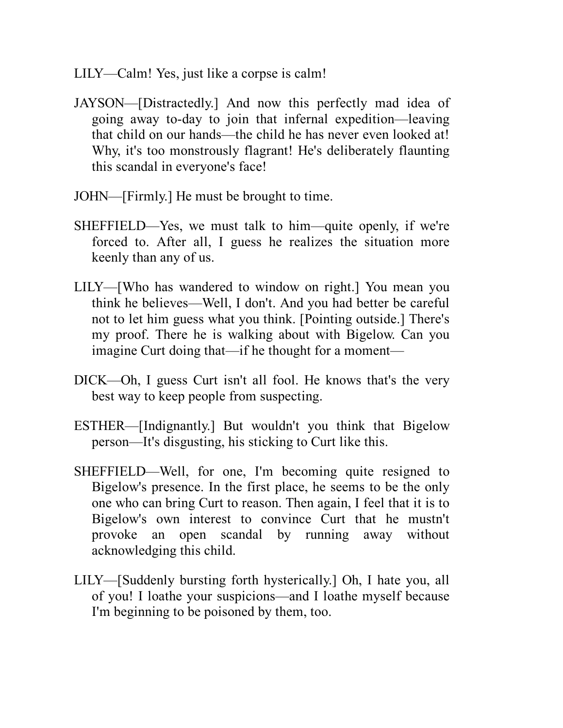LILY—Calm! Yes, just like a corpse is calm!

JAYSON—[Distractedly.] And now this perfectly mad idea of going away to-day to join that infernal expedition—leaving that child on our hands—the child he has never even looked at! Why, it's too monstrously flagrant! He's deliberately flaunting this scandal in everyone's face!

JOHN—[Firmly.] He must be brought to time.

SHEFFIELD—Yes, we must talk to him—quite openly, if we're forced to. After all, I guess he realizes the situation more keenly than any of us.

LILY—[Who has wandered to window on right.] You mean you think he believes—Well, I don't. And you had better be careful not to let him guess what you think. [Pointing outside.] There's my proof. There he is walking about with Bigelow. Can you imagine Curt doing that—if he thought for a moment—

DICK—Oh, I guess Curt isn't all fool. He knows that's the very best way to keep people from suspecting.

ESTHER—[Indignantly.] But wouldn't you think that Bigelow person—It's disgusting, his sticking to Curt like this.

SHEFFIELD—Well, for one, I'm becoming quite resigned to Bigelow's presence. In the first place, he seems to be the only one who can bring Curt to reason. Then again, I feel that it is to Bigelow's own interest to convince Curt that he mustn't provoke an open scandal by running away without acknowledging this child.

LILY—[Suddenly bursting forth hysterically.] Oh, I hate you, all of you! I loathe your suspicions—and I loathe myself because I'm beginning to be poisoned by them, too.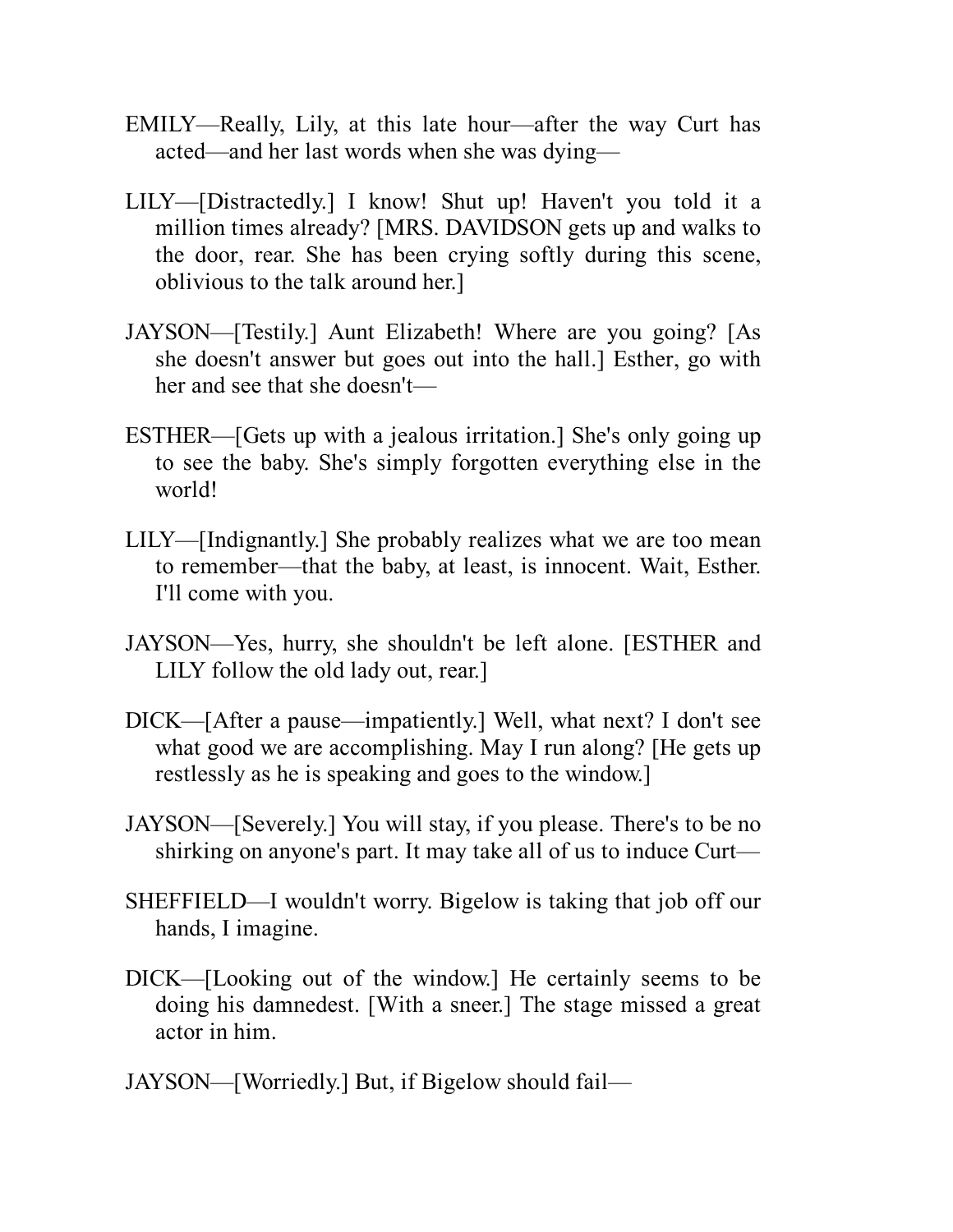EMILY—Really, Lily, at this late hour—after the way Curt has acted—and her last words when she was dying—

LILY—[Distractedly.] I know! Shut up! Haven't you told it a million times already? [MRS. DAVIDSON gets up and walks to the door, rear. She has been crying softly during this scene, oblivious to the talk around her.]

JAYSON—[Testily.] Aunt Elizabeth! Where are you going? [As she doesn't answer but goes out into the hall.] Esther, go with her and see that she doesn't—

ESTHER—[Gets up with a jealous irritation.] She's only going up to see the baby. She's simply forgotten everything else in the world!

LILY—[Indignantly.] She probably realizes what we are too mean to remember—that the baby, at least, is innocent. Wait, Esther. I'll come with you.

JAYSON—Yes, hurry, she shouldn't be left alone. [ESTHER and LILY follow the old lady out, rear.]

DICK—[After a pause—impatiently.] Well, what next? I don't see what good we are accomplishing. May I run along? [He gets up restlessly as he is speaking and goes to the window.]

JAYSON—[Severely.] You will stay, if you please. There's to be no shirking on anyone's part. It may take all of us to induce Curt—

SHEFFIELD—I wouldn't worry. Bigelow is taking that job off our hands, I imagine.

DICK—[Looking out of the window.] He certainly seems to be doing his damnedest. [With a sneer.] The stage missed a great actor in him.

JAYSON—[Worriedly.] But, if Bigelow should fail—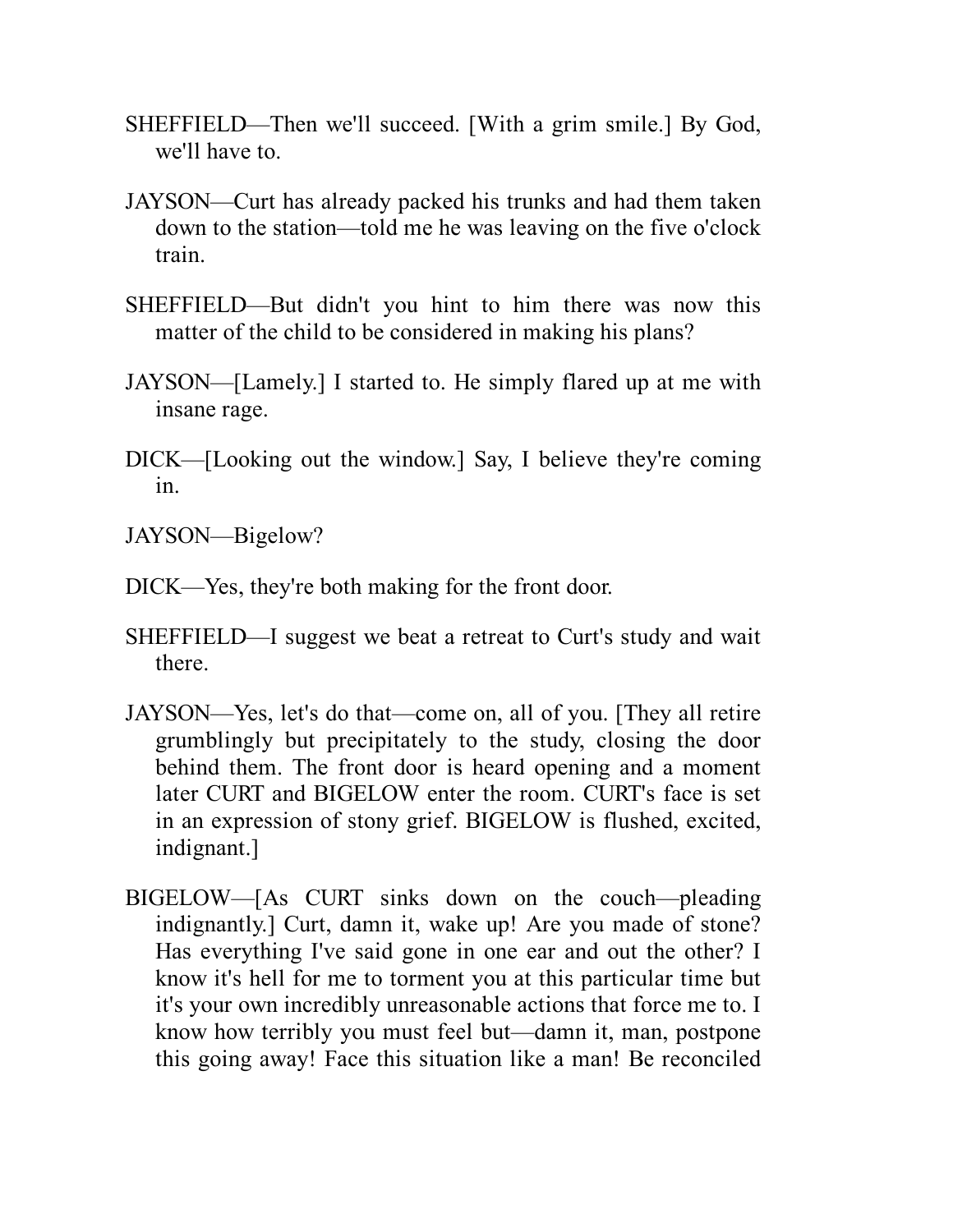SHEFFIELD—Then we'll succeed. [With a grim smile.] By God, we'll have to.

JAYSON—Curt has already packed his trunks and had them taken down to the station—told me he was leaving on the five o'clock train.

SHEFFIELD—But didn't you hint to him there was now this matter of the child to be considered in making his plans?

JAYSON—[Lamely.] I started to. He simply flared up at me with insane rage.

DICK—[Looking out the window.] Say, I believe they're coming in.

JAYSON—Bigelow?

DICK—Yes, they're both making for the front door.

SHEFFIELD—I suggest we beat a retreat to Curt's study and wait there.

JAYSON—Yes, let's do that—come on, all of you. [They all retire grumblingly but precipitately to the study, closing the door behind them. The front door is heard opening and a moment later CURT and BIGELOW enter the room. CURT's face is set in an expression of stony grief. BIGELOW is flushed, excited, indignant.]

BIGELOW—[As CURT sinks down on the couch—pleading indignantly.] Curt, damn it, wake up! Are you made of stone? Has everything I've said gone in one ear and out the other? I know it's hell for me to torment you at this particular time but it's your own incredibly unreasonable actions that force me to. I know how terribly you must feel but—damn it, man, postpone this going away! Face this situation like a man! Be reconciled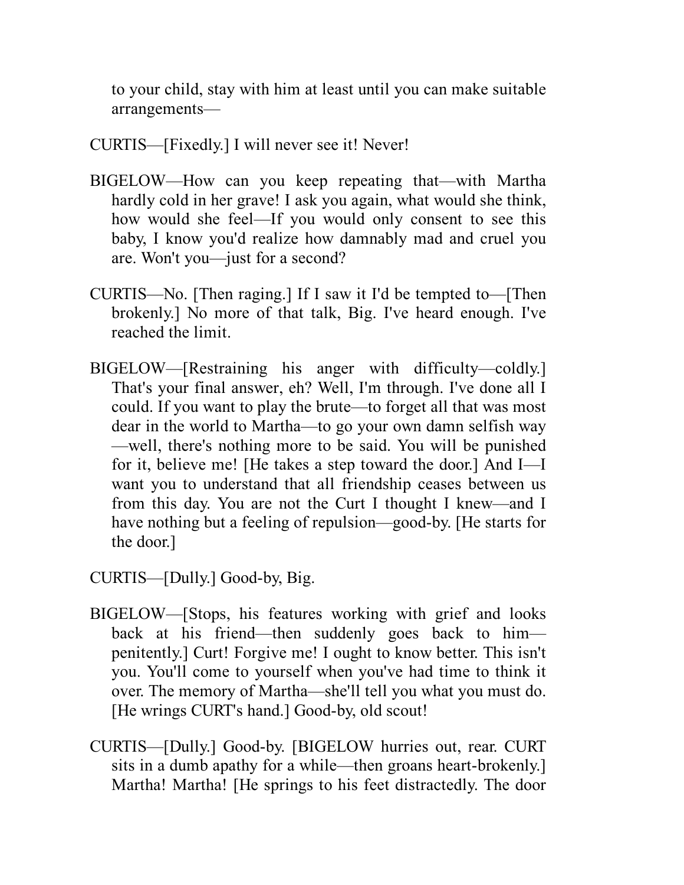to your child, stay with him at least until you can make suitable arrangements—

CURTIS—[Fixedly.] I will never see it! Never!

BIGELOW—How can you keep repeating that—with Martha hardly cold in her grave! I ask you again, what would she think, how would she feel—If you would only consent to see this baby, I know you'd realize how damnably mad and cruel you are. Won't you—just for a second?

CURTIS—No. [Then raging.] If I saw it I'd be tempted to—[Then brokenly.] No more of that talk, Big. I've heard enough. I've reached the limit.

BIGELOW—[Restraining his anger with difficulty—coldly.] That's your final answer, eh? Well, I'm through. I've done all I could. If you want to play the brute—to forget all that was most dear in the world to Martha—to go your own damn selfish way—well, there's nothing more to be said. You will be punished for it, believe me! [He takes a step toward the door.] And I—I want you to understand that all friendship ceases between us from this day. You are not the Curt I thought I knew—and I have nothing but a feeling of repulsion—good-by. [He starts for the door.]

CURTIS—[Dully.] Good-by, Big.

BIGELOW—[Stops, his features working with grief and looks back at his friend—then suddenly goes back to him—penitently.] Curt! Forgive me! I ought to know better. This isn't you. You'll come to yourself when you've had time to think it over. The memory of Martha—she'll tell you what you must do. [He wrings CURT's hand.] Good-by, old scout!

CURTIS—[Dully.] Good-by. [BIGELOW hurries out, rear. CURT sits in a dumb apathy for a while—then groans heart-brokenly.] Martha! Martha! [He springs to his feet distractedly. The door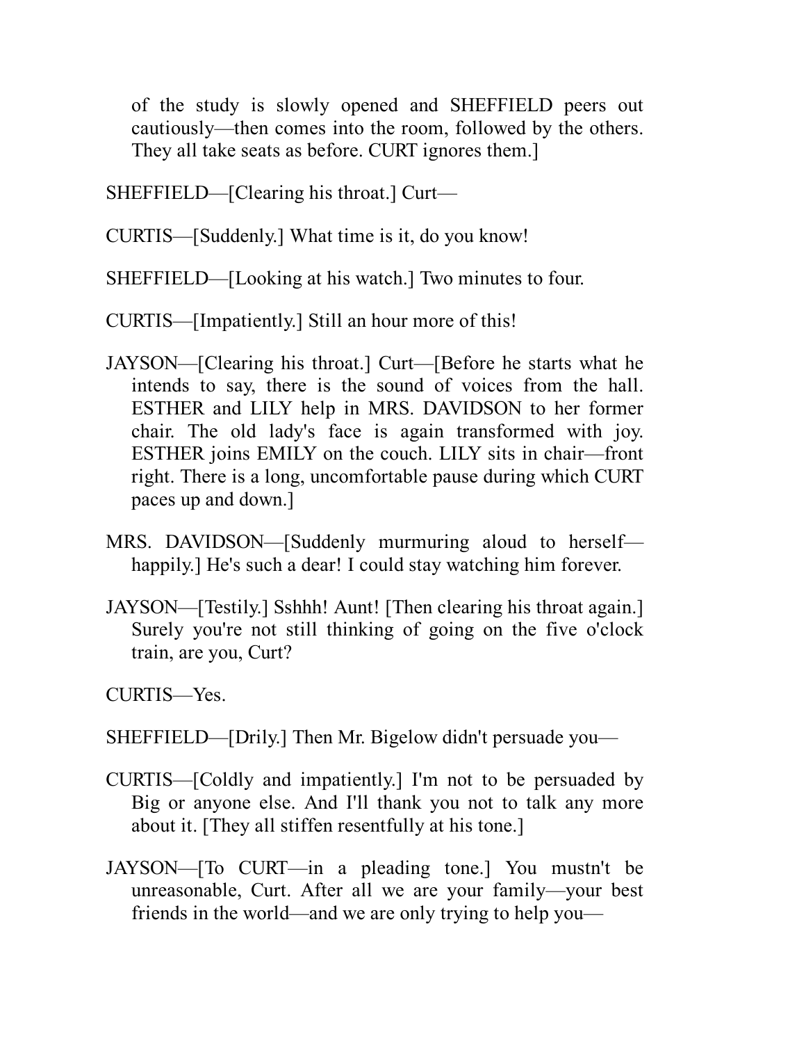of the study is slowly opened and SHEFFIELD peers out cautiously—then comes into the room, followed by the others. They all take seats as before. CURT ignores them.]

SHEFFIELD—[Clearing his throat.] Curt—

CURTIS—[Suddenly.] What time is it, do you know!

SHEFFIELD—[Looking at his watch.] Two minutes to four.

CURTIS—[Impatiently.] Still an hour more of this!

JAYSON—[Clearing his throat.] Curt—[Before he starts what he intends to say, there is the sound of voices from the hall. ESTHER and LILY help in MRS. DAVIDSON to her former chair. The old lady's face is again transformed with joy. ESTHER joins EMILY on the couch. LILY sits in chair—front right. There is a long, uncomfortable pause during which CURT paces up and down.]

MRS. DAVIDSON—[Suddenly murmuring aloud to herself—happily.] He's such a dear! I could stay watching him forever.

JAYSON—[Testily.] Sshhh! Aunt! [Then clearing his throat again.] Surely you're not still thinking of going on the five o'clock train, are you, Curt?

CURTIS—Yes.

SHEFFIELD—[Drily.] Then Mr. Bigelow didn't persuade you—

CURTIS—[Coldly and impatiently.] I'm not to be persuaded by Big or anyone else. And I'll thank you not to talk any more about it. [They all stiffen resentfully at his tone.]

JAYSON—[To CURT—in a pleading tone.] You mustn't be unreasonable, Curt. After all we are your family—your best friends in the world—and we are only trying to help you—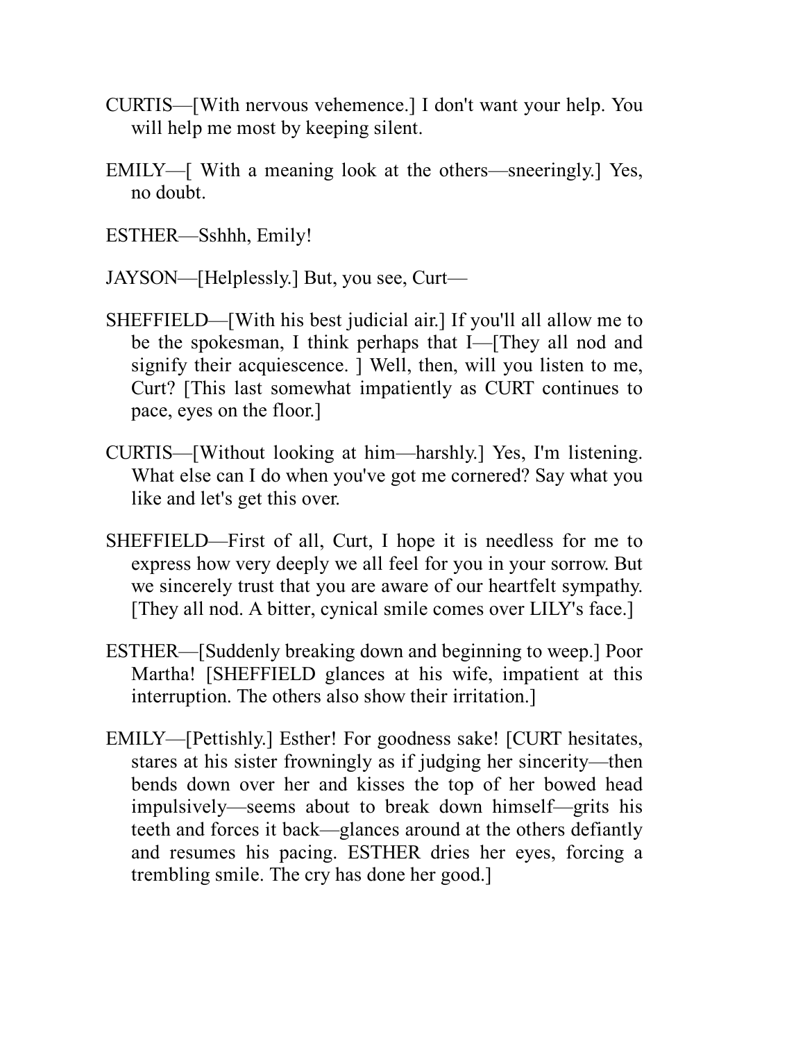CURTIS—[With nervous vehemence.] I don't want your help. You will help me most by keeping silent.

EMILY—[ With a meaning look at the others—sneeringly.] Yes, no doubt.

ESTHER—Sshhh, Emily!

JAYSON—[Helplessly.] But, you see, Curt—

SHEFFIELD—[With his best judicial air.] If you'll all allow me to be the spokesman, I think perhaps that I—[They all nod and signify their acquiescence. ] Well, then, will you listen to me, Curt? [This last somewhat impatiently as CURT continues to pace, eyes on the floor.]

CURTIS—[Without looking at him—harshly.] Yes, I'm listening. What else can I do when you've got me cornered? Say what you like and let's get this over.

SHEFFIELD—First of all, Curt, I hope it is needless for me to express how very deeply we all feel for you in your sorrow. But we sincerely trust that you are aware of our heartfelt sympathy. [They all nod. A bitter, cynical smile comes over LILY's face.]

ESTHER—[Suddenly breaking down and beginning to weep.] Poor Martha! [SHEFFIELD glances at his wife, impatient at this interruption. The others also show their irritation.]

EMILY—[Pettishly.] Esther! For goodness sake! [CURT hesitates, stares at his sister frowningly as if judging her sincerity—then bends down over her and kisses the top of her bowed head impulsively—seems about to break down himself—grits his teeth and forces it back—glances around at the others defiantly and resumes his pacing. ESTHER dries her eyes, forcing a trembling smile. The cry has done her good.]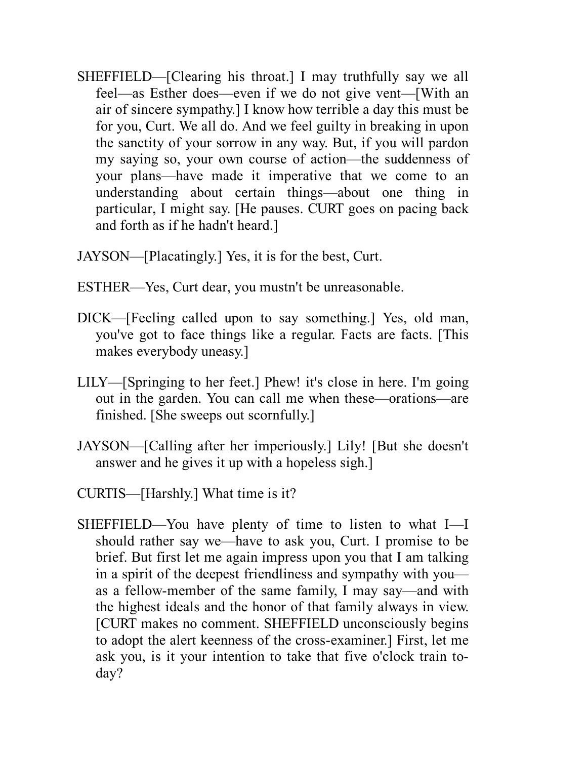SHEFFIELD—[Clearing his throat.] I may truthfully say we all feel—as Esther does—even if we do not give vent—[With an air of sincere sympathy.] I know how terrible a day this must be for you, Curt. We all do. And we feel guilty in breaking in upon the sanctity of your sorrow in any way. But, if you will pardon my saying so, your own course of action—the suddenness of your plans—have made it imperative that we come to an understanding about certain things—about one thing in particular, I might say. [He pauses. CURT goes on pacing back and forth as if he hadn't heard.]

JAYSON—[Placatingly.] Yes, it is for the best, Curt.

ESTHER—Yes, Curt dear, you mustn't be unreasonable.

DICK—[Feeling called upon to say something.] Yes, old man, you've got to face things like a regular. Facts are facts. [This makes everybody uneasy.]

LILY—[Springing to her feet.] Phew! it's close in here. I'm going out in the garden. You can call me when these—orations—are finished. [She sweeps out scornfully.]

JAYSON—[Calling after her imperiously.] Lily! [But she doesn't answer and he gives it up with a hopeless sigh.]

CURTIS—[Harshly.] What time is it?

SHEFFIELD—You have plenty of time to listen to what I—I should rather say we—have to ask you, Curt. I promise to be brief. But first let me again impress upon you that I am talking in a spirit of the deepest friendliness and sympathy with you—as a fellow-member of the same family, I may say—and with the highest ideals and the honor of that family always in view. [CURT makes no comment. SHEFFIELD unconsciously begins to adopt the alert keenness of the cross-examiner.] First, let me ask you, is it your intention to take that five o'clock train to-day?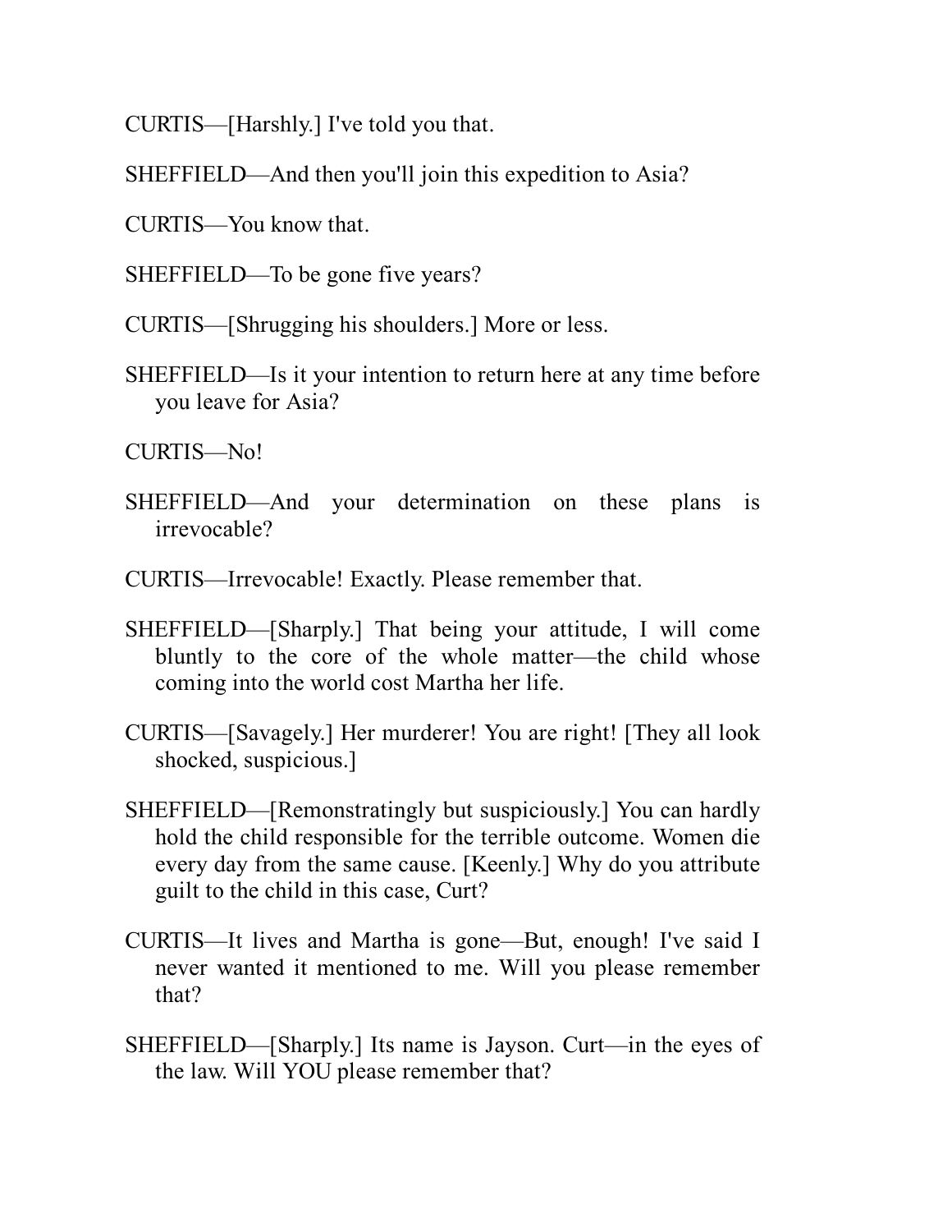CURTIS—[Harshly.] I've told you that.

SHEFFIELD—And then you'll join this expedition to Asia?

CURTIS—You know that.

SHEFFIELD—To be gone five years?

CURTIS—[Shrugging his shoulders.] More or less.

SHEFFIELD—Is it your intention to return here at any time before you leave for Asia?

CURTIS—No!

SHEFFIELD—And your determination on these plans is irrevocable?

CURTIS—Irrevocable! Exactly. Please remember that.

SHEFFIELD—[Sharply.] That being your attitude, I will come bluntly to the core of the whole matter—the child whose coming into the world cost Martha her life.

CURTIS—[Savagely.] Her murderer! You are right! [They all look shocked, suspicious.]

SHEFFIELD—[Remonstratingly but suspiciously.] You can hardly hold the child responsible for the terrible outcome. Women die every day from the same cause. [Keenly.] Why do you attribute guilt to the child in this case, Curt?

CURTIS—It lives and Martha is gone—But, enough! I've said I never wanted it mentioned to me. Will you please remember that?

SHEFFIELD—[Sharply.] Its name is Jayson. Curt—in the eyes of the law. Will YOU please remember that?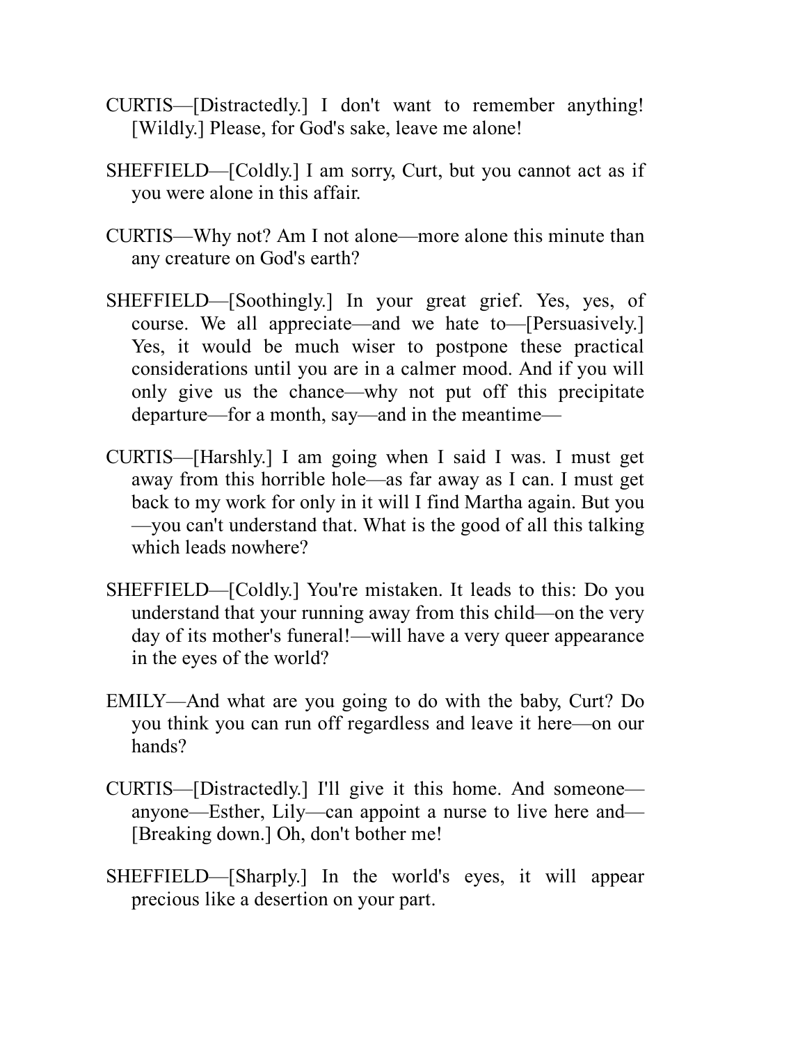CURTIS—[Distractedly.] I don't want to remember anything! [Wildly.] Please, for God's sake, leave me alone!

SHEFFIELD—[Coldly.] I am sorry, Curt, but you cannot act as if you were alone in this affair.

CURTIS—Why not? Am I not alone—more alone this minute than any creature on God's earth?

SHEFFIELD—[Soothingly.] In your great grief. Yes, yes, of course. We all appreciate—and we hate to—[Persuasively.] Yes, it would be much wiser to postpone these practical considerations until you are in a calmer mood. And if you will only give us the chance—why not put off this precipitate departure—for a month, say—and in the meantime—

CURTIS—[Harshly.] I am going when I said I was. I must get away from this horrible hole—as far away as I can. I must get back to my work for only in it will I find Martha again. But you—you can't understand that. What is the good of all this talking which leads nowhere?

SHEFFIELD—[Coldly.] You're mistaken. It leads to this: Do you understand that your running away from this child—on the very day of its mother's funeral!—will have a very queer appearance in the eyes of the world?

EMILY—And what are you going to do with the baby, Curt? Do you think you can run off regardless and leave it here—on our hands?

CURTIS—[Distractedly.] I'll give it this home. And someone—anyone—Esther, Lily—can appoint a nurse to live here and—[Breaking down.] Oh, don't bother me!

SHEFFIELD—[Sharply.] In the world's eyes, it will appear precious like a desertion on your part.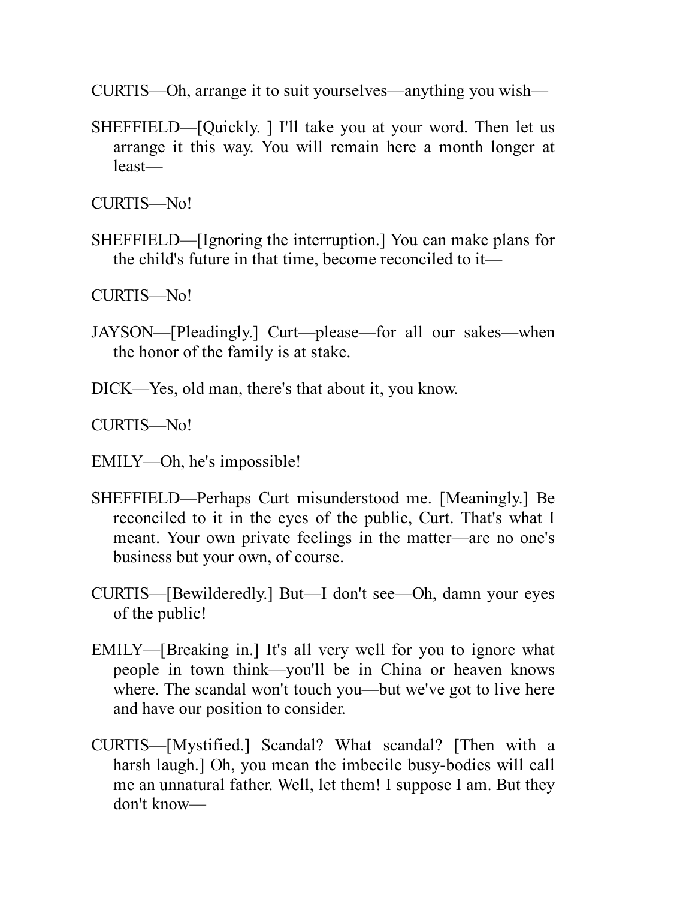CURTIS—Oh, arrange it to suit yourselves—anything you wish—

SHEFFIELD—[Quickly. ] I'll take you at your word. Then let us arrange it this way. You will remain here a month longer at least—

CURTIS—No!

SHEFFIELD—[Ignoring the interruption.] You can make plans for the child's future in that time, become reconciled to it—

CURTIS—No!

JAYSON—[Pleadingly.] Curt—please—for all our sakes—when the honor of the family is at stake.

DICK—Yes, old man, there's that about it, you know.

CURTIS—No!

EMILY—Oh, he's impossible!

SHEFFIELD—Perhaps Curt misunderstood me. [Meaningly.] Be reconciled to it in the eyes of the public, Curt. That's what I meant. Your own private feelings in the matter—are no one's business but your own, of course.

CURTIS—[Bewilderedly.] But—I don't see—Oh, damn your eyes of the public!

EMILY—[Breaking in.] It's all very well for you to ignore what people in town think—you'll be in China or heaven knows where. The scandal won't touch you—but we've got to live here and have our position to consider.

CURTIS—[Mystified.] Scandal? What scandal? [Then with a harsh laugh.] Oh, you mean the imbecile busy-bodies will call me an unnatural father. Well, let them! I suppose I am. But they don't know—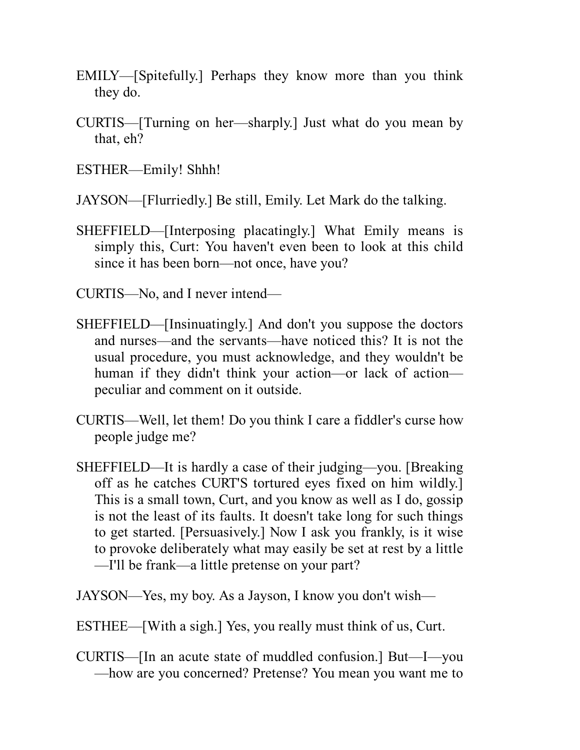EMILY—[Spitefully.] Perhaps they know more than you think they do.

CURTIS—[Turning on her—sharply.] Just what do you mean by that, eh?

ESTHER—Emily! Shhh!

JAYSON—[Flurriedly.] Be still, Emily. Let Mark do the talking.

SHEFFIELD—[Interposing placatingly.] What Emily means is simply this, Curt: You haven't even been to look at this child since it has been born—not once, have you?

CURTIS—No, and I never intend—

SHEFFIELD—[Insinuatingly.] And don't you suppose the doctors and nurses—and the servants—have noticed this? It is not the usual procedure, you must acknowledge, and they wouldn't be human if they didn't think your action—or lack of action—peculiar and comment on it outside.

CURTIS—Well, let them! Do you think I care a fiddler's curse how people judge me?

SHEFFIELD—It is hardly a case of their judging—you. [Breaking off as he catches CURT'S tortured eyes fixed on him wildly.] This is a small town, Curt, and you know as well as I do, gossip is not the least of its faults. It doesn't take long for such things to get started. [Persuasively.] Now I ask you frankly, is it wise to provoke deliberately what may easily be set at rest by a little—I'll be frank—a little pretense on your part?

JAYSON—Yes, my boy. As a Jayson, I know you don't wish—

ESTHEE—[With a sigh.] Yes, you really must think of us, Curt.

CURTIS—[In an acute state of muddled confusion.] But—I—you—how are you concerned? Pretense? You mean you want me to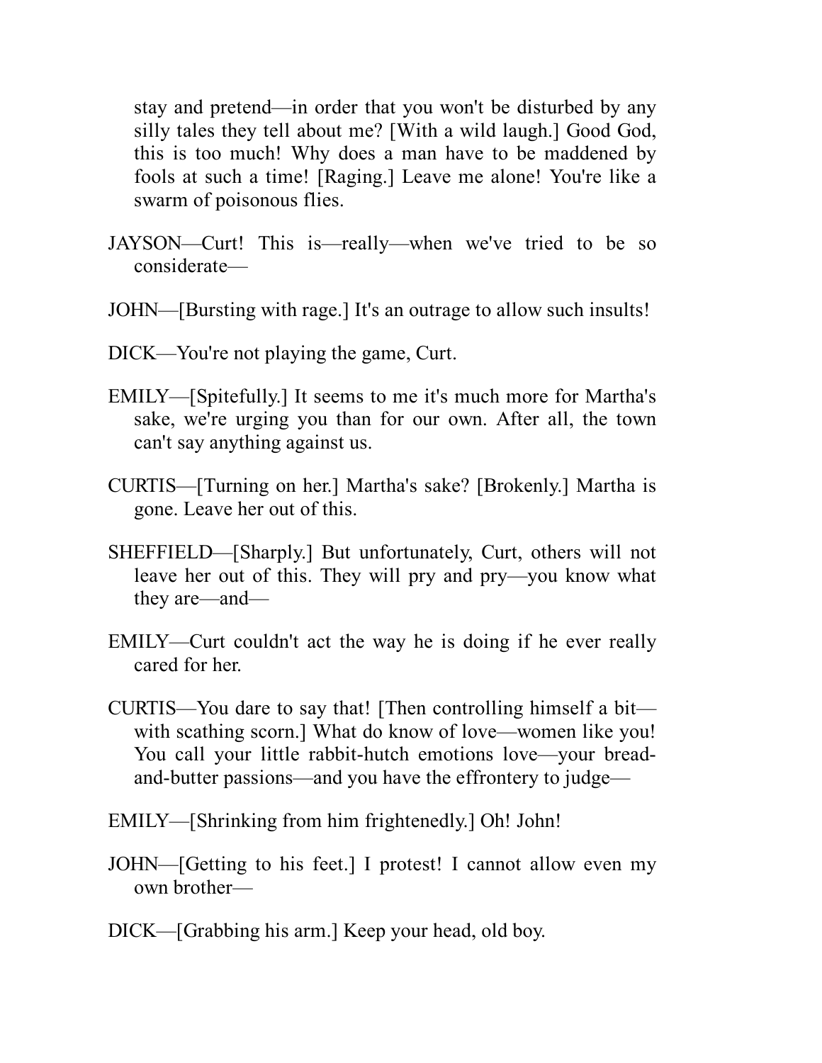stay and pretend—in order that you won't be disturbed by any silly tales they tell about me? [With a wild laugh.] Good God, this is too much! Why does a man have to be maddened by fools at such a time! [Raging.] Leave me alone! You're like a swarm of poisonous flies.

JAYSON—Curt! This is—really—when we've tried to be so considerate—

JOHN—[Bursting with rage.] It's an outrage to allow such insults!

DICK—You're not playing the game, Curt.

EMILY—[Spitefully.] It seems to me it's much more for Martha's sake, we're urging you than for our own. After all, the town can't say anything against us.

CURTIS—[Turning on her.] Martha's sake? [Brokenly.] Martha is gone. Leave her out of this.

SHEFFIELD—[Sharply.] But unfortunately, Curt, others will not leave her out of this. They will pry and pry—you know what they are—and—

EMILY—Curt couldn't act the way he is doing if he ever really cared for her.

CURTIS—You dare to say that! [Then controlling himself a bit—with scathing scorn.] What do know of love—women like you! You call your little rabbit-hutch emotions love—your bread-and-butter passions—and you have the effrontery to judge—

EMILY—[Shrinking from him frightenedly.] Oh! John!

JOHN—[Getting to his feet.] I protest! I cannot allow even my own brother—

DICK—[Grabbing his arm.] Keep your head, old boy.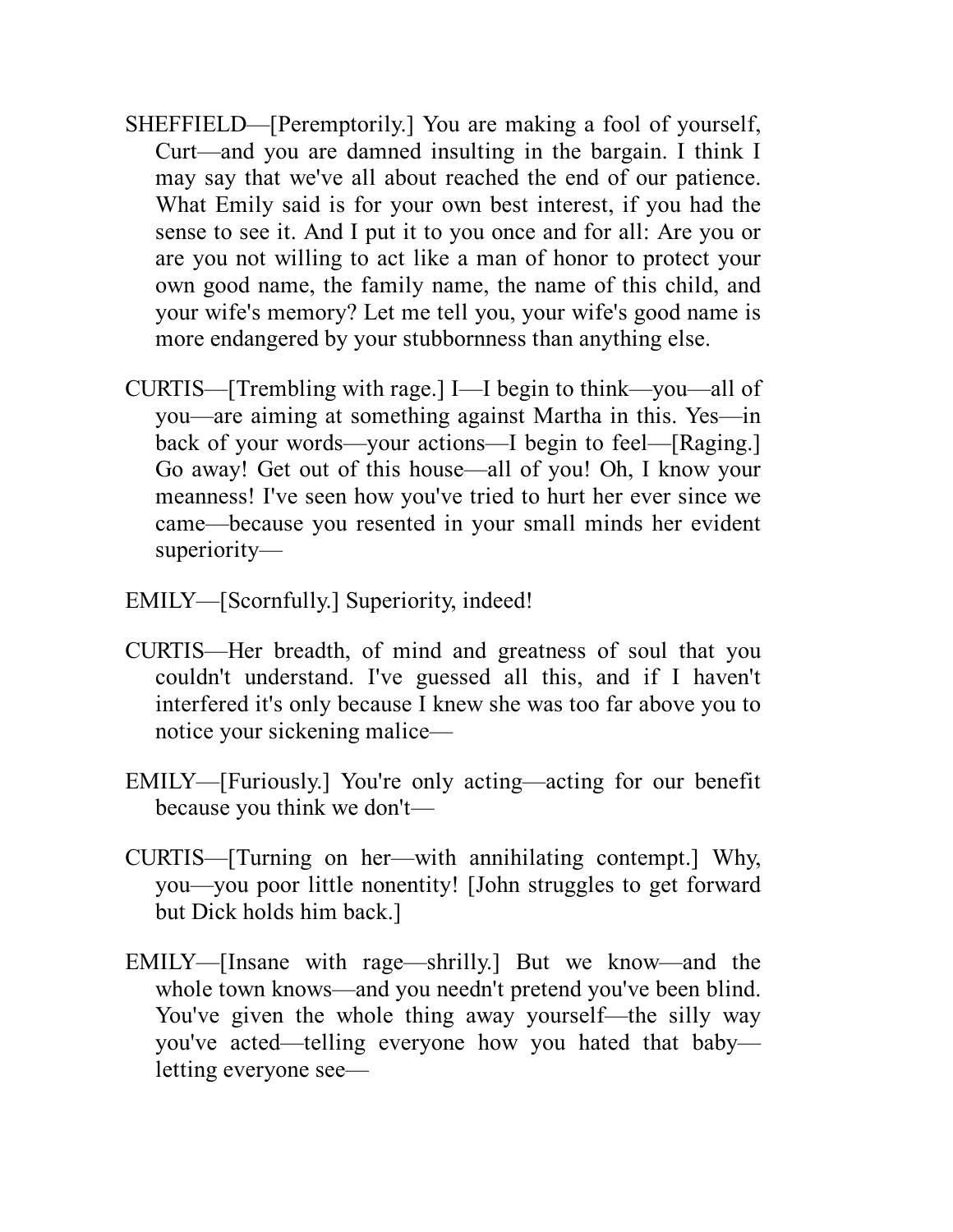SHEFFIELD—[Peremptorily.] You are making a fool of yourself, Curt—and you are damned insulting in the bargain. I think I may say that we've all about reached the end of our patience. What Emily said is for your own best interest, if you had the sense to see it. And I put it to you once and for all: Are you or are you not willing to act like a man of honor to protect your own good name, the family name, the name of this child, and your wife's memory? Let me tell you, your wife's good name is more endangered by your stubbornness than anything else.

CURTIS—[Trembling with rage.] I—I begin to think—you—all of you—are aiming at something against Martha in this. Yes—in back of your words—your actions—I begin to feel—[Raging.] Go away! Get out of this house—all of you! Oh, I know your meanness! I've seen how you've tried to hurt her ever since we came—because you resented in your small minds her evident superiority—

EMILY—[Scornfully.] Superiority, indeed!

CURTIS—Her breadth, of mind and greatness of soul that you couldn't understand. I've guessed all this, and if I haven't interfered it's only because I knew she was too far above you to notice your sickening malice—

EMILY—[Furiously.] You're only acting—acting for our benefit because you think we don't—

CURTIS—[Turning on her—with annihilating contempt.] Why, you—you poor little nonentity! [John struggles to get forward but Dick holds him back.]

EMILY—[Insane with rage—shrilly.] But we know—and the whole town knows—and you needn't pretend you've been blind. You've given the whole thing away yourself—the silly way you've acted—telling everyone how you hated that baby—letting everyone see—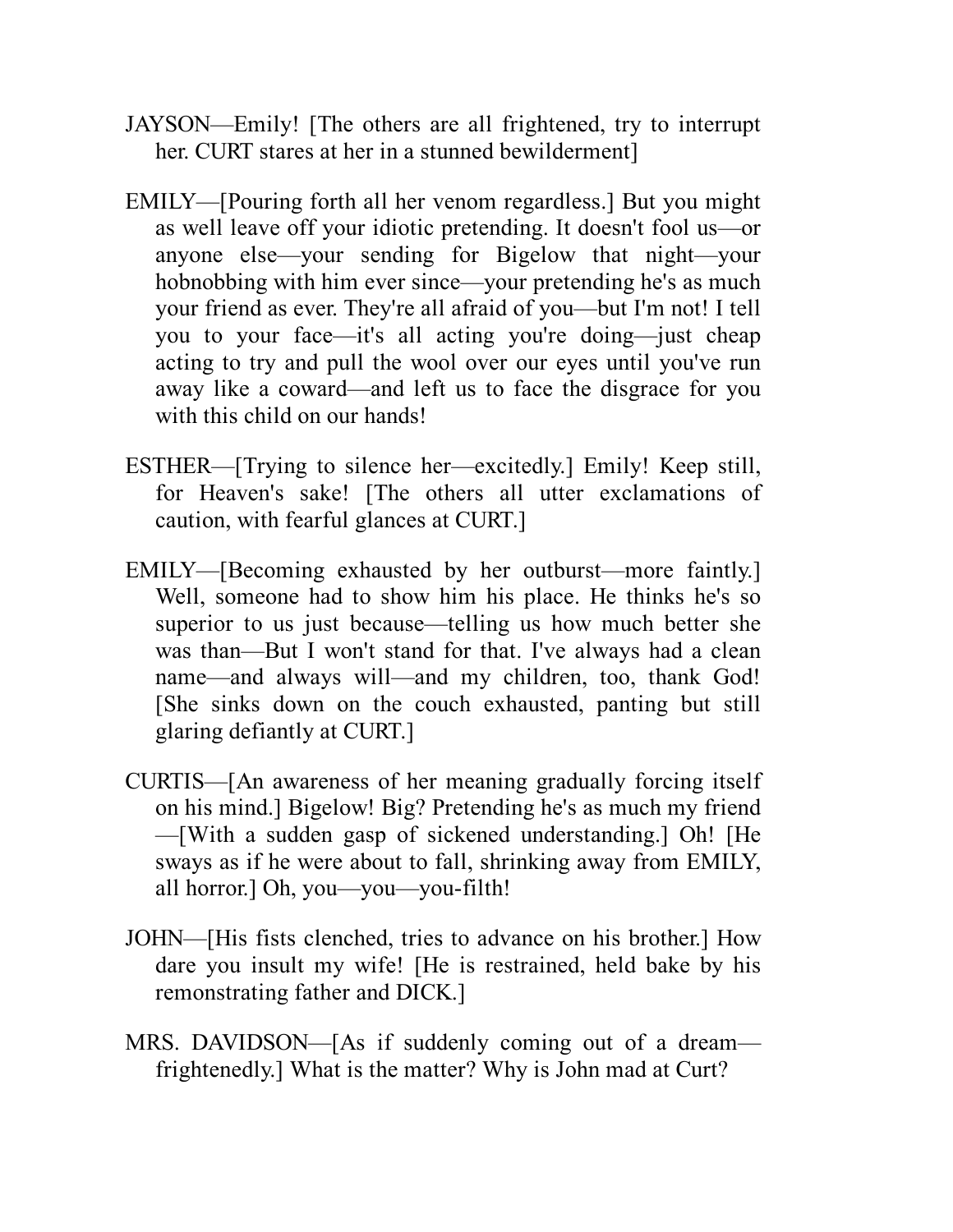JAYSON—Emily! [The others are all frightened, try to interrupt her. CURT stares at her in a stunned bewilderment]

EMILY—[Pouring forth all her venom regardless.] But you might as well leave off your idiotic pretending. It doesn't fool us—or anyone else—your sending for Bigelow that night—your hobnobbing with him ever since—your pretending he's as much your friend as ever. They're all afraid of you—but I'm not! I tell you to your face—it's all acting you're doing—just cheap acting to try and pull the wool over our eyes until you've run away like a coward—and left us to face the disgrace for you with this child on our hands!

ESTHER—[Trying to silence her—excitedly.] Emily! Keep still, for Heaven's sake! [The others all utter exclamations of caution, with fearful glances at CURT.]

EMILY—[Becoming exhausted by her outburst—more faintly.] Well, someone had to show him his place. He thinks he's so superior to us just because—telling us how much better she was than—But I won't stand for that. I've always had a clean name—and always will—and my children, too, thank God! [She sinks down on the couch exhausted, panting but still glaring defiantly at CURT.]

CURTIS—[An awareness of her meaning gradually forcing itself on his mind.] Bigelow! Big? Pretending he's as much my friend—[With a sudden gasp of sickened understanding.] Oh! [He sways as if he were about to fall, shrinking away from EMILY, all horror.] Oh, you—you—you-filth!

JOHN—[His fists clenched, tries to advance on his brother.] How dare you insult my wife! [He is restrained, held bake by his remonstrating father and DICK.]

MRS. DAVIDSON—[As if suddenly coming out of a dream—frightenedly.] What is the matter? Why is John mad at Curt?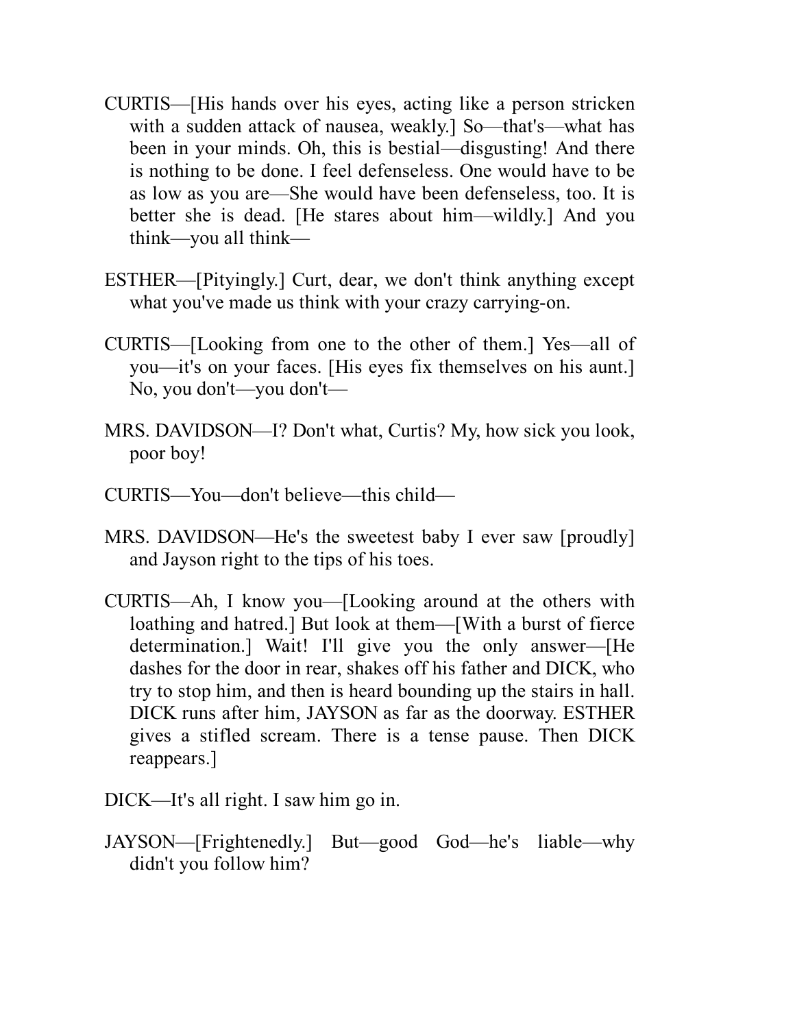CURTIS—[His hands over his eyes, acting like a person stricken with a sudden attack of nausea, weakly.] So—that's—what has been in your minds. Oh, this is bestial—disgusting! And there is nothing to be done. I feel defenseless. One would have to be as low as you are—She would have been defenseless, too. It is better she is dead. [He stares about him—wildly.] And you think—you all think—

ESTHER—[Pityingly.] Curt, dear, we don't think anything except what you've made us think with your crazy carrying-on.

CURTIS—[Looking from one to the other of them.] Yes—all of you—it's on your faces. [His eyes fix themselves on his aunt.] No, you don't—you don't—

MRS. DAVIDSON—I? Don't what, Curtis? My, how sick you look, poor boy!

CURTIS—You—don't believe—this child—

MRS. DAVIDSON—He's the sweetest baby I ever saw [proudly] and Jayson right to the tips of his toes.

CURTIS—Ah, I know you—[Looking around at the others with loathing and hatred.] But look at them—[With a burst of fierce determination.] Wait! I'll give you the only answer—[He dashes for the door in rear, shakes off his father and DICK, who try to stop him, and then is heard bounding up the stairs in hall. DICK runs after him, JAYSON as far as the doorway. ESTHER gives a stifled scream. There is a tense pause. Then DICK reappears.]

DICK—It's all right. I saw him go in.

JAYSON—[Frightenedly.] But—good God—he's liable—why didn't you follow him?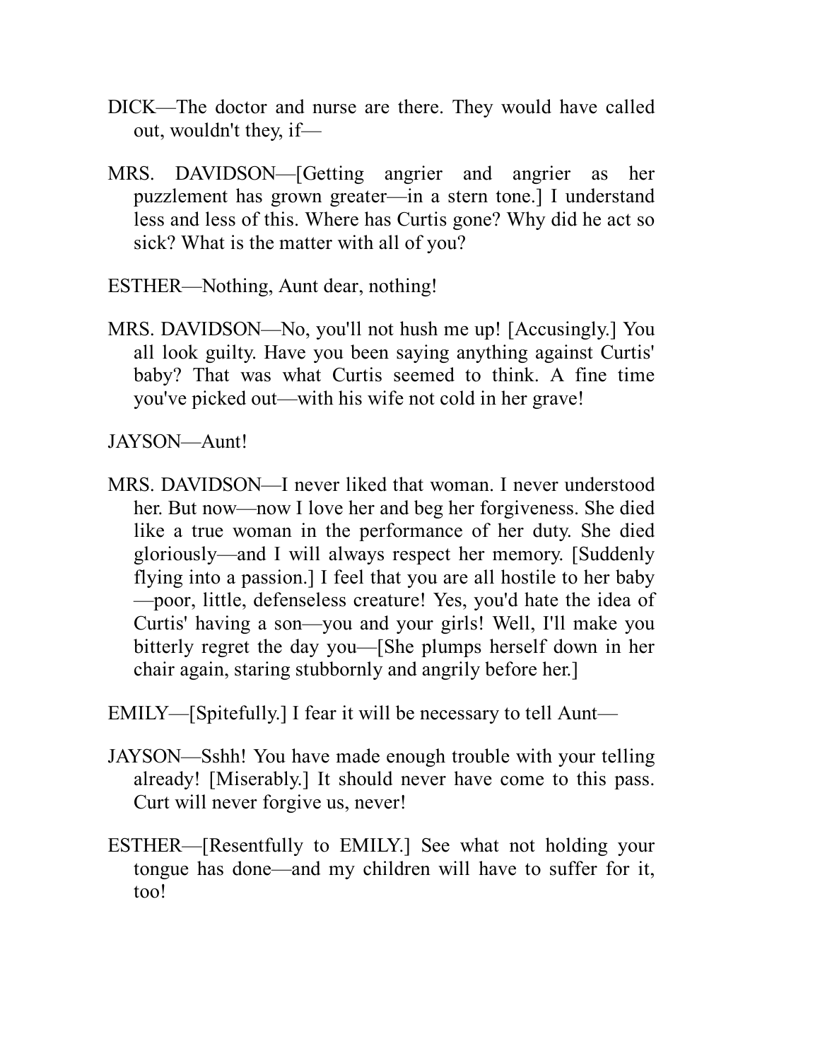DICK—The doctor and nurse are there. They would have called out, wouldn't they, if—

MRS. DAVIDSON—[Getting angrier and angrier as her puzzlement has grown greater—in a stern tone.] I understand less and less of this. Where has Curtis gone? Why did he act so sick? What is the matter with all of you?

ESTHER—Nothing, Aunt dear, nothing!

MRS. DAVIDSON—No, you'll not hush me up! [Accusingly.] You all look guilty. Have you been saying anything against Curtis' baby? That was what Curtis seemed to think. A fine time you've picked out—with his wife not cold in her grave!

JAYSON—Aunt!

MRS. DAVIDSON—I never liked that woman. I never understood her. But now—now I love her and beg her forgiveness. She died like a true woman in the performance of her duty. She died gloriously—and I will always respect her memory. [Suddenly flying into a passion.] I feel that you are all hostile to her baby—poor, little, defenseless creature! Yes, you'd hate the idea of Curtis' having a son—you and your girls! Well, I'll make you bitterly regret the day you—[She plumps herself down in her chair again, staring stubbornly and angrily before her.]

EMILY—[Spitefully.] I fear it will be necessary to tell Aunt—

JAYSON—Sshh! You have made enough trouble with your telling already! [Miserably.] It should never have come to this pass. Curt will never forgive us, never!

ESTHER—[Resentfully to EMILY.] See what not holding your tongue has done—and my children will have to suffer for it, too!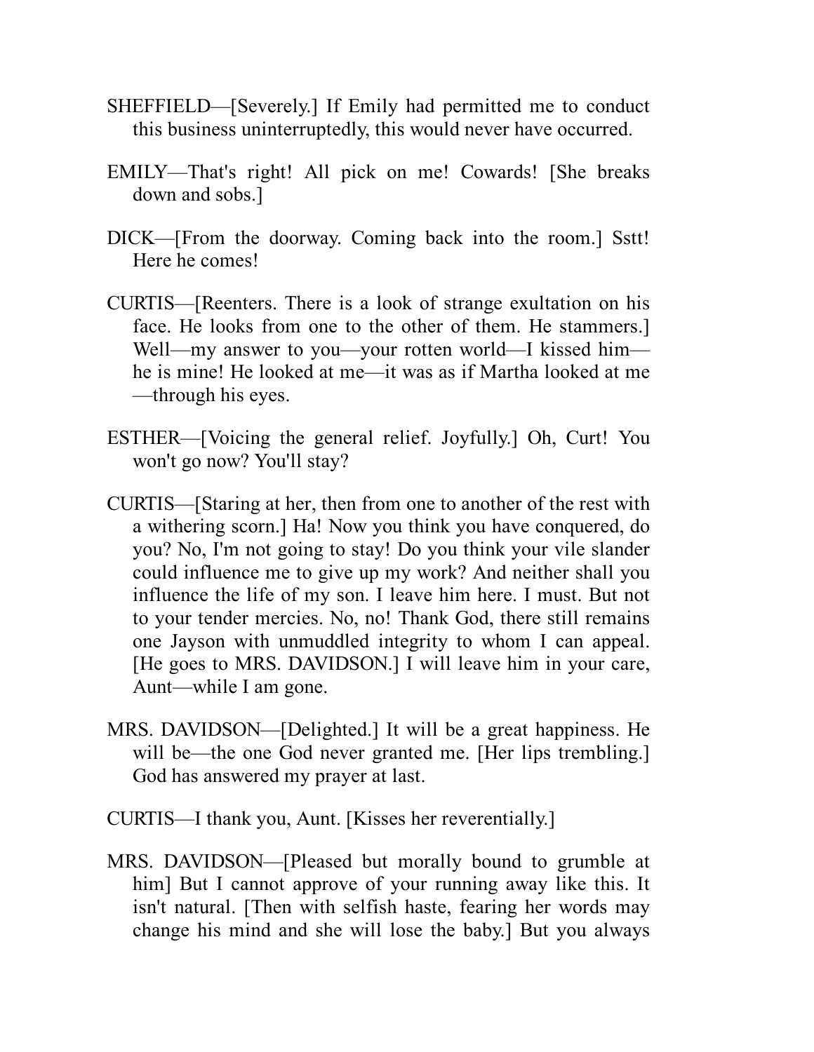SHEFFIELD—[Severely.] If Emily had permitted me to conduct this business uninterruptedly, this would never have occurred.

EMILY—That's right! All pick on me! Cowards! [She breaks down and sobs.]

DICK—[From the doorway. Coming back into the room.] Sstt! Here he comes!

CURTIS—[Reenters. There is a look of strange exultation on his face. He looks from one to the other of them. He stammers.] Well—my answer to you—your rotten world—I kissed him—he is mine! He looked at me—it was as if Martha looked at me—through his eyes.

ESTHER—[Voicing the general relief. Joyfully.] Oh, Curt! You won't go now? You'll stay?

CURTIS—[Staring at her, then from one to another of the rest with a withering scorn.] Ha! Now you think you have conquered, do you? No, I'm not going to stay! Do you think your vile slander could influence me to give up my work? And neither shall you influence the life of my son. I leave him here. I must. But not to your tender mercies. No, no! Thank God, there still remains one Jayson with unmuddled integrity to whom I can appeal. [He goes to MRS. DAVIDSON.] I will leave him in your care, Aunt—while I am gone.

MRS. DAVIDSON—[Delighted.] It will be a great happiness. He will be—the one God never granted me. [Her lips trembling.] God has answered my prayer at last.

CURTIS—I thank you, Aunt. [Kisses her reverentially.]

MRS. DAVIDSON—[Pleased but morally bound to grumble at him] But I cannot approve of your running away like this. It isn't natural. [Then with selfish haste, fearing her words may change his mind and she will lose the baby.] But you always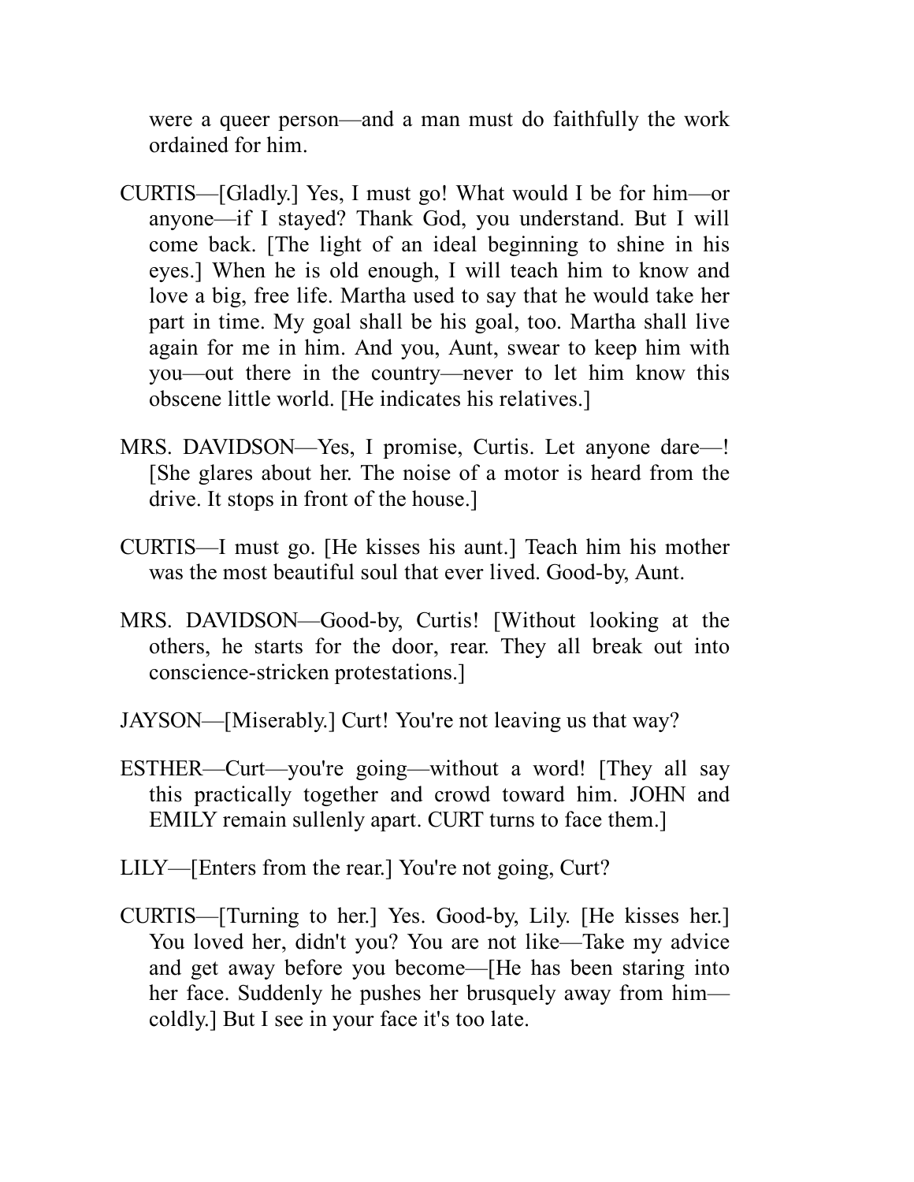were a queer person—and a man must do faithfully the work ordained for him.

CURTIS—[Gladly.] Yes, I must go! What would I be for him—or anyone—if I stayed? Thank God, you understand. But I will come back. [The light of an ideal beginning to shine in his eyes.] When he is old enough, I will teach him to know and love a big, free life. Martha used to say that he would take her part in time. My goal shall be his goal, too. Martha shall live again for me in him. And you, Aunt, swear to keep him with you—out there in the country—never to let him know this obscene little world. [He indicates his relatives.]

MRS. DAVIDSON—Yes, I promise, Curtis. Let anyone dare—! [She glares about her. The noise of a motor is heard from the drive. It stops in front of the house.]

CURTIS—I must go. [He kisses his aunt.] Teach him his mother was the most beautiful soul that ever lived. Good-by, Aunt.

MRS. DAVIDSON—Good-by, Curtis! [Without looking at the others, he starts for the door, rear. They all break out into conscience-stricken protestations.]

JAYSON—[Miserably.] Curt! You're not leaving us that way?

ESTHER—Curt—you're going—without a word! [They all say this practically together and crowd toward him. JOHN and EMILY remain sullenly apart. CURT turns to face them.]

LILY—[Enters from the rear.] You're not going, Curt?

CURTIS—[Turning to her.] Yes. Good-by, Lily. [He kisses her.] You loved her, didn't you? You are not like—Take my advice and get away before you become—[He has been staring into her face. Suddenly he pushes her brusquely away from him—coldly.] But I see in your face it's too late.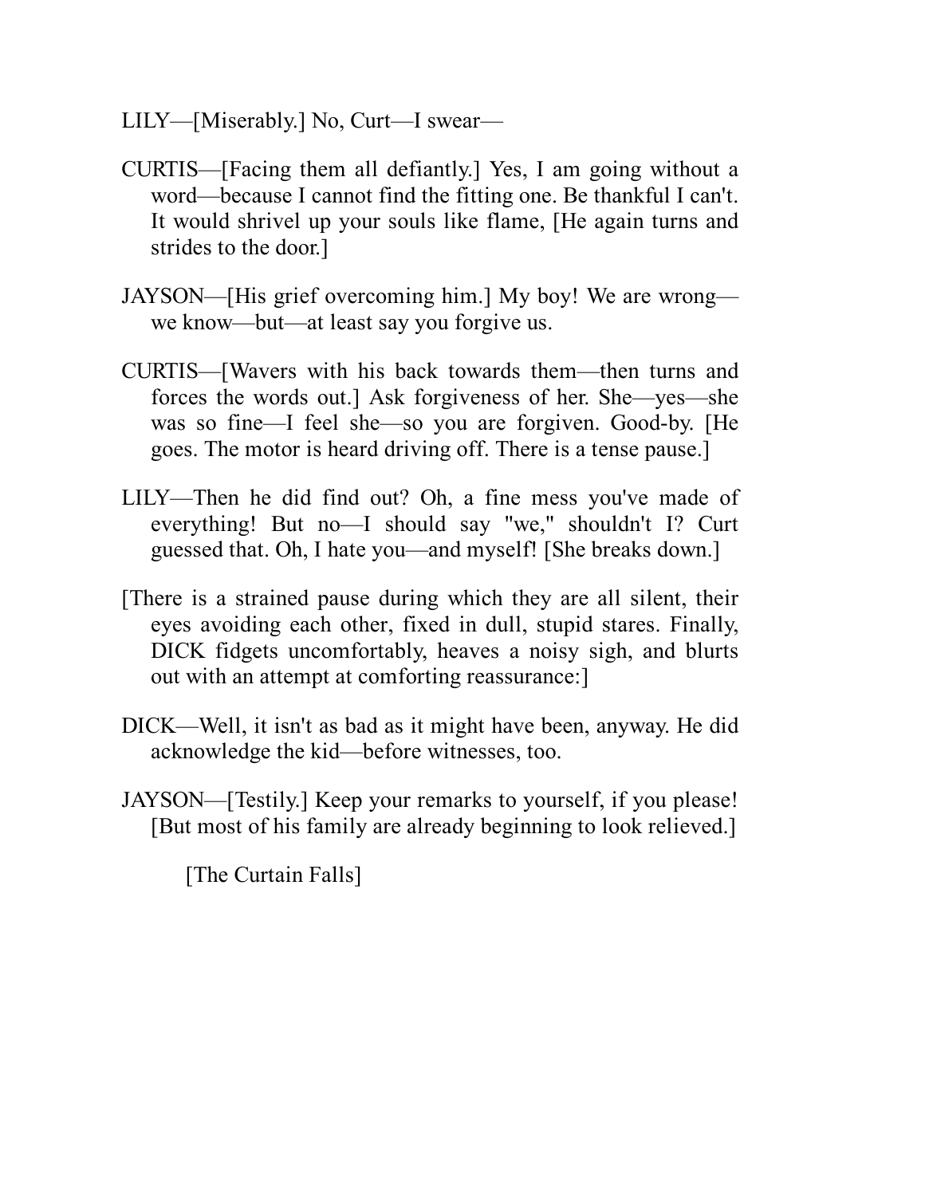LILY—[Miserably.] No, Curt—I swear—

CURTIS—[Facing them all defiantly.] Yes, I am going without a word—because I cannot find the fitting one. Be thankful I can't. It would shrivel up your souls like flame, [He again turns and strides to the door.]

JAYSON—[His grief overcoming him.] My boy! We are wrong—we know—but—at least say you forgive us.

CURTIS—[Wavers with his back towards them—then turns and forces the words out.] Ask forgiveness of her. She—yes—she was so fine—I feel she—so you are forgiven. Good-by. [He goes. The motor is heard driving off. There is a tense pause.]

LILY—Then he did find out? Oh, a fine mess you've made of everything! But no—I should say "we," shouldn't I? Curt guessed that. Oh, I hate you—and myself! [She breaks down.]

[There is a strained pause during which they are all silent, their eyes avoiding each other, fixed in dull, stupid stares. Finally, DICK fidgets uncomfortably, heaves a noisy sigh, and blurts out with an attempt at comforting reassurance:]

DICK—Well, it isn't as bad as it might have been, anyway. He did acknowledge the kid—before witnesses, too.

JAYSON—[Testily.] Keep your remarks to yourself, if you please! [But most of his family are already beginning to look relieved.]

[The Curtain Falls]